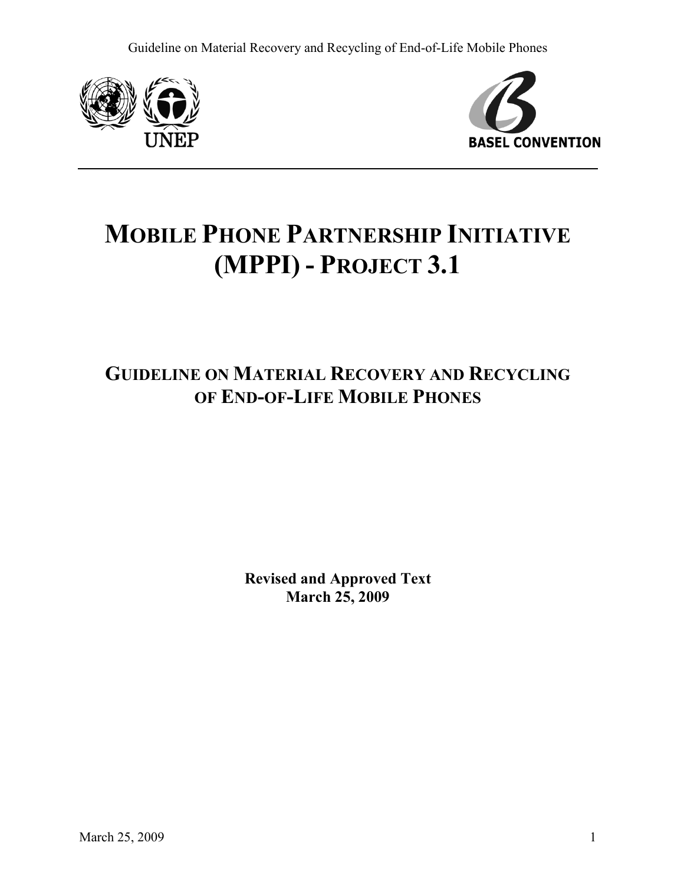# MOBILE PHONE PARTNERSHIP INITIATIVE (MPPI) - PROJECT 3.1

## GUIDELINE ON MATERIAL RECOVERY AND RECYCLING OF END-OF-LIFE MOBILE PHONES

**Revised and Approved Text**
**March 25, 2009**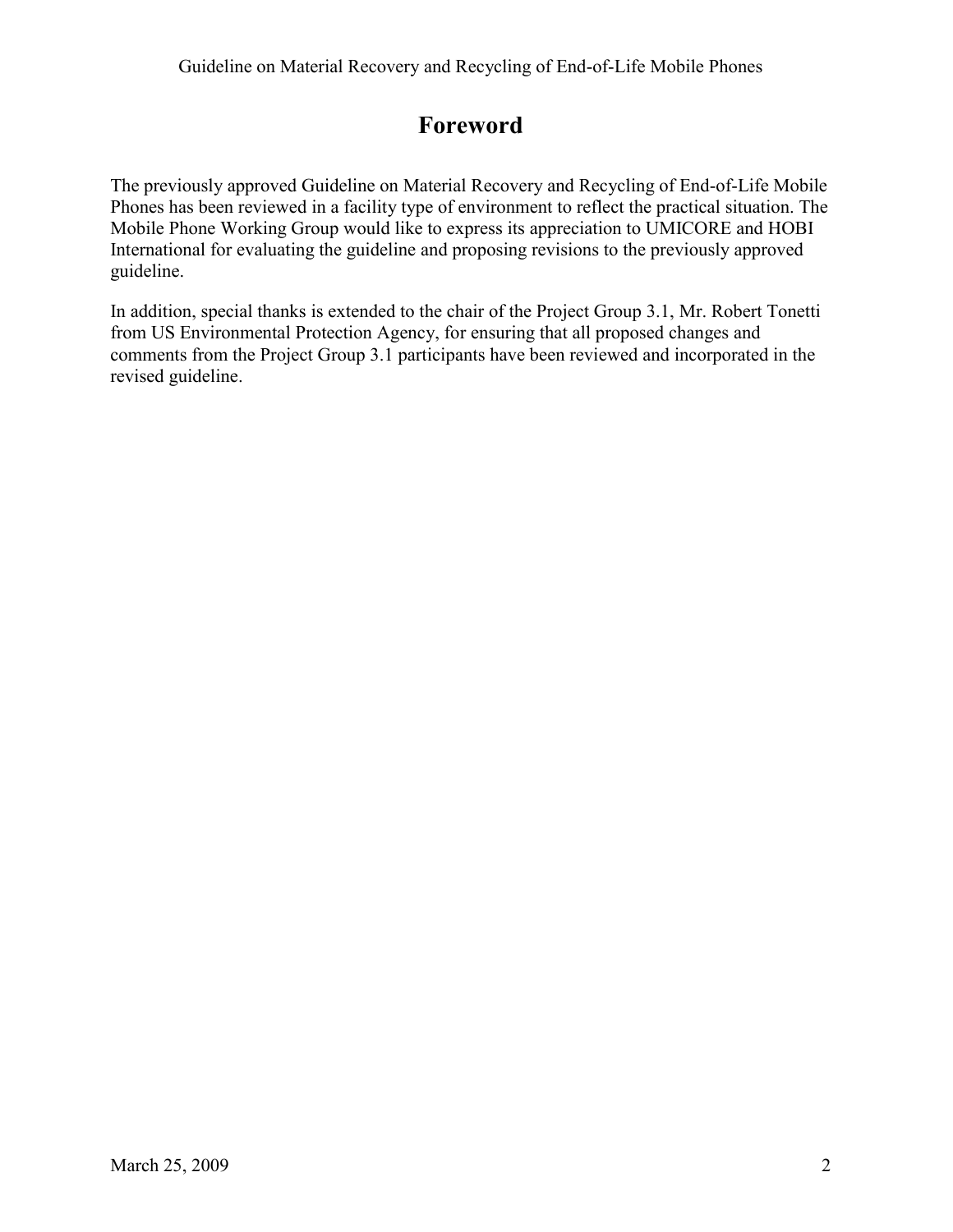# Foreword

The previously approved Guideline on Material Recovery and Recycling of End-of-Life Mobile Phones has been reviewed in a facility type of environment to reflect the practical situation. The Mobile Phone Working Group would like to express its appreciation to UMICORE and HOBI International for evaluating the guideline and proposing revisions to the previously approved guideline.

In addition, special thanks is extended to the chair of the Project Group 3.1, Mr. Robert Tonetti from US Environmental Protection Agency, for ensuring that all proposed changes and comments from the Project Group 3.1 participants have been reviewed and incorporated in the revised guideline.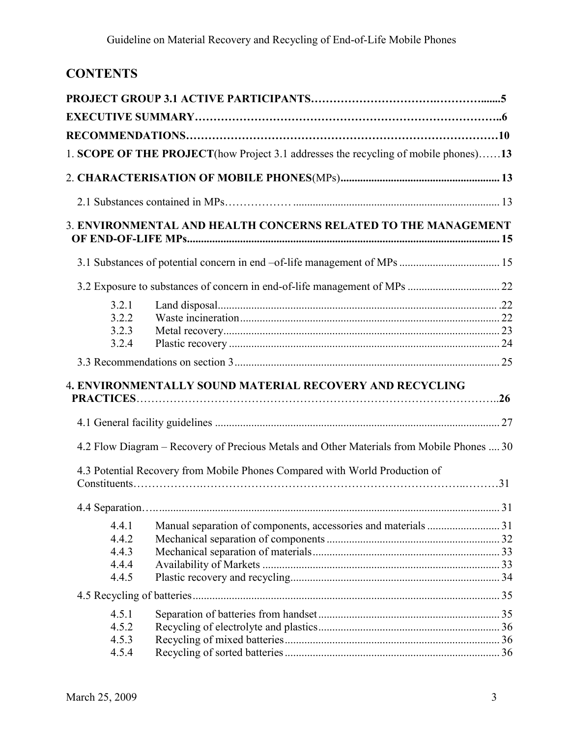# CONTENTS

**PROJECT GROUP 3.1 ACTIVE PARTICIPANTS……………………………….………......5**

**EXECUTIVE SUMMARY…………………………………………………………………..6**

**RECOMMENDATIONS…………………………………………………………………………10**

1. **SCOPE OF THE PROJECT**(how Project 3.1 addresses the recycling of mobile phones)……**13**

2. **CHARACTERISATION OF MOBILE PHONES**(MPs)**........................................................ 13**

2.1 Substances contained in MPs……………… ........................................................................ 13

3. **ENVIRONMENTAL AND HEALTH CONCERNS RELATED TO THE MANAGEMENT OF END-OF-LIFE MPs.............................................................................................................. 15**

3.1 Substances of potential concern in end –of-life management of MPs ................................... 15

3.2 Exposure to substances of concern in end-of-life management of MPs ................................ 22

- 3.2.1 Land disposal.................................................................................................. .22
- 3.2.2 Waste incineration............................................................................................ 22
- 3.2.3 Metal recovery................................................................................................. 23
- 3.2.4 Plastic recovery ............................................................................................... 24

3.3 Recommendations on section 3............................................................................................. 25

4**. ENVIRONMENTALLY SOUND MATERIAL RECOVERY AND RECYCLING PRACTICES**……………………………………………………………………………………..**26**

4.1 General facility guidelines .................................................................................................... 27

4.2 Flow Diagram – Recovery of Precious Metals and Other Materials from Mobile Phones .... 30

4.3 Potential Recovery from Mobile Phones Compared with World Production of Constituents……………….……………………………………………………………..………31

4.4 Separation…......................................................................................................................... 31

- 4.4.1 Manual separation of components, accessories and materials .......................... 31
- 4.4.2 Mechanical separation of components ............................................................. 32
- 4.4.3 Mechanical separation of materials.................................................................. 33
- 4.4.4 Availability of Markets .................................................................................... 33
- 4.4.5 Plastic recovery and recycling.......................................................................... 34

4.5 Recycling of batteries............................................................................................................ 35

- 4.5.1 Separation of batteries from handset................................................................ 35
- 4.5.2 Recycling of electrolyte and plastics................................................................ 36
- 4.5.3 Recycling of mixed batteries............................................................................ 36
- 4.5.4 Recycling of sorted batteries............................................................................ 36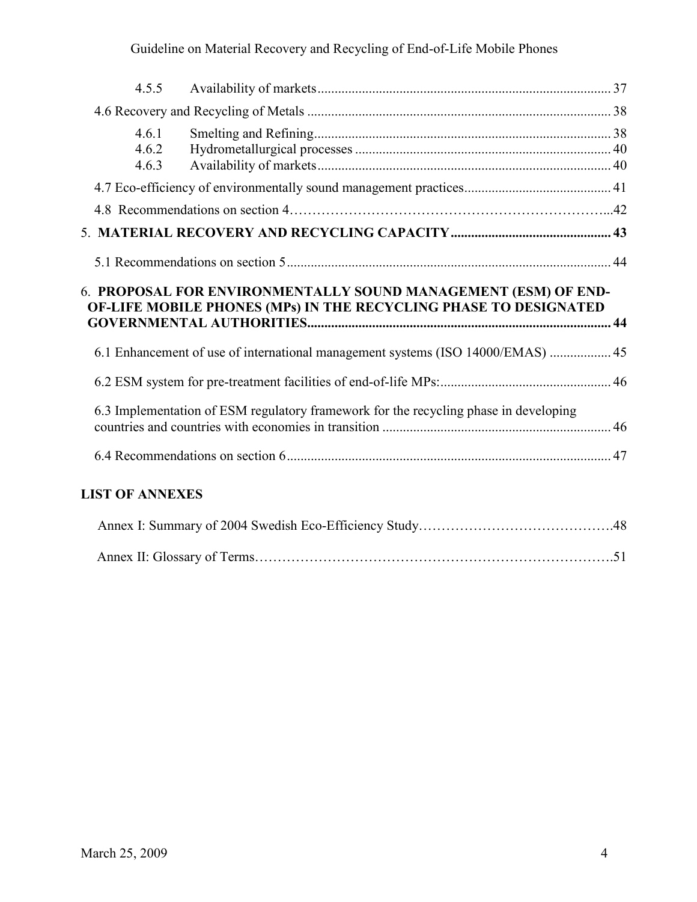4.5.5 Availability of markets ..................................................................................... 37

4.6 Recovery and Recycling of Metals ........................................................................................ 38

4.6.1 Smelting and Refining...................................................................................... 38
4.6.2 Hydrometallurgical processes .......................................................................... 40
4.6.3 Availability of markets..................................................................................... 40

4.7 Eco-efficiency of environmentally sound management practices........................................... 41

4.8 Recommendations on section 4…………………………………………………………...42

5. **MATERIAL RECOVERY AND RECYCLING CAPACITY ............................................... 43**

5.1 Recommendations on section 5............................................................................................. 44

6. **PROPOSAL FOR ENVIRONMENTALLY SOUND MANAGEMENT (ESM) OF END-OF-LIFE MOBILE PHONES (MPs) IN THE RECYCLING PHASE TO DESIGNATED GOVERNMENTAL AUTHORITIES........................................................................................ 44**

6.1 Enhancement of use of international management systems (ISO 14000/EMAS) .................. 45

6.2 ESM system for pre-treatment facilities of end-of-life MPs:................................................. 46

6.3 Implementation of ESM regulatory framework for the recycling phase in developing countries and countries with economies in transition .................................................................. 46

6.4 Recommendations on section 6............................................................................................. 47

**LIST OF ANNEXES**

Annex I: Summary of 2004 Swedish Eco-Efficiency Study…………………………………….48

Annex II: Glossary of Terms…………………………………………………………………….51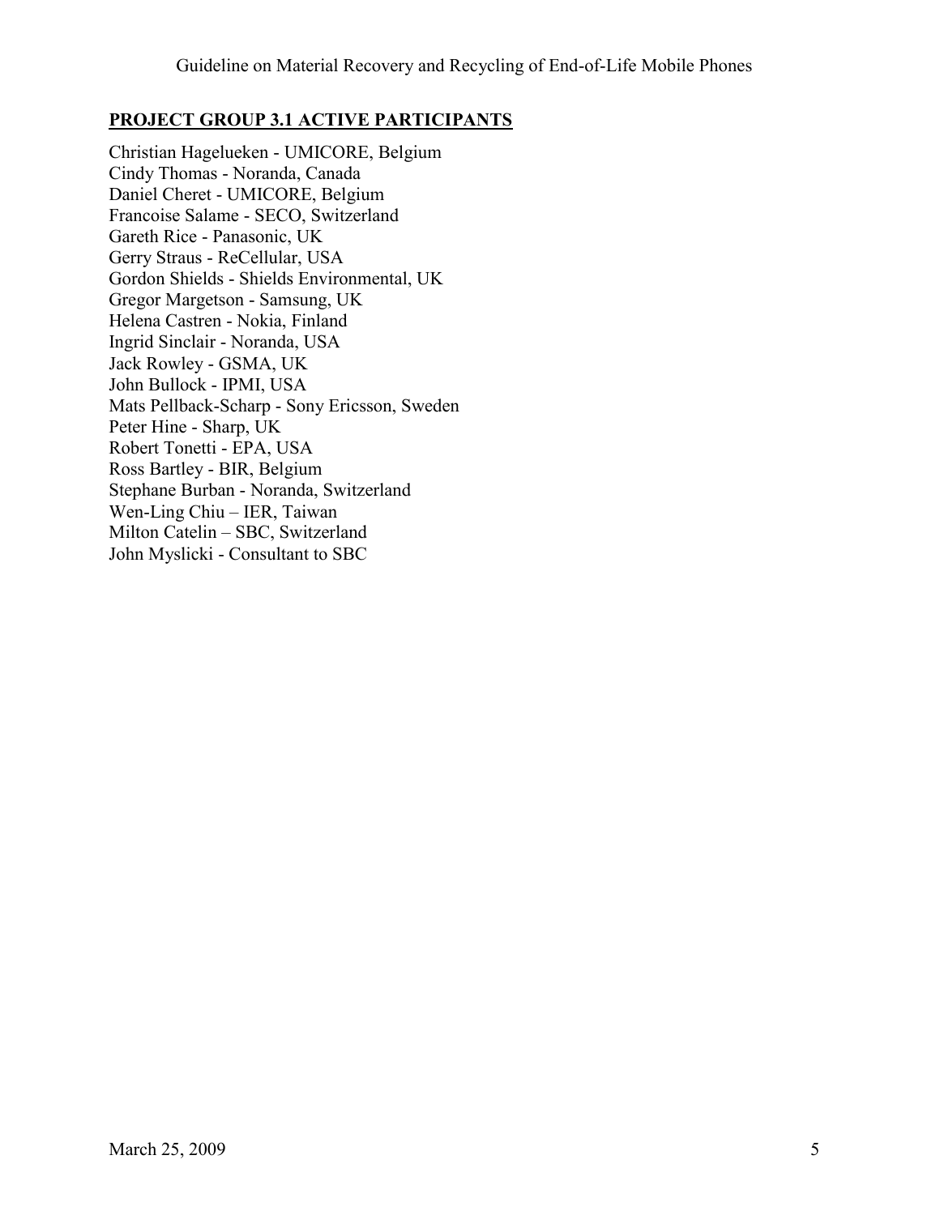## PROJECT GROUP 3.1 ACTIVE PARTICIPANTS

Christian Hagelueken - UMICORE, Belgium
Cindy Thomas - Noranda, Canada
Daniel Cheret - UMICORE, Belgium
Francoise Salame - SECO, Switzerland
Gareth Rice - Panasonic, UK
Gerry Straus - ReCellular, USA
Gordon Shields - Shields Environmental, UK
Gregor Margetson - Samsung, UK
Helena Castren - Nokia, Finland
Ingrid Sinclair - Noranda, USA
Jack Rowley - GSMA, UK
John Bullock - IPMI, USA
Mats Pellback-Scharp - Sony Ericsson, Sweden
Peter Hine - Sharp, UK
Robert Tonetti - EPA, USA
Ross Bartley - BIR, Belgium
Stephane Burban - Noranda, Switzerland
Wen-Ling Chiu – IER, Taiwan
Milton Catelin – SBC, Switzerland
John Myslicki - Consultant to SBC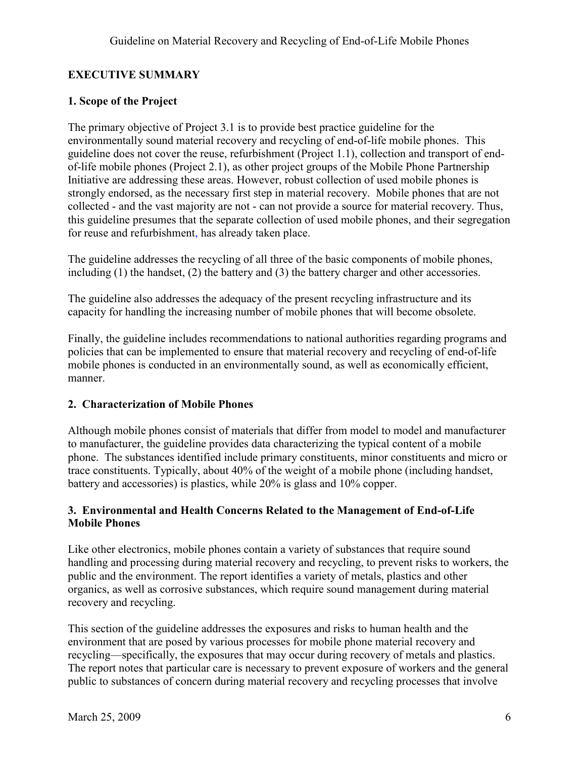## EXECUTIVE SUMMARY

### 1. Scope of the Project

The primary objective of Project 3.1 is to provide best practice guideline for the environmentally sound material recovery and recycling of end-of-life mobile phones. This guideline does not cover the reuse, refurbishment (Project 1.1), collection and transport of end-of-life mobile phones (Project 2.1), as other project groups of the Mobile Phone Partnership Initiative are addressing these areas. However, robust collection of used mobile phones is strongly endorsed, as the necessary first step in material recovery. Mobile phones that are not collected - and the vast majority are not - can not provide a source for material recovery. Thus, this guideline presumes that the separate collection of used mobile phones, and their segregation for reuse and refurbishment, has already taken place.

The guideline addresses the recycling of all three of the basic components of mobile phones, including (1) the handset, (2) the battery and (3) the battery charger and other accessories.

The guideline also addresses the adequacy of the present recycling infrastructure and its capacity for handling the increasing number of mobile phones that will become obsolete.

Finally, the guideline includes recommendations to national authorities regarding programs and policies that can be implemented to ensure that material recovery and recycling of end-of-life mobile phones is conducted in an environmentally sound, as well as economically efficient, manner.

### 2. Characterization of Mobile Phones

Although mobile phones consist of materials that differ from model to model and manufacturer to manufacturer, the guideline provides data characterizing the typical content of a mobile phone. The substances identified include primary constituents, minor constituents and micro or trace constituents. Typically, about 40% of the weight of a mobile phone (including handset, battery and accessories) is plastics, while 20% is glass and 10% copper.

### 3. Environmental and Health Concerns Related to the Management of End-of-Life Mobile Phones

Like other electronics, mobile phones contain a variety of substances that require sound handling and processing during material recovery and recycling, to prevent risks to workers, the public and the environment. The report identifies a variety of metals, plastics and other organics, as well as corrosive substances, which require sound management during material recovery and recycling.

This section of the guideline addresses the exposures and risks to human health and the environment that are posed by various processes for mobile phone material recovery and recycling—specifically, the exposures that may occur during recovery of metals and plastics. The report notes that particular care is necessary to prevent exposure of workers and the general public to substances of concern during material recovery and recycling processes that involve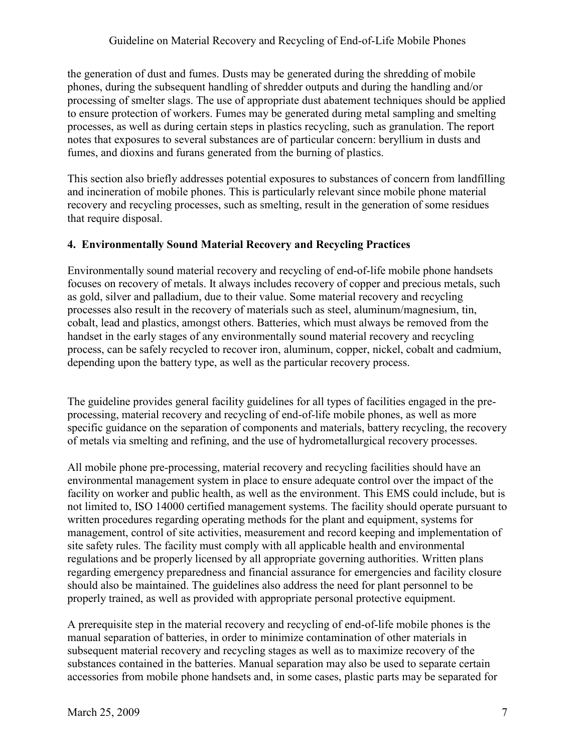the generation of dust and fumes. Dusts may be generated during the shredding of mobile phones, during the subsequent handling of shredder outputs and during the handling and/or processing of smelter slags. The use of appropriate dust abatement techniques should be applied to ensure protection of workers. Fumes may be generated during metal sampling and smelting processes, as well as during certain steps in plastics recycling, such as granulation. The report notes that exposures to several substances are of particular concern: beryllium in dusts and fumes, and dioxins and furans generated from the burning of plastics.

This section also briefly addresses potential exposures to substances of concern from landfilling and incineration of mobile phones. This is particularly relevant since mobile phone material recovery and recycling processes, such as smelting, result in the generation of some residues that require disposal.

## 4. Environmentally Sound Material Recovery and Recycling Practices

Environmentally sound material recovery and recycling of end-of-life mobile phone handsets focuses on recovery of metals. It always includes recovery of copper and precious metals, such as gold, silver and palladium, due to their value. Some material recovery and recycling processes also result in the recovery of materials such as steel, aluminum/magnesium, tin, cobalt, lead and plastics, amongst others. Batteries, which must always be removed from the handset in the early stages of any environmentally sound material recovery and recycling process, can be safely recycled to recover iron, aluminum, copper, nickel, cobalt and cadmium, depending upon the battery type, as well as the particular recovery process.

The guideline provides general facility guidelines for all types of facilities engaged in the pre-processing, material recovery and recycling of end-of-life mobile phones, as well as more specific guidance on the separation of components and materials, battery recycling, the recovery of metals via smelting and refining, and the use of hydrometallurgical recovery processes.

All mobile phone pre-processing, material recovery and recycling facilities should have an environmental management system in place to ensure adequate control over the impact of the facility on worker and public health, as well as the environment. This EMS could include, but is not limited to, ISO 14000 certified management systems. The facility should operate pursuant to written procedures regarding operating methods for the plant and equipment, systems for management, control of site activities, measurement and record keeping and implementation of site safety rules. The facility must comply with all applicable health and environmental regulations and be properly licensed by all appropriate governing authorities. Written plans regarding emergency preparedness and financial assurance for emergencies and facility closure should also be maintained. The guidelines also address the need for plant personnel to be properly trained, as well as provided with appropriate personal protective equipment.

A prerequisite step in the material recovery and recycling of end-of-life mobile phones is the manual separation of batteries, in order to minimize contamination of other materials in subsequent material recovery and recycling stages as well as to maximize recovery of the substances contained in the batteries. Manual separation may also be used to separate certain accessories from mobile phone handsets and, in some cases, plastic parts may be separated for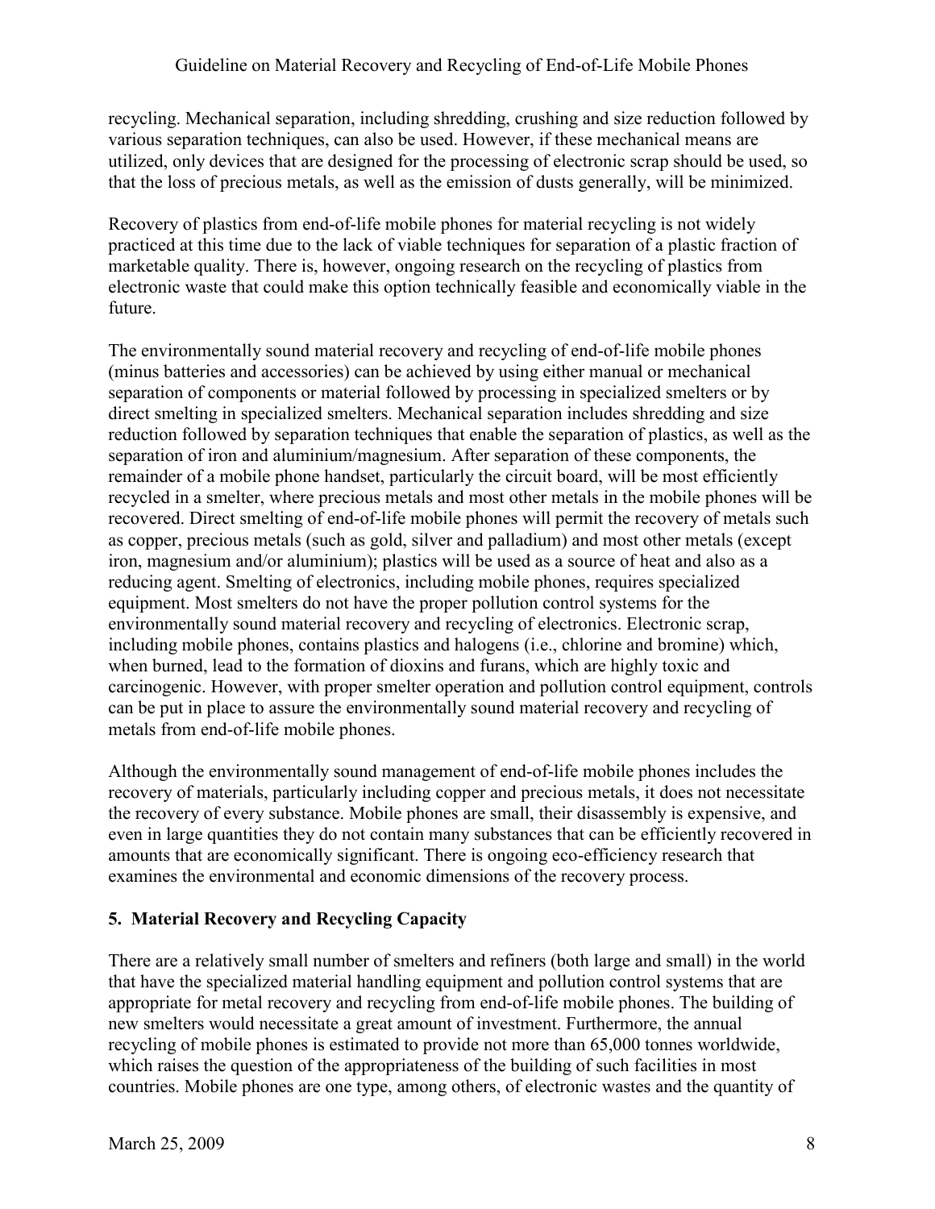recycling. Mechanical separation, including shredding, crushing and size reduction followed by various separation techniques, can also be used. However, if these mechanical means are utilized, only devices that are designed for the processing of electronic scrap should be used, so that the loss of precious metals, as well as the emission of dusts generally, will be minimized.

Recovery of plastics from end-of-life mobile phones for material recycling is not widely practiced at this time due to the lack of viable techniques for separation of a plastic fraction of marketable quality. There is, however, ongoing research on the recycling of plastics from electronic waste that could make this option technically feasible and economically viable in the future.

The environmentally sound material recovery and recycling of end-of-life mobile phones (minus batteries and accessories) can be achieved by using either manual or mechanical separation of components or material followed by processing in specialized smelters or by direct smelting in specialized smelters. Mechanical separation includes shredding and size reduction followed by separation techniques that enable the separation of plastics, as well as the separation of iron and aluminium/magnesium. After separation of these components, the remainder of a mobile phone handset, particularly the circuit board, will be most efficiently recycled in a smelter, where precious metals and most other metals in the mobile phones will be recovered. Direct smelting of end-of-life mobile phones will permit the recovery of metals such as copper, precious metals (such as gold, silver and palladium) and most other metals (except iron, magnesium and/or aluminium); plastics will be used as a source of heat and also as a reducing agent. Smelting of electronics, including mobile phones, requires specialized equipment. Most smelters do not have the proper pollution control systems for the environmentally sound material recovery and recycling of electronics. Electronic scrap, including mobile phones, contains plastics and halogens (i.e., chlorine and bromine) which, when burned, lead to the formation of dioxins and furans, which are highly toxic and carcinogenic. However, with proper smelter operation and pollution control equipment, controls can be put in place to assure the environmentally sound material recovery and recycling of metals from end-of-life mobile phones.

Although the environmentally sound management of end-of-life mobile phones includes the recovery of materials, particularly including copper and precious metals, it does not necessitate the recovery of every substance. Mobile phones are small, their disassembly is expensive, and even in large quantities they do not contain many substances that can be efficiently recovered in amounts that are economically significant. There is ongoing eco-efficiency research that examines the environmental and economic dimensions of the recovery process.

## 5. Material Recovery and Recycling Capacity

There are a relatively small number of smelters and refiners (both large and small) in the world that have the specialized material handling equipment and pollution control systems that are appropriate for metal recovery and recycling from end-of-life mobile phones. The building of new smelters would necessitate a great amount of investment. Furthermore, the annual recycling of mobile phones is estimated to provide not more than 65,000 tonnes worldwide, which raises the question of the appropriateness of the building of such facilities in most countries. Mobile phones are one type, among others, of electronic wastes and the quantity of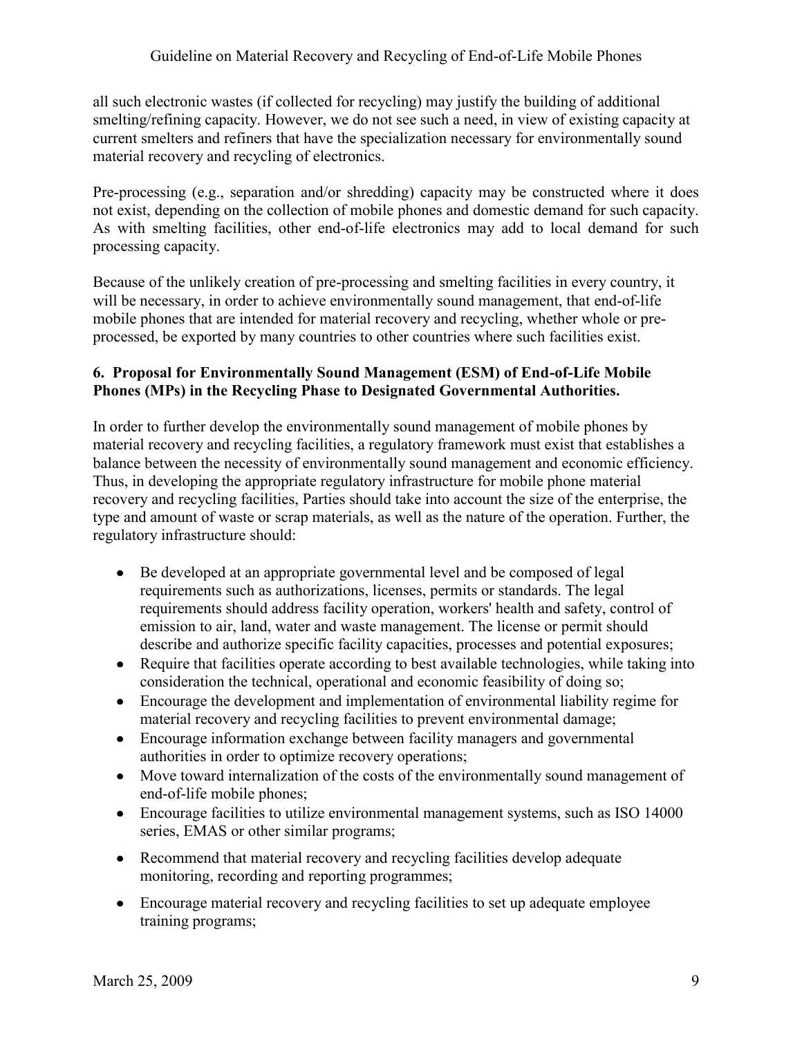all such electronic wastes (if collected for recycling) may justify the building of additional smelting/refining capacity. However, we do not see such a need, in view of existing capacity at current smelters and refiners that have the specialization necessary for environmentally sound material recovery and recycling of electronics.

Pre-processing (e.g., separation and/or shredding) capacity may be constructed where it does not exist, depending on the collection of mobile phones and domestic demand for such capacity. As with smelting facilities, other end-of-life electronics may add to local demand for such processing capacity.

Because of the unlikely creation of pre-processing and smelting facilities in every country, it will be necessary, in order to achieve environmentally sound management, that end-of-life mobile phones that are intended for material recovery and recycling, whether whole or pre-processed, be exported by many countries to other countries where such facilities exist.

## 6. Proposal for Environmentally Sound Management (ESM) of End-of-Life Mobile Phones (MPs) in the Recycling Phase to Designated Governmental Authorities.

In order to further develop the environmentally sound management of mobile phones by material recovery and recycling facilities, a regulatory framework must exist that establishes a balance between the necessity of environmentally sound management and economic efficiency. Thus, in developing the appropriate regulatory infrastructure for mobile phone material recovery and recycling facilities, Parties should take into account the size of the enterprise, the type and amount of waste or scrap materials, as well as the nature of the operation. Further, the regulatory infrastructure should:

- Be developed at an appropriate governmental level and be composed of legal requirements such as authorizations, licenses, permits or standards. The legal requirements should address facility operation, workers' health and safety, control of emission to air, land, water and waste management. The license or permit should describe and authorize specific facility capacities, processes and potential exposures;
- Require that facilities operate according to best available technologies, while taking into consideration the technical, operational and economic feasibility of doing so;
- Encourage the development and implementation of environmental liability regime for material recovery and recycling facilities to prevent environmental damage;
- Encourage information exchange between facility managers and governmental authorities in order to optimize recovery operations;
- Move toward internalization of the costs of the environmentally sound management of end-of-life mobile phones;
- Encourage facilities to utilize environmental management systems, such as ISO 14000 series, EMAS or other similar programs;
- Recommend that material recovery and recycling facilities develop adequate monitoring, recording and reporting programmes;
- Encourage material recovery and recycling facilities to set up adequate employee training programs;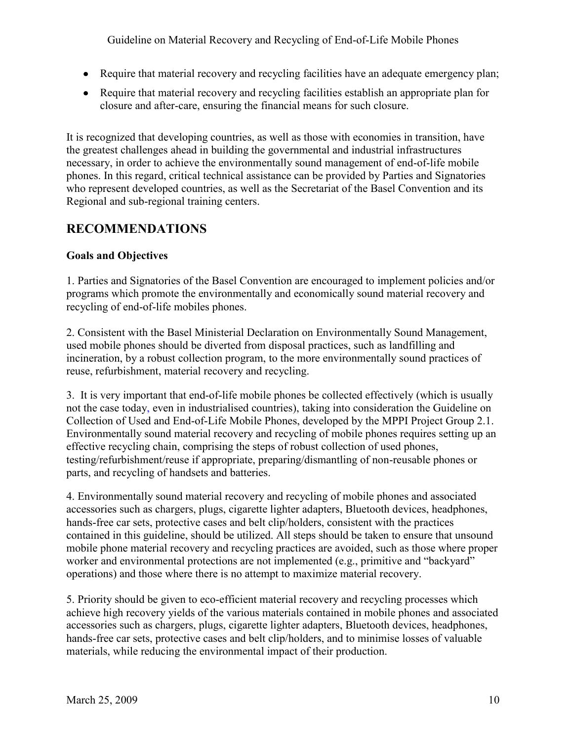- Require that material recovery and recycling facilities have an adequate emergency plan;
- Require that material recovery and recycling facilities establish an appropriate plan for closure and after-care, ensuring the financial means for such closure.

It is recognized that developing countries, as well as those with economies in transition, have the greatest challenges ahead in building the governmental and industrial infrastructures necessary, in order to achieve the environmentally sound management of end-of-life mobile phones. In this regard, critical technical assistance can be provided by Parties and Signatories who represent developed countries, as well as the Secretariat of the Basel Convention and its Regional and sub-regional training centers.

## RECOMMENDATIONS

**Goals and Objectives**

1. Parties and Signatories of the Basel Convention are encouraged to implement policies and/or programs which promote the environmentally and economically sound material recovery and recycling of end-of-life mobiles phones.

2. Consistent with the Basel Ministerial Declaration on Environmentally Sound Management, used mobile phones should be diverted from disposal practices, such as landfilling and incineration, by a robust collection program, to the more environmentally sound practices of reuse, refurbishment, material recovery and recycling.

3. It is very important that end-of-life mobile phones be collected effectively (which is usually not the case today, even in industrialised countries), taking into consideration the Guideline on Collection of Used and End-of-Life Mobile Phones, developed by the MPPI Project Group 2.1. Environmentally sound material recovery and recycling of mobile phones requires setting up an effective recycling chain, comprising the steps of robust collection of used phones, testing/refurbishment/reuse if appropriate, preparing/dismantling of non-reusable phones or parts, and recycling of handsets and batteries.

4. Environmentally sound material recovery and recycling of mobile phones and associated accessories such as chargers, plugs, cigarette lighter adapters, Bluetooth devices, headphones, hands-free car sets, protective cases and belt clip/holders, consistent with the practices contained in this guideline, should be utilized. All steps should be taken to ensure that unsound mobile phone material recovery and recycling practices are avoided, such as those where proper worker and environmental protections are not implemented (e.g., primitive and "backyard" operations) and those where there is no attempt to maximize material recovery.

5. Priority should be given to eco-efficient material recovery and recycling processes which achieve high recovery yields of the various materials contained in mobile phones and associated accessories such as chargers, plugs, cigarette lighter adapters, Bluetooth devices, headphones, hands-free car sets, protective cases and belt clip/holders, and to minimise losses of valuable materials, while reducing the environmental impact of their production.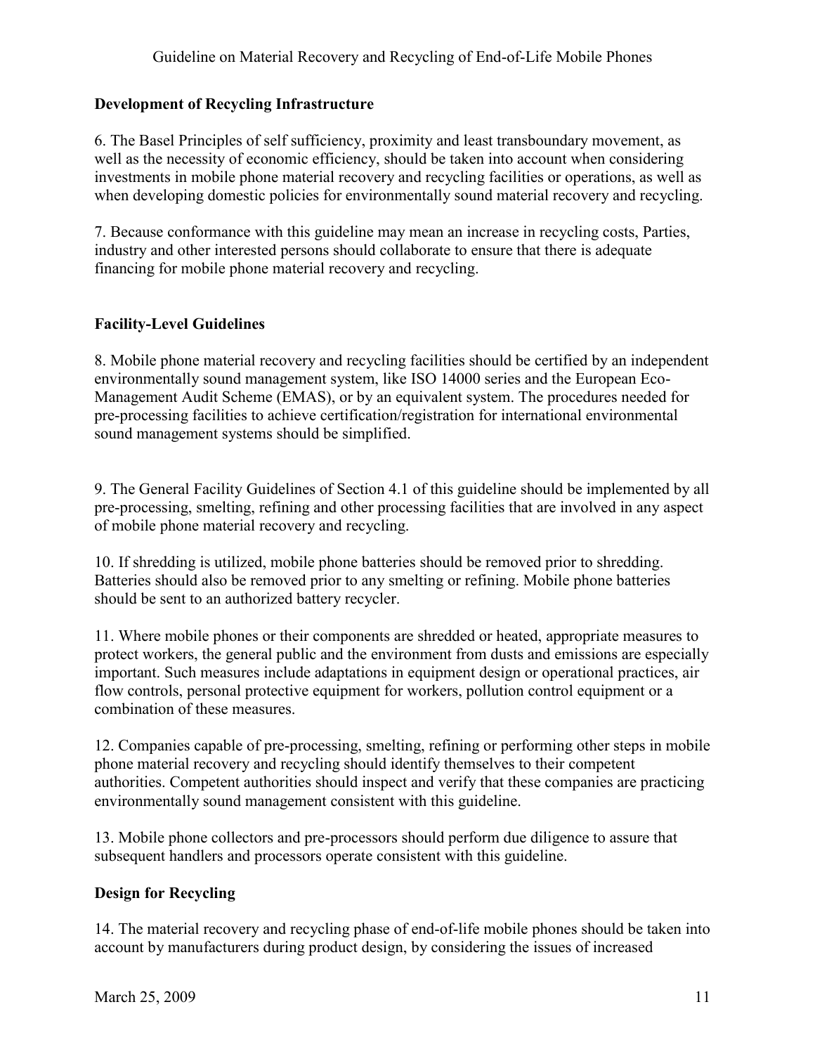**Development of Recycling Infrastructure**

6. The Basel Principles of self sufficiency, proximity and least transboundary movement, as well as the necessity of economic efficiency, should be taken into account when considering investments in mobile phone material recovery and recycling facilities or operations, as well as when developing domestic policies for environmentally sound material recovery and recycling.

7. Because conformance with this guideline may mean an increase in recycling costs, Parties, industry and other interested persons should collaborate to ensure that there is adequate financing for mobile phone material recovery and recycling.

**Facility-Level Guidelines**

8. Mobile phone material recovery and recycling facilities should be certified by an independent environmentally sound management system, like ISO 14000 series and the European Eco-Management Audit Scheme (EMAS), or by an equivalent system. The procedures needed for pre-processing facilities to achieve certification/registration for international environmental sound management systems should be simplified.

9. The General Facility Guidelines of Section 4.1 of this guideline should be implemented by all pre-processing, smelting, refining and other processing facilities that are involved in any aspect of mobile phone material recovery and recycling.

10. If shredding is utilized, mobile phone batteries should be removed prior to shredding. Batteries should also be removed prior to any smelting or refining. Mobile phone batteries should be sent to an authorized battery recycler.

11. Where mobile phones or their components are shredded or heated, appropriate measures to protect workers, the general public and the environment from dusts and emissions are especially important. Such measures include adaptations in equipment design or operational practices, air flow controls, personal protective equipment for workers, pollution control equipment or a combination of these measures.

12. Companies capable of pre-processing, smelting, refining or performing other steps in mobile phone material recovery and recycling should identify themselves to their competent authorities. Competent authorities should inspect and verify that these companies are practicing environmentally sound management consistent with this guideline.

13. Mobile phone collectors and pre-processors should perform due diligence to assure that subsequent handlers and processors operate consistent with this guideline.

**Design for Recycling**

14. The material recovery and recycling phase of end-of-life mobile phones should be taken into account by manufacturers during product design, by considering the issues of increased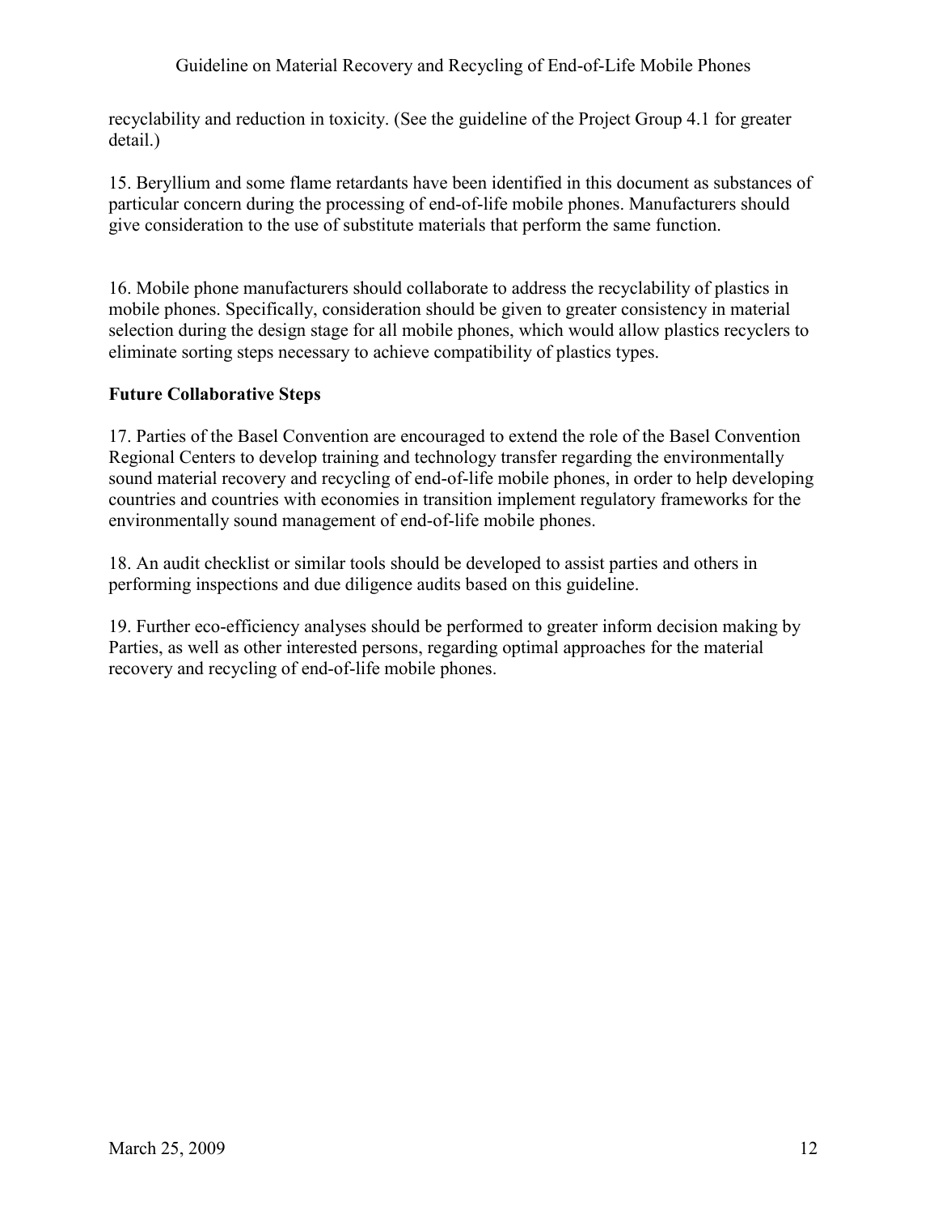recyclability and reduction in toxicity. (See the guideline of the Project Group 4.1 for greater detail.)

15. Beryllium and some flame retardants have been identified in this document as substances of particular concern during the processing of end-of-life mobile phones. Manufacturers should give consideration to the use of substitute materials that perform the same function.

16. Mobile phone manufacturers should collaborate to address the recyclability of plastics in mobile phones. Specifically, consideration should be given to greater consistency in material selection during the design stage for all mobile phones, which would allow plastics recyclers to eliminate sorting steps necessary to achieve compatibility of plastics types.

**Future Collaborative Steps**

17. Parties of the Basel Convention are encouraged to extend the role of the Basel Convention Regional Centers to develop training and technology transfer regarding the environmentally sound material recovery and recycling of end-of-life mobile phones, in order to help developing countries and countries with economies in transition implement regulatory frameworks for the environmentally sound management of end-of-life mobile phones.

18. An audit checklist or similar tools should be developed to assist parties and others in performing inspections and due diligence audits based on this guideline.

19. Further eco-efficiency analyses should be performed to greater inform decision making by Parties, as well as other interested persons, regarding optimal approaches for the material recovery and recycling of end-of-life mobile phones.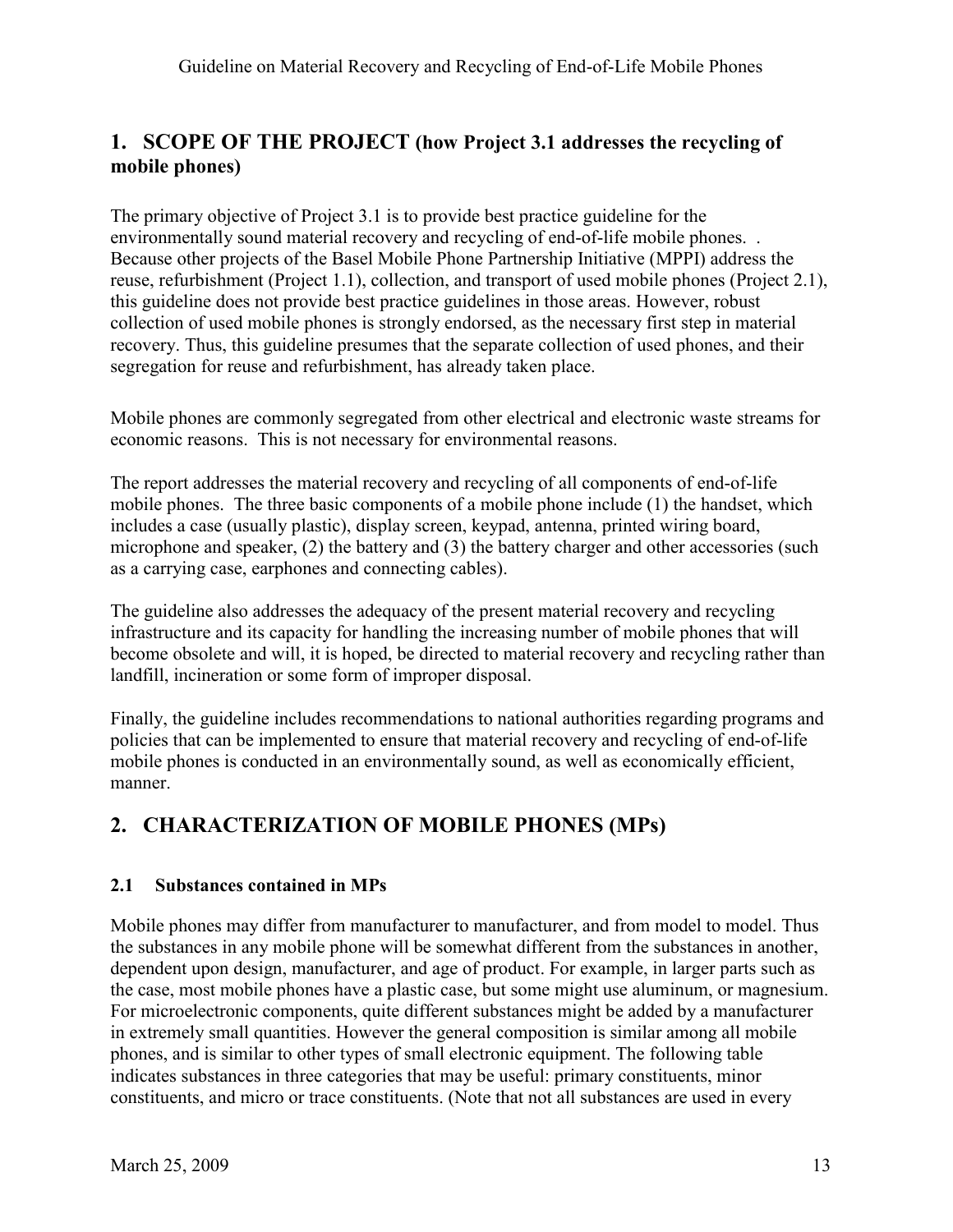## 1. SCOPE OF THE PROJECT (how Project 3.1 addresses the recycling of mobile phones)

The primary objective of Project 3.1 is to provide best practice guideline for the environmentally sound material recovery and recycling of end-of-life mobile phones. . Because other projects of the Basel Mobile Phone Partnership Initiative (MPPI) address the reuse, refurbishment (Project 1.1), collection, and transport of used mobile phones (Project 2.1), this guideline does not provide best practice guidelines in those areas. However, robust collection of used mobile phones is strongly endorsed, as the necessary first step in material recovery. Thus, this guideline presumes that the separate collection of used phones, and their segregation for reuse and refurbishment, has already taken place.

Mobile phones are commonly segregated from other electrical and electronic waste streams for economic reasons. This is not necessary for environmental reasons.

The report addresses the material recovery and recycling of all components of end-of-life mobile phones. The three basic components of a mobile phone include (1) the handset, which includes a case (usually plastic), display screen, keypad, antenna, printed wiring board, microphone and speaker, (2) the battery and (3) the battery charger and other accessories (such as a carrying case, earphones and connecting cables).

The guideline also addresses the adequacy of the present material recovery and recycling infrastructure and its capacity for handling the increasing number of mobile phones that will become obsolete and will, it is hoped, be directed to material recovery and recycling rather than landfill, incineration or some form of improper disposal.

Finally, the guideline includes recommendations to national authorities regarding programs and policies that can be implemented to ensure that material recovery and recycling of end-of-life mobile phones is conducted in an environmentally sound, as well as economically efficient, manner.

## 2. CHARACTERIZATION OF MOBILE PHONES (MPs)

### 2.1 Substances contained in MPs

Mobile phones may differ from manufacturer to manufacturer, and from model to model. Thus the substances in any mobile phone will be somewhat different from the substances in another, dependent upon design, manufacturer, and age of product. For example, in larger parts such as the case, most mobile phones have a plastic case, but some might use aluminum, or magnesium. For microelectronic components, quite different substances might be added by a manufacturer in extremely small quantities. However the general composition is similar among all mobile phones, and is similar to other types of small electronic equipment. The following table indicates substances in three categories that may be useful: primary constituents, minor constituents, and micro or trace constituents. (Note that not all substances are used in every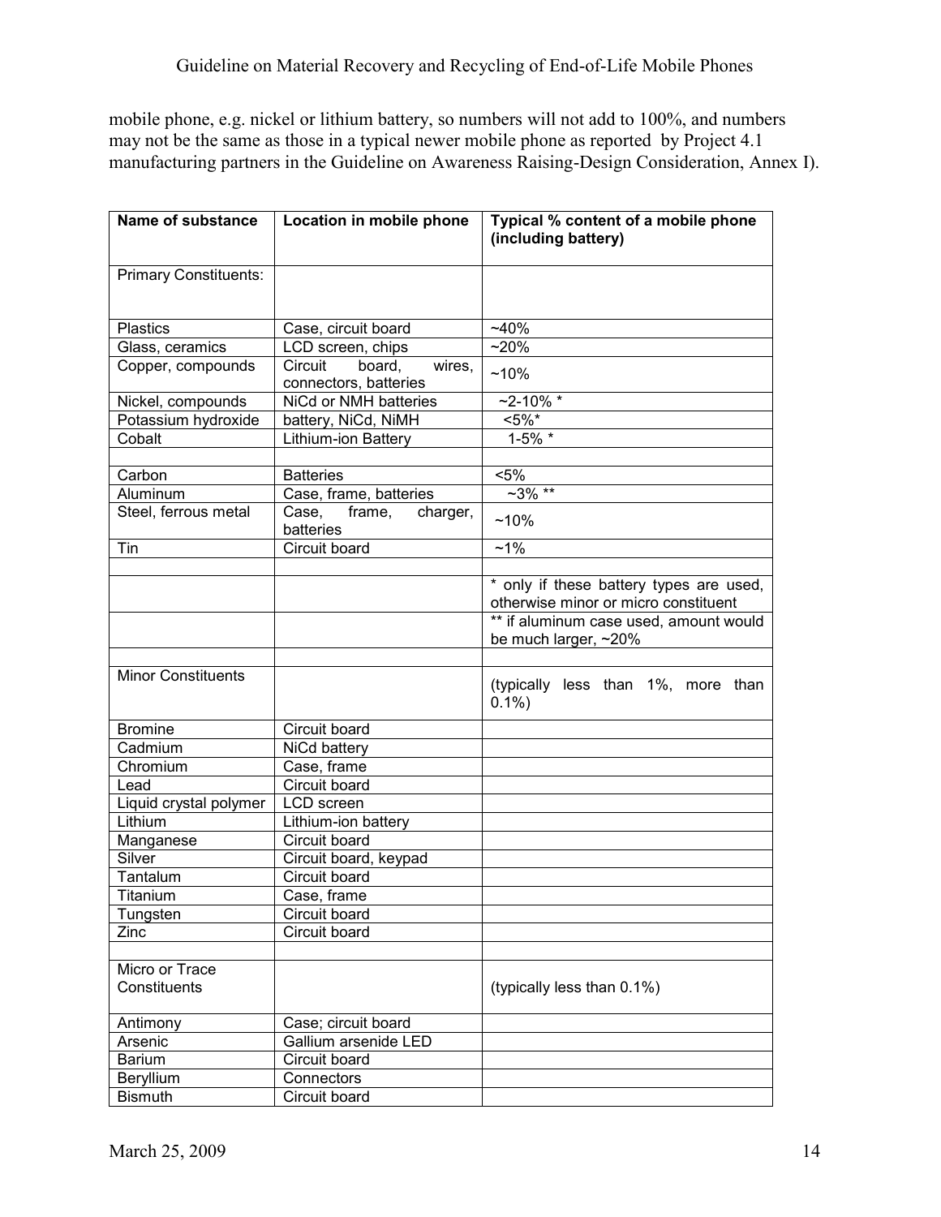mobile phone, e.g. nickel or lithium battery, so numbers will not add to 100%, and numbers may not be the same as those in a typical newer mobile phone as reported by Project 4.1 manufacturing partners in the Guideline on Awareness Raising-Design Consideration, Annex I).

| Name of substance | Location in mobile phone | Typical % content of a mobile phone (including battery) |
|---|---|---|
| Primary Constituents: | | |
| Plastics | Case, circuit board | ~40% |
| Glass, ceramics | LCD screen, chips | ~20% |
| Copper, compounds | Circuit board, wires, connectors, batteries | ~10% |
| Nickel, compounds | NiCd or NMH batteries | ~2-10% * |
| Potassium hydroxide | battery, NiCd, NiMH | <5%* |
| Cobalt | Lithium-ion Battery | 1-5% * |
| | | |
| Carbon | Batteries | <5% |
| Aluminum | Case, frame, batteries | ~3% ** |
| Steel, ferrous metal | Case, frame, charger, batteries | ~10% |
| Tin | Circuit board | ~1% |
| | | |
| | | * only if these battery types are used, otherwise minor or micro constituent |
| | | ** if aluminum case used, amount would be much larger, ~20% |
| | | |
| Minor Constituents | | (typically less than 1%, more than 0.1%) |
| Bromine | Circuit board | |
| Cadmium | NiCd battery | |
| Chromium | Case, frame | |
| Lead | Circuit board | |
| Liquid crystal polymer | LCD screen | |
| Lithium | Lithium-ion battery | |
| Manganese | Circuit board | |
| Silver | Circuit board, keypad | |
| Tantalum | Circuit board | |
| Titanium | Case, frame | |
| Tungsten | Circuit board | |
| Zinc | Circuit board | |
| | | |
| Micro or Trace Constituents | | (typically less than 0.1%) |
| Antimony | Case; circuit board | |
| Arsenic | Gallium arsenide LED | |
| Barium | Circuit board | |
| Beryllium | Connectors | |
| Bismuth | Circuit board | |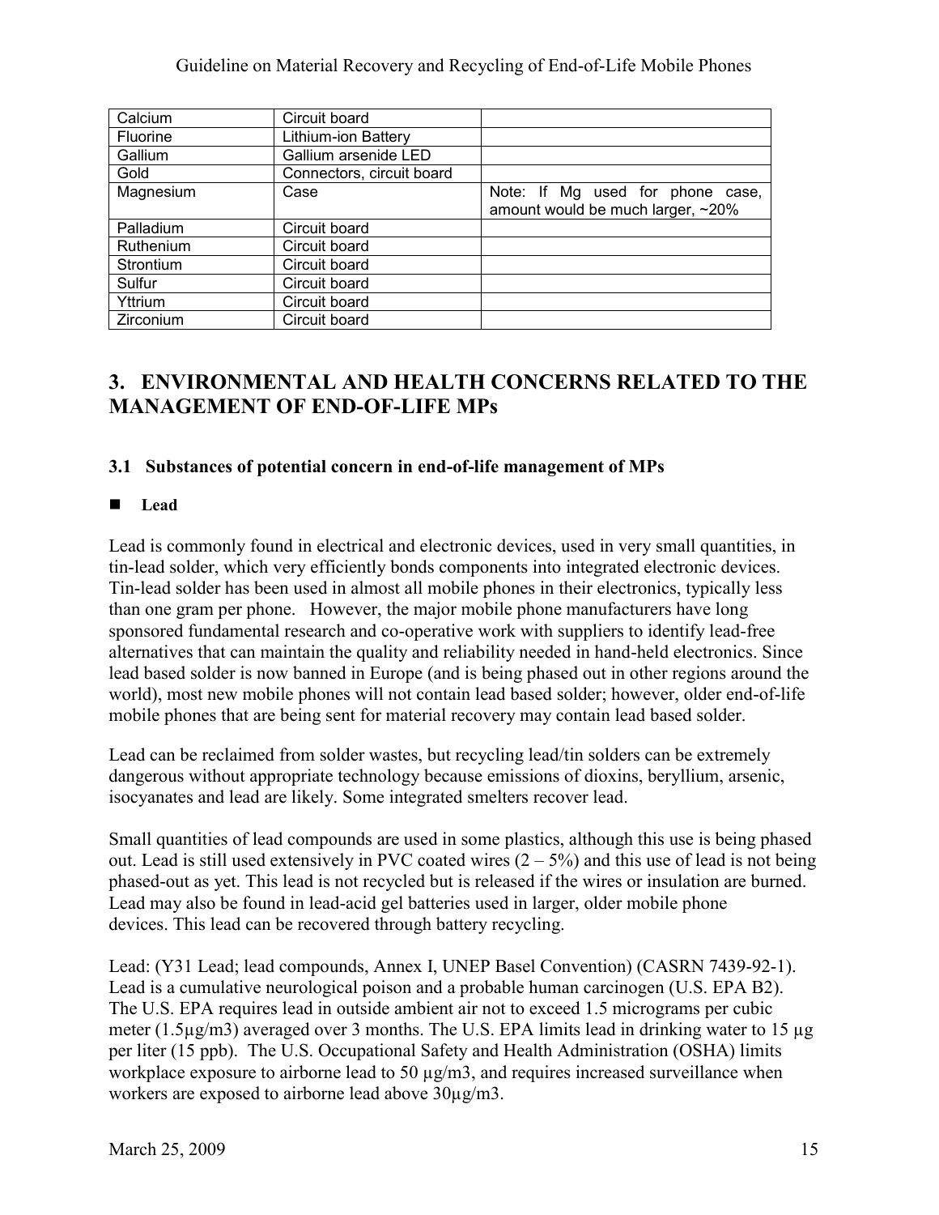| | | |
|---|---|---|
| Calcium | Circuit board | |
| Fluorine | Lithium-ion Battery | |
| Gallium | Gallium arsenide LED | |
| Gold | Connectors, circuit board | |
| Magnesium | Case | Note: If Mg used for phone case, amount would be much larger, ~20% |
| Palladium | Circuit board | |
| Ruthenium | Circuit board | |
| Strontium | Circuit board | |
| Sulfur | Circuit board | |
| Yttrium | Circuit board | |
| Zirconium | Circuit board | |

## 3. ENVIRONMENTAL AND HEALTH CONCERNS RELATED TO THE MANAGEMENT OF END-OF-LIFE MPs

### 3.1 Substances of potential concern in end-of-life management of MPs

- **Lead**

Lead is commonly found in electrical and electronic devices, used in very small quantities, in tin-lead solder, which very efficiently bonds components into integrated electronic devices. Tin-lead solder has been used in almost all mobile phones in their electronics, typically less than one gram per phone. However, the major mobile phone manufacturers have long sponsored fundamental research and co-operative work with suppliers to identify lead-free alternatives that can maintain the quality and reliability needed in hand-held electronics. Since lead based solder is now banned in Europe (and is being phased out in other regions around the world), most new mobile phones will not contain lead based solder; however, older end-of-life mobile phones that are being sent for material recovery may contain lead based solder.

Lead can be reclaimed from solder wastes, but recycling lead/tin solders can be extremely dangerous without appropriate technology because emissions of dioxins, beryllium, arsenic, isocyanates and lead are likely. Some integrated smelters recover lead.

Small quantities of lead compounds are used in some plastics, although this use is being phased out. Lead is still used extensively in PVC coated wires (2 – 5%) and this use of lead is not being phased-out as yet. This lead is not recycled but is released if the wires or insulation are burned. Lead may also be found in lead-acid gel batteries used in larger, older mobile phone devices. This lead can be recovered through battery recycling.

Lead: (Y31 Lead; lead compounds, Annex I, UNEP Basel Convention) (CASRN 7439-92-1). Lead is a cumulative neurological poison and a probable human carcinogen (U.S. EPA B2). The U.S. EPA requires lead in outside ambient air not to exceed 1.5 micrograms per cubic meter (1.5µg/m3) averaged over 3 months. The U.S. EPA limits lead in drinking water to 15 µg per liter (15 ppb). The U.S. Occupational Safety and Health Administration (OSHA) limits workplace exposure to airborne lead to 50 µg/m3, and requires increased surveillance when workers are exposed to airborne lead above 30µg/m3.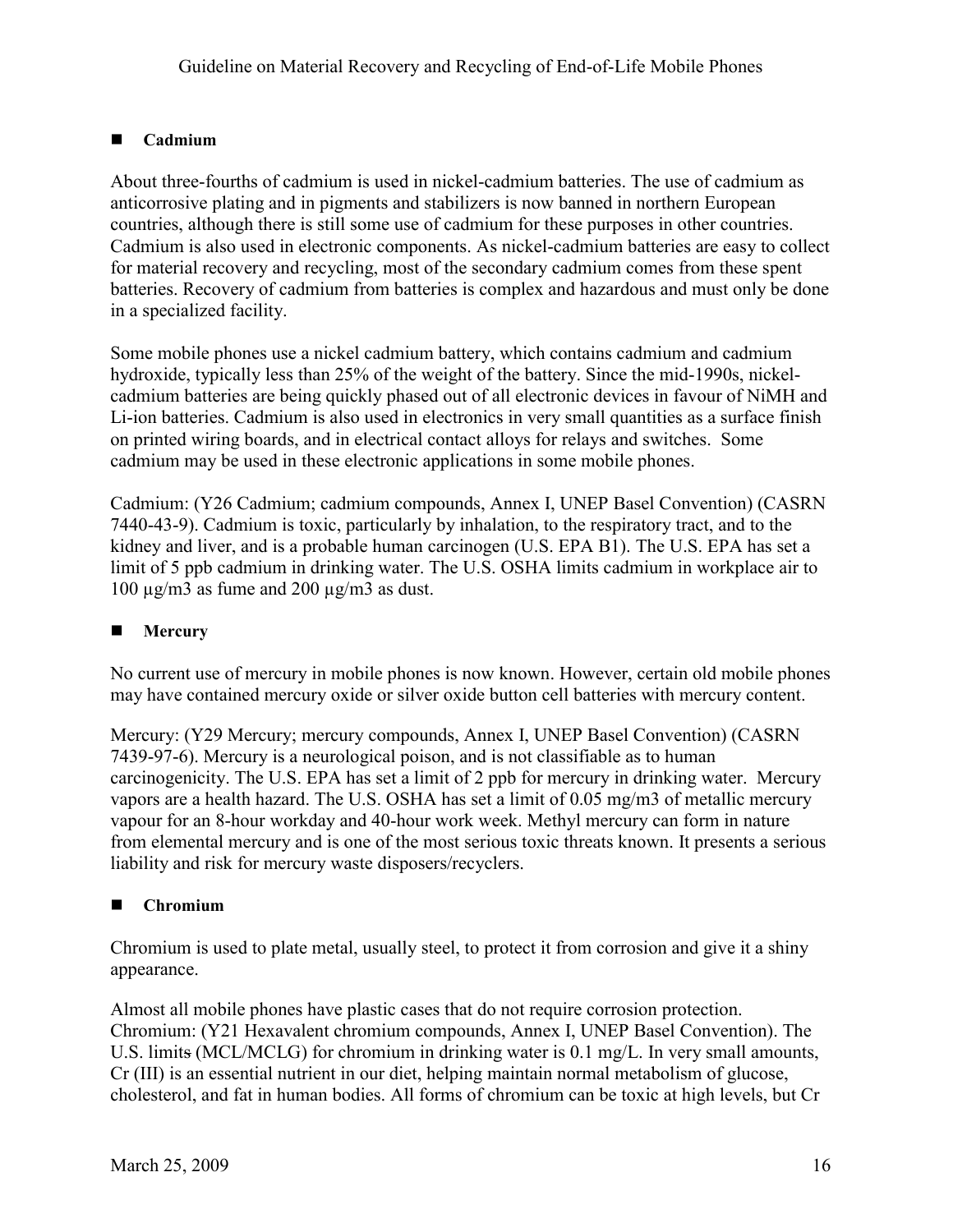## ■ Cadmium

About three-fourths of cadmium is used in nickel-cadmium batteries. The use of cadmium as anticorrosive plating and in pigments and stabilizers is now banned in northern European countries, although there is still some use of cadmium for these purposes in other countries. Cadmium is also used in electronic components. As nickel-cadmium batteries are easy to collect for material recovery and recycling, most of the secondary cadmium comes from these spent batteries. Recovery of cadmium from batteries is complex and hazardous and must only be done in a specialized facility.

Some mobile phones use a nickel cadmium battery, which contains cadmium and cadmium hydroxide, typically less than 25% of the weight of the battery. Since the mid-1990s, nickel-cadmium batteries are being quickly phased out of all electronic devices in favour of NiMH and Li-ion batteries. Cadmium is also used in electronics in very small quantities as a surface finish on printed wiring boards, and in electrical contact alloys for relays and switches. Some cadmium may be used in these electronic applications in some mobile phones.

Cadmium: (Y26 Cadmium; cadmium compounds, Annex I, UNEP Basel Convention) (CASRN 7440-43-9). Cadmium is toxic, particularly by inhalation, to the respiratory tract, and to the kidney and liver, and is a probable human carcinogen (U.S. EPA B1). The U.S. EPA has set a limit of 5 ppb cadmium in drinking water. The U.S. OSHA limits cadmium in workplace air to 100 µg/m3 as fume and 200 µg/m3 as dust.

## ■ Mercury

No current use of mercury in mobile phones is now known. However, certain old mobile phones may have contained mercury oxide or silver oxide button cell batteries with mercury content.

Mercury: (Y29 Mercury; mercury compounds, Annex I, UNEP Basel Convention) (CASRN 7439-97-6). Mercury is a neurological poison, and is not classifiable as to human carcinogenicity. The U.S. EPA has set a limit of 2 ppb for mercury in drinking water. Mercury vapors are a health hazard. The U.S. OSHA has set a limit of 0.05 mg/m3 of metallic mercury vapour for an 8-hour workday and 40-hour work week. Methyl mercury can form in nature from elemental mercury and is one of the most serious toxic threats known. It presents a serious liability and risk for mercury waste disposers/recyclers.

## ■ Chromium

Chromium is used to plate metal, usually steel, to protect it from corrosion and give it a shiny appearance.

Almost all mobile phones have plastic cases that do not require corrosion protection. Chromium: (Y21 Hexavalent chromium compounds, Annex I, UNEP Basel Convention). The U.S. limits (MCL/MCLG) for chromium in drinking water is 0.1 mg/L. In very small amounts, Cr (III) is an essential nutrient in our diet, helping maintain normal metabolism of glucose, cholesterol, and fat in human bodies. All forms of chromium can be toxic at high levels, but Cr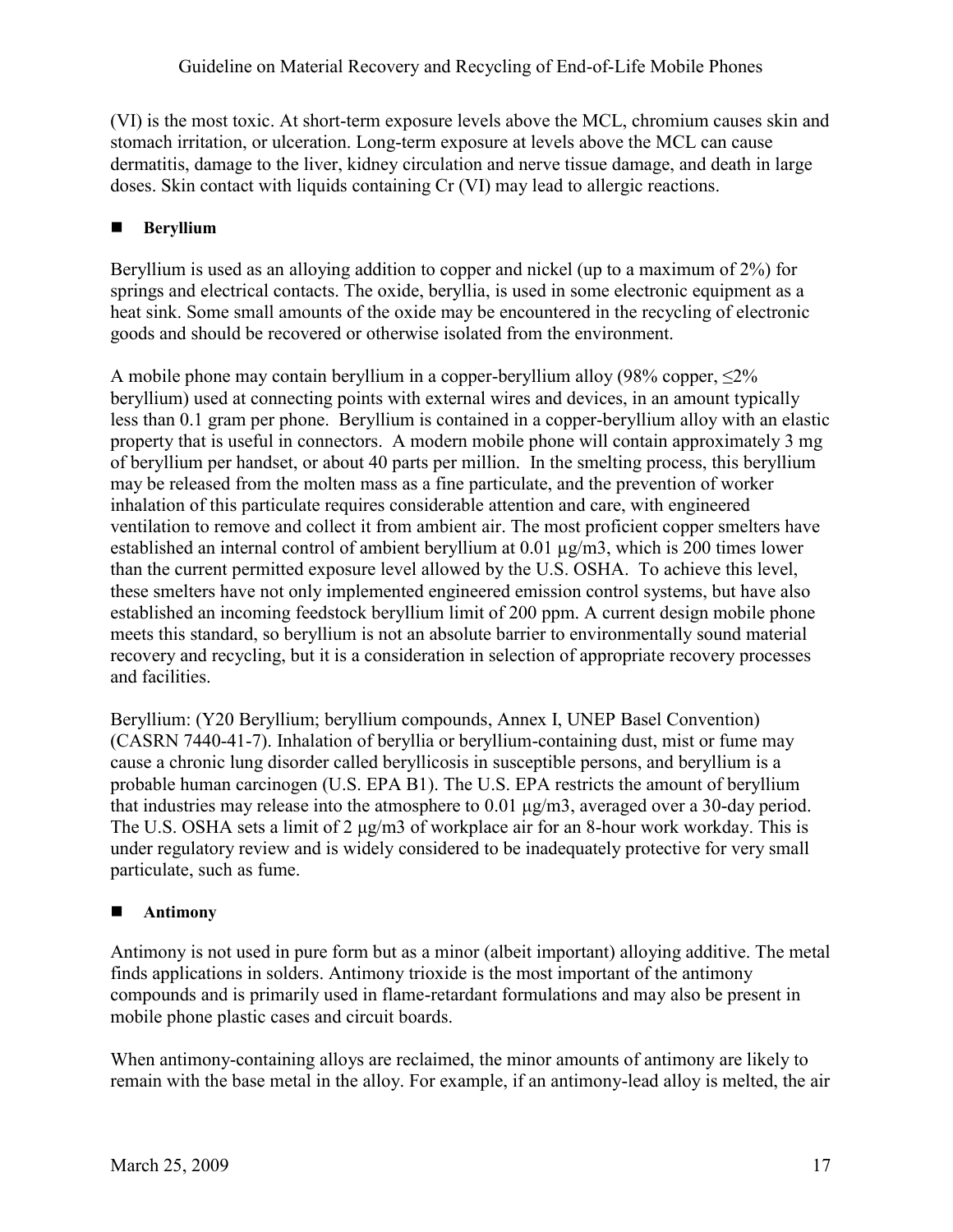(VI) is the most toxic. At short-term exposure levels above the MCL, chromium causes skin and stomach irritation, or ulceration. Long-term exposure at levels above the MCL can cause dermatitis, damage to the liver, kidney circulation and nerve tissue damage, and death in large doses. Skin contact with liquids containing Cr (VI) may lead to allergic reactions.

- **Beryllium**

Beryllium is used as an alloying addition to copper and nickel (up to a maximum of 2%) for springs and electrical contacts. The oxide, beryllia, is used in some electronic equipment as a heat sink. Some small amounts of the oxide may be encountered in the recycling of electronic goods and should be recovered or otherwise isolated from the environment.

A mobile phone may contain beryllium in a copper-beryllium alloy (98% copper, ≤2% beryllium) used at connecting points with external wires and devices, in an amount typically less than 0.1 gram per phone. Beryllium is contained in a copper-beryllium alloy with an elastic property that is useful in connectors. A modern mobile phone will contain approximately 3 mg of beryllium per handset, or about 40 parts per million. In the smelting process, this beryllium may be released from the molten mass as a fine particulate, and the prevention of worker inhalation of this particulate requires considerable attention and care, with engineered ventilation to remove and collect it from ambient air. The most proficient copper smelters have established an internal control of ambient beryllium at 0.01 µg/m3, which is 200 times lower than the current permitted exposure level allowed by the U.S. OSHA. To achieve this level, these smelters have not only implemented engineered emission control systems, but have also established an incoming feedstock beryllium limit of 200 ppm. A current design mobile phone meets this standard, so beryllium is not an absolute barrier to environmentally sound material recovery and recycling, but it is a consideration in selection of appropriate recovery processes and facilities.

Beryllium: (Y20 Beryllium; beryllium compounds, Annex I, UNEP Basel Convention) (CASRN 7440-41-7). Inhalation of beryllia or beryllium-containing dust, mist or fume may cause a chronic lung disorder called beryllicosis in susceptible persons, and beryllium is a probable human carcinogen (U.S. EPA B1). The U.S. EPA restricts the amount of beryllium that industries may release into the atmosphere to 0.01 µg/m3, averaged over a 30-day period. The U.S. OSHA sets a limit of 2 µg/m3 of workplace air for an 8-hour work workday. This is under regulatory review and is widely considered to be inadequately protective for very small particulate, such as fume.

- **Antimony**

Antimony is not used in pure form but as a minor (albeit important) alloying additive. The metal finds applications in solders. Antimony trioxide is the most important of the antimony compounds and is primarily used in flame-retardant formulations and may also be present in mobile phone plastic cases and circuit boards.

When antimony-containing alloys are reclaimed, the minor amounts of antimony are likely to remain with the base metal in the alloy. For example, if an antimony-lead alloy is melted, the air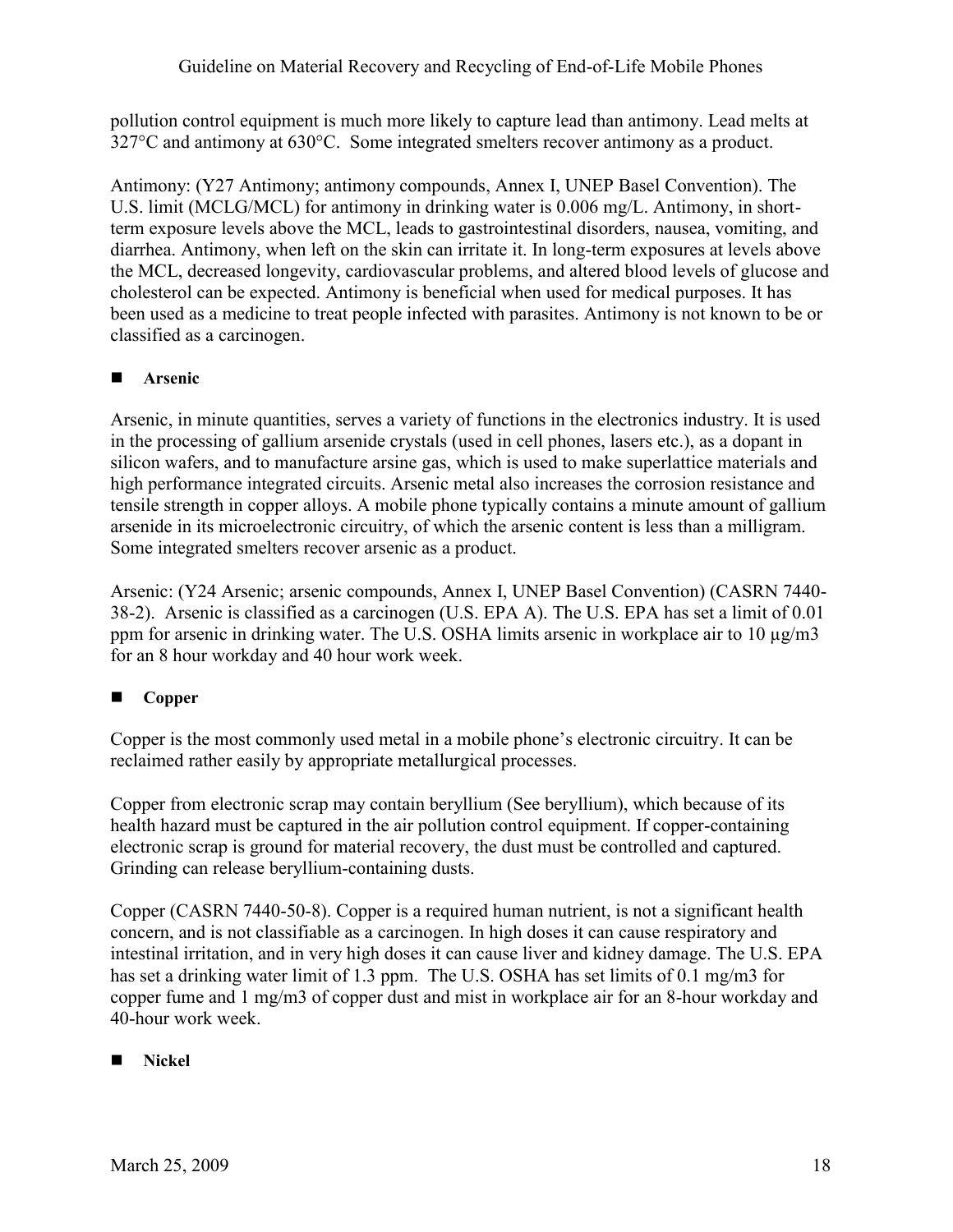pollution control equipment is much more likely to capture lead than antimony. Lead melts at 327°C and antimony at 630°C. Some integrated smelters recover antimony as a product.

Antimony: (Y27 Antimony; antimony compounds, Annex I, UNEP Basel Convention). The U.S. limit (MCLG/MCL) for antimony in drinking water is 0.006 mg/L. Antimony, in short-term exposure levels above the MCL, leads to gastrointestinal disorders, nausea, vomiting, and diarrhea. Antimony, when left on the skin can irritate it. In long-term exposures at levels above the MCL, decreased longevity, cardiovascular problems, and altered blood levels of glucose and cholesterol can be expected. Antimony is beneficial when used for medical purposes. It has been used as a medicine to treat people infected with parasites. Antimony is not known to be or classified as a carcinogen.

- **Arsenic**

Arsenic, in minute quantities, serves a variety of functions in the electronics industry. It is used in the processing of gallium arsenide crystals (used in cell phones, lasers etc.), as a dopant in silicon wafers, and to manufacture arsine gas, which is used to make superlattice materials and high performance integrated circuits. Arsenic metal also increases the corrosion resistance and tensile strength in copper alloys. A mobile phone typically contains a minute amount of gallium arsenide in its microelectronic circuitry, of which the arsenic content is less than a milligram. Some integrated smelters recover arsenic as a product.

Arsenic: (Y24 Arsenic; arsenic compounds, Annex I, UNEP Basel Convention) (CASRN 7440-38-2). Arsenic is classified as a carcinogen (U.S. EPA A). The U.S. EPA has set a limit of 0.01 ppm for arsenic in drinking water. The U.S. OSHA limits arsenic in workplace air to 10 µg/m3 for an 8 hour workday and 40 hour work week.

- **Copper**

Copper is the most commonly used metal in a mobile phone's electronic circuitry. It can be reclaimed rather easily by appropriate metallurgical processes.

Copper from electronic scrap may contain beryllium (See beryllium), which because of its health hazard must be captured in the air pollution control equipment. If copper-containing electronic scrap is ground for material recovery, the dust must be controlled and captured. Grinding can release beryllium-containing dusts.

Copper (CASRN 7440-50-8). Copper is a required human nutrient, is not a significant health concern, and is not classifiable as a carcinogen. In high doses it can cause respiratory and intestinal irritation, and in very high doses it can cause liver and kidney damage. The U.S. EPA has set a drinking water limit of 1.3 ppm. The U.S. OSHA has set limits of 0.1 mg/m3 for copper fume and 1 mg/m3 of copper dust and mist in workplace air for an 8-hour workday and 40-hour work week.

- **Nickel**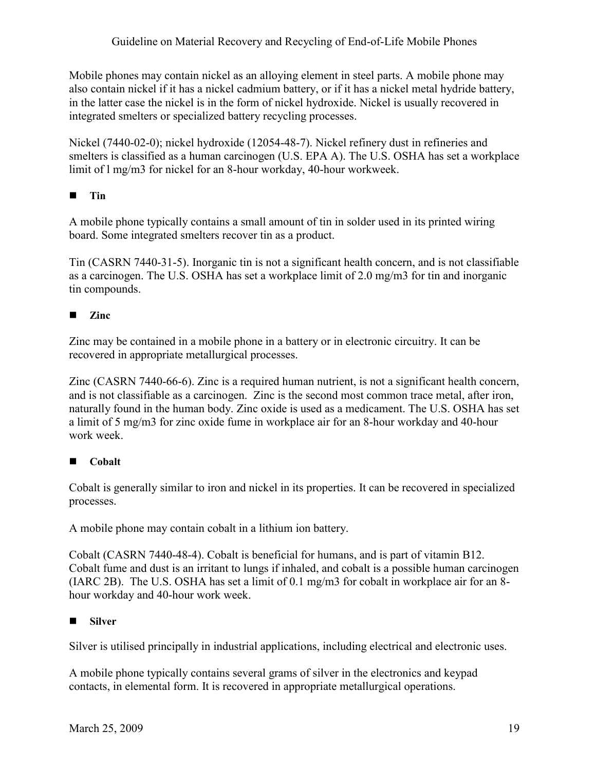Mobile phones may contain nickel as an alloying element in steel parts. A mobile phone may also contain nickel if it has a nickel cadmium battery, or if it has a nickel metal hydride battery, in the latter case the nickel is in the form of nickel hydroxide. Nickel is usually recovered in integrated smelters or specialized battery recycling processes.

Nickel (7440-02-0); nickel hydroxide (12054-48-7). Nickel refinery dust in refineries and smelters is classified as a human carcinogen (U.S. EPA A). The U.S. OSHA has set a workplace limit of l mg/m3 for nickel for an 8-hour workday, 40-hour workweek.

- **Tin**

A mobile phone typically contains a small amount of tin in solder used in its printed wiring board. Some integrated smelters recover tin as a product.

Tin (CASRN 7440-31-5). Inorganic tin is not a significant health concern, and is not classifiable as a carcinogen. The U.S. OSHA has set a workplace limit of 2.0 mg/m3 for tin and inorganic tin compounds.

- **Zinc**

Zinc may be contained in a mobile phone in a battery or in electronic circuitry. It can be recovered in appropriate metallurgical processes.

Zinc (CASRN 7440-66-6). Zinc is a required human nutrient, is not a significant health concern, and is not classifiable as a carcinogen. Zinc is the second most common trace metal, after iron, naturally found in the human body. Zinc oxide is used as a medicament. The U.S. OSHA has set a limit of 5 mg/m3 for zinc oxide fume in workplace air for an 8-hour workday and 40-hour work week.

- **Cobalt**

Cobalt is generally similar to iron and nickel in its properties. It can be recovered in specialized processes.

A mobile phone may contain cobalt in a lithium ion battery.

Cobalt (CASRN 7440-48-4). Cobalt is beneficial for humans, and is part of vitamin B12. Cobalt fume and dust is an irritant to lungs if inhaled, and cobalt is a possible human carcinogen (IARC 2B). The U.S. OSHA has set a limit of 0.1 mg/m3 for cobalt in workplace air for an 8-hour workday and 40-hour work week.

- **Silver**

Silver is utilised principally in industrial applications, including electrical and electronic uses.

A mobile phone typically contains several grams of silver in the electronics and keypad contacts, in elemental form. It is recovered in appropriate metallurgical operations.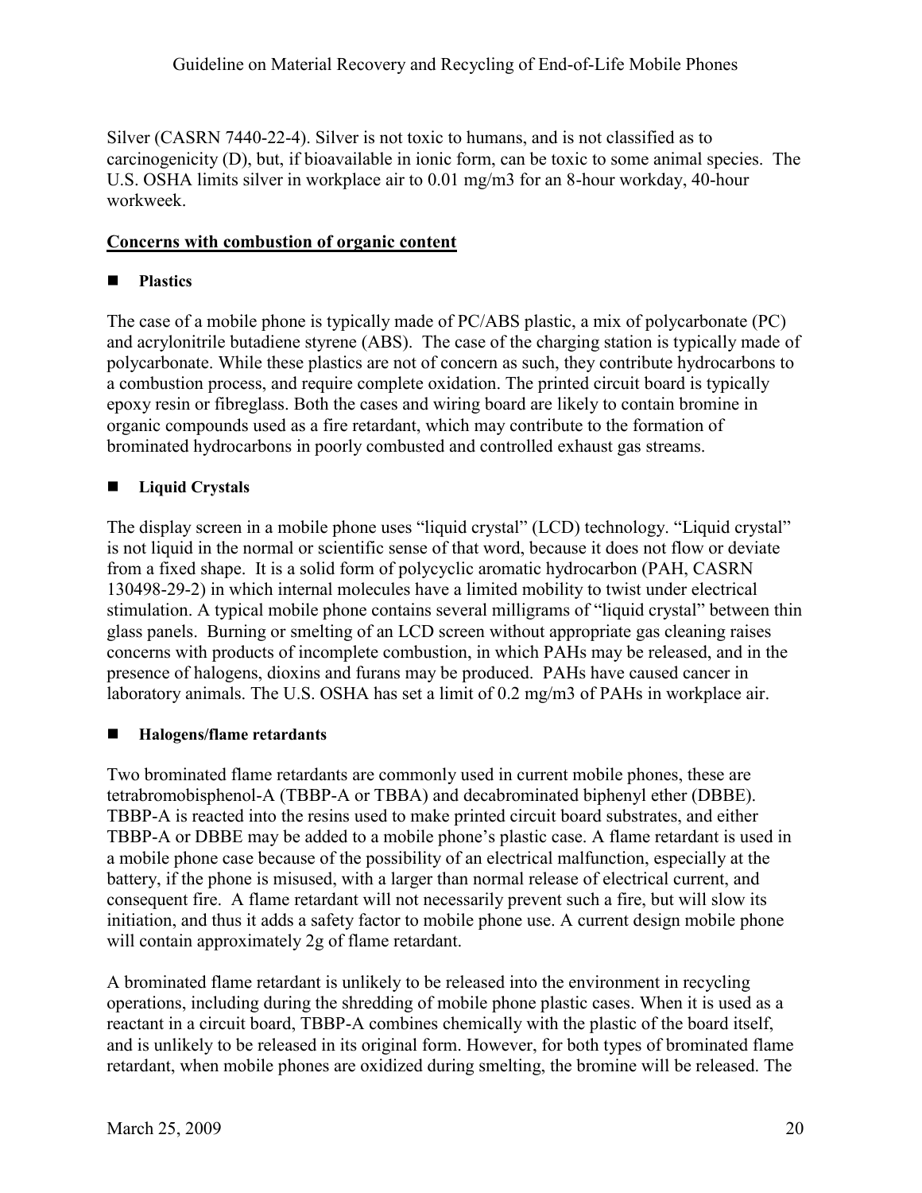Silver (CASRN 7440-22-4). Silver is not toxic to humans, and is not classified as to carcinogenicity (D), but, if bioavailable in ionic form, can be toxic to some animal species. The U.S. OSHA limits silver in workplace air to 0.01 mg/m3 for an 8-hour workday, 40-hour workweek.

## Concerns with combustion of organic content

### Plastics

The case of a mobile phone is typically made of PC/ABS plastic, a mix of polycarbonate (PC) and acrylonitrile butadiene styrene (ABS). The case of the charging station is typically made of polycarbonate. While these plastics are not of concern as such, they contribute hydrocarbons to a combustion process, and require complete oxidation. The printed circuit board is typically epoxy resin or fibreglass. Both the cases and wiring board are likely to contain bromine in organic compounds used as a fire retardant, which may contribute to the formation of brominated hydrocarbons in poorly combusted and controlled exhaust gas streams.

### Liquid Crystals

The display screen in a mobile phone uses "liquid crystal" (LCD) technology. "Liquid crystal" is not liquid in the normal or scientific sense of that word, because it does not flow or deviate from a fixed shape. It is a solid form of polycyclic aromatic hydrocarbon (PAH, CASRN 130498-29-2) in which internal molecules have a limited mobility to twist under electrical stimulation. A typical mobile phone contains several milligrams of "liquid crystal" between thin glass panels. Burning or smelting of an LCD screen without appropriate gas cleaning raises concerns with products of incomplete combustion, in which PAHs may be released, and in the presence of halogens, dioxins and furans may be produced. PAHs have caused cancer in laboratory animals. The U.S. OSHA has set a limit of 0.2 mg/m3 of PAHs in workplace air.

### Halogens/flame retardants

Two brominated flame retardants are commonly used in current mobile phones, these are tetrabromobisphenol-A (TBBP-A or TBBA) and decabrominated biphenyl ether (DBBE). TBBP-A is reacted into the resins used to make printed circuit board substrates, and either TBBP-A or DBBE may be added to a mobile phone's plastic case. A flame retardant is used in a mobile phone case because of the possibility of an electrical malfunction, especially at the battery, if the phone is misused, with a larger than normal release of electrical current, and consequent fire. A flame retardant will not necessarily prevent such a fire, but will slow its initiation, and thus it adds a safety factor to mobile phone use. A current design mobile phone will contain approximately 2g of flame retardant.

A brominated flame retardant is unlikely to be released into the environment in recycling operations, including during the shredding of mobile phone plastic cases. When it is used as a reactant in a circuit board, TBBP-A combines chemically with the plastic of the board itself, and is unlikely to be released in its original form. However, for both types of brominated flame retardant, when mobile phones are oxidized during smelting, the bromine will be released. The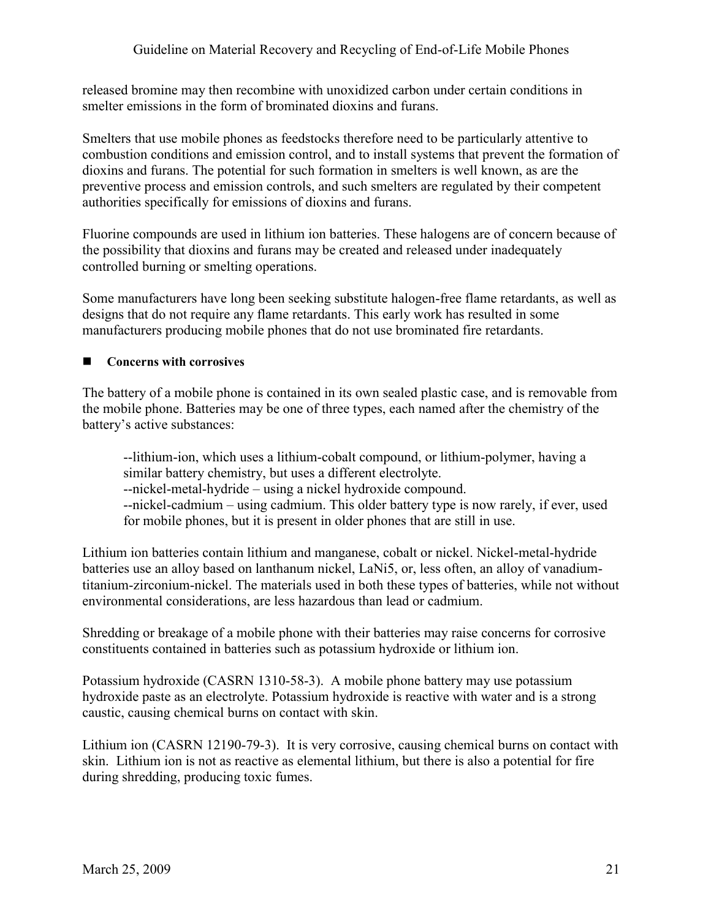released bromine may then recombine with unoxidized carbon under certain conditions in smelter emissions in the form of brominated dioxins and furans.

Smelters that use mobile phones as feedstocks therefore need to be particularly attentive to combustion conditions and emission control, and to install systems that prevent the formation of dioxins and furans. The potential for such formation in smelters is well known, as are the preventive process and emission controls, and such smelters are regulated by their competent authorities specifically for emissions of dioxins and furans.

Fluorine compounds are used in lithium ion batteries. These halogens are of concern because of the possibility that dioxins and furans may be created and released under inadequately controlled burning or smelting operations.

Some manufacturers have long been seeking substitute halogen-free flame retardants, as well as designs that do not require any flame retardants. This early work has resulted in some manufacturers producing mobile phones that do not use brominated fire retardants.

- **Concerns with corrosives**

The battery of a mobile phone is contained in its own sealed plastic case, and is removable from the mobile phone. Batteries may be one of three types, each named after the chemistry of the battery's active substances:

--lithium-ion, which uses a lithium-cobalt compound, or lithium-polymer, having a similar battery chemistry, but uses a different electrolyte.
--nickel-metal-hydride – using a nickel hydroxide compound.
--nickel-cadmium – using cadmium. This older battery type is now rarely, if ever, used for mobile phones, but it is present in older phones that are still in use.

Lithium ion batteries contain lithium and manganese, cobalt or nickel. Nickel-metal-hydride batteries use an alloy based on lanthanum nickel, $LaNi_5$, or, less often, an alloy of vanadium-titanium-zirconium-nickel. The materials used in both these types of batteries, while not without environmental considerations, are less hazardous than lead or cadmium.

Shredding or breakage of a mobile phone with their batteries may raise concerns for corrosive constituents contained in batteries such as potassium hydroxide or lithium ion.

Potassium hydroxide (CASRN 1310-58-3). A mobile phone battery may use potassium hydroxide paste as an electrolyte. Potassium hydroxide is reactive with water and is a strong caustic, causing chemical burns on contact with skin.

Lithium ion (CASRN 12190-79-3). It is very corrosive, causing chemical burns on contact with skin. Lithium ion is not as reactive as elemental lithium, but there is also a potential for fire during shredding, producing toxic fumes.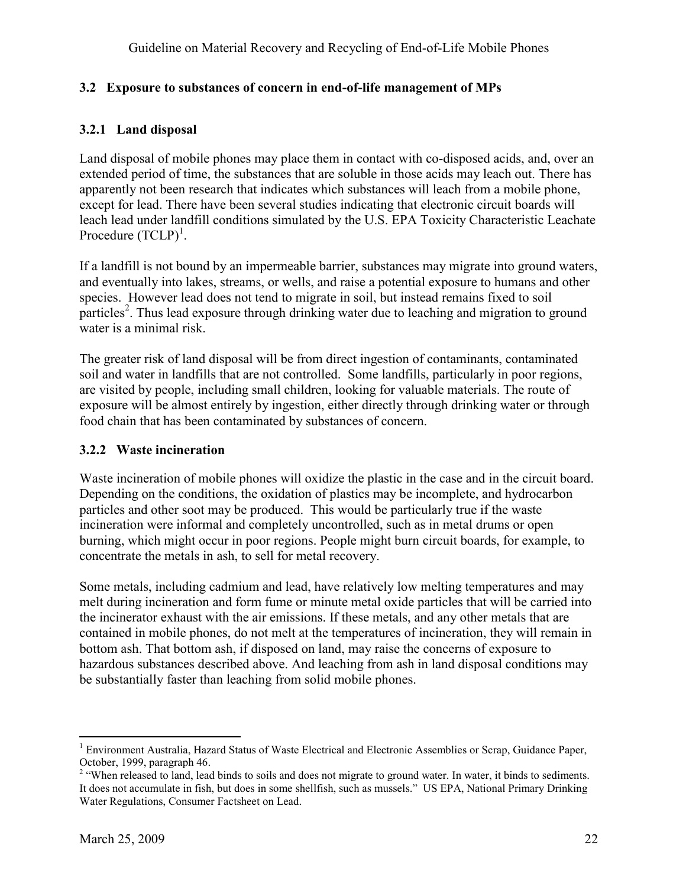### 3.2 Exposure to substances of concern in end-of-life management of MPs

#### 3.2.1 Land disposal

Land disposal of mobile phones may place them in contact with co-disposed acids, and, over an extended period of time, the substances that are soluble in those acids may leach out. There has apparently not been research that indicates which substances will leach from a mobile phone, except for lead. There have been several studies indicating that electronic circuit boards will leach lead under landfill conditions simulated by the U.S. EPA Toxicity Characteristic Leachate Procedure (TCLP)[1].

If a landfill is not bound by an impermeable barrier, substances may migrate into ground waters, and eventually into lakes, streams, or wells, and raise a potential exposure to humans and other species. However lead does not tend to migrate in soil, but instead remains fixed to soil particles[2]. Thus lead exposure through drinking water due to leaching and migration to ground water is a minimal risk.

The greater risk of land disposal will be from direct ingestion of contaminants, contaminated soil and water in landfills that are not controlled. Some landfills, particularly in poor regions, are visited by people, including small children, looking for valuable materials. The route of exposure will be almost entirely by ingestion, either directly through drinking water or through food chain that has been contaminated by substances of concern.

#### 3.2.2 Waste incineration

Waste incineration of mobile phones will oxidize the plastic in the case and in the circuit board. Depending on the conditions, the oxidation of plastics may be incomplete, and hydrocarbon particles and other soot may be produced. This would be particularly true if the waste incineration were informal and completely uncontrolled, such as in metal drums or open burning, which might occur in poor regions. People might burn circuit boards, for example, to concentrate the metals in ash, to sell for metal recovery.

Some metals, including cadmium and lead, have relatively low melting temperatures and may melt during incineration and form fume or minute metal oxide particles that will be carried into the incinerator exhaust with the air emissions. If these metals, and any other metals that are contained in mobile phones, do not melt at the temperatures of incineration, they will remain in bottom ash. That bottom ash, if disposed on land, may raise the concerns of exposure to hazardous substances described above. And leaching from ash in land disposal conditions may be substantially faster than leaching from solid mobile phones.

---

[1] Environment Australia, Hazard Status of Waste Electrical and Electronic Assemblies or Scrap, Guidance Paper, October, 1999, paragraph 46.

[2] "When released to land, lead binds to soils and does not migrate to ground water. In water, it binds to sediments. It does not accumulate in fish, but does in some shellfish, such as mussels." US EPA, National Primary Drinking Water Regulations, Consumer Factsheet on Lead.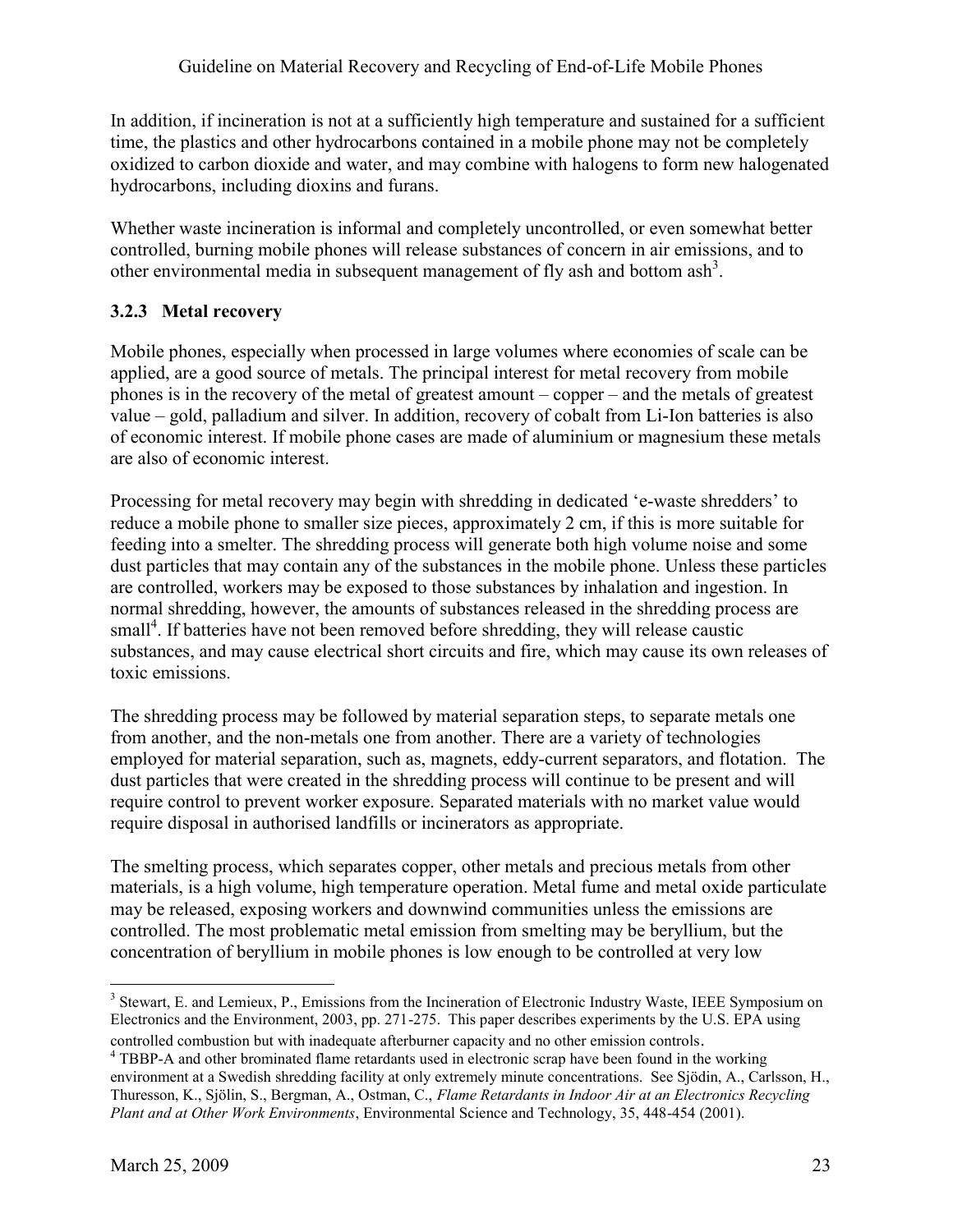In addition, if incineration is not at a sufficiently high temperature and sustained for a sufficient time, the plastics and other hydrocarbons contained in a mobile phone may not be completely oxidized to carbon dioxide and water, and may combine with halogens to form new halogenated hydrocarbons, including dioxins and furans.

Whether waste incineration is informal and completely uncontrolled, or even somewhat better controlled, burning mobile phones will release substances of concern in air emissions, and to other environmental media in subsequent management of fly ash and bottom ash[3].

### 3.2.3 Metal recovery

Mobile phones, especially when processed in large volumes where economies of scale can be applied, are a good source of metals. The principal interest for metal recovery from mobile phones is in the recovery of the metal of greatest amount – copper – and the metals of greatest value – gold, palladium and silver. In addition, recovery of cobalt from Li-Ion batteries is also of economic interest. If mobile phone cases are made of aluminium or magnesium these metals are also of economic interest.

Processing for metal recovery may begin with shredding in dedicated 'e-waste shredders' to reduce a mobile phone to smaller size pieces, approximately 2 cm, if this is more suitable for feeding into a smelter. The shredding process will generate both high volume noise and some dust particles that may contain any of the substances in the mobile phone. Unless these particles are controlled, workers may be exposed to those substances by inhalation and ingestion. In normal shredding, however, the amounts of substances released in the shredding process are small[4]. If batteries have not been removed before shredding, they will release caustic substances, and may cause electrical short circuits and fire, which may cause its own releases of toxic emissions.

The shredding process may be followed by material separation steps, to separate metals one from another, and the non-metals one from another. There are a variety of technologies employed for material separation, such as, magnets, eddy-current separators, and flotation. The dust particles that were created in the shredding process will continue to be present and will require control to prevent worker exposure. Separated materials with no market value would require disposal in authorised landfills or incinerators as appropriate.

The smelting process, which separates copper, other metals and precious metals from other materials, is a high volume, high temperature operation. Metal fume and metal oxide particulate may be released, exposing workers and downwind communities unless the emissions are controlled. The most problematic metal emission from smelting may be beryllium, but the concentration of beryllium in mobile phones is low enough to be controlled at very low

---

[3] Stewart, E. and Lemieux, P., Emissions from the Incineration of Electronic Industry Waste, IEEE Symposium on Electronics and the Environment, 2003, pp. 271-275. This paper describes experiments by the U.S. EPA using controlled combustion but with inadequate afterburner capacity and no other emission controls.

[4] TBBP-A and other brominated flame retardants used in electronic scrap have been found in the working environment at a Swedish shredding facility at only extremely minute concentrations. See Sjödin, A., Carlsson, H., Thuresson, K., Sjölin, S., Bergman, A., Ostman, C., *Flame Retardants in Indoor Air at an Electronics Recycling Plant and at Other Work Environments*, Environmental Science and Technology, 35, 448-454 (2001).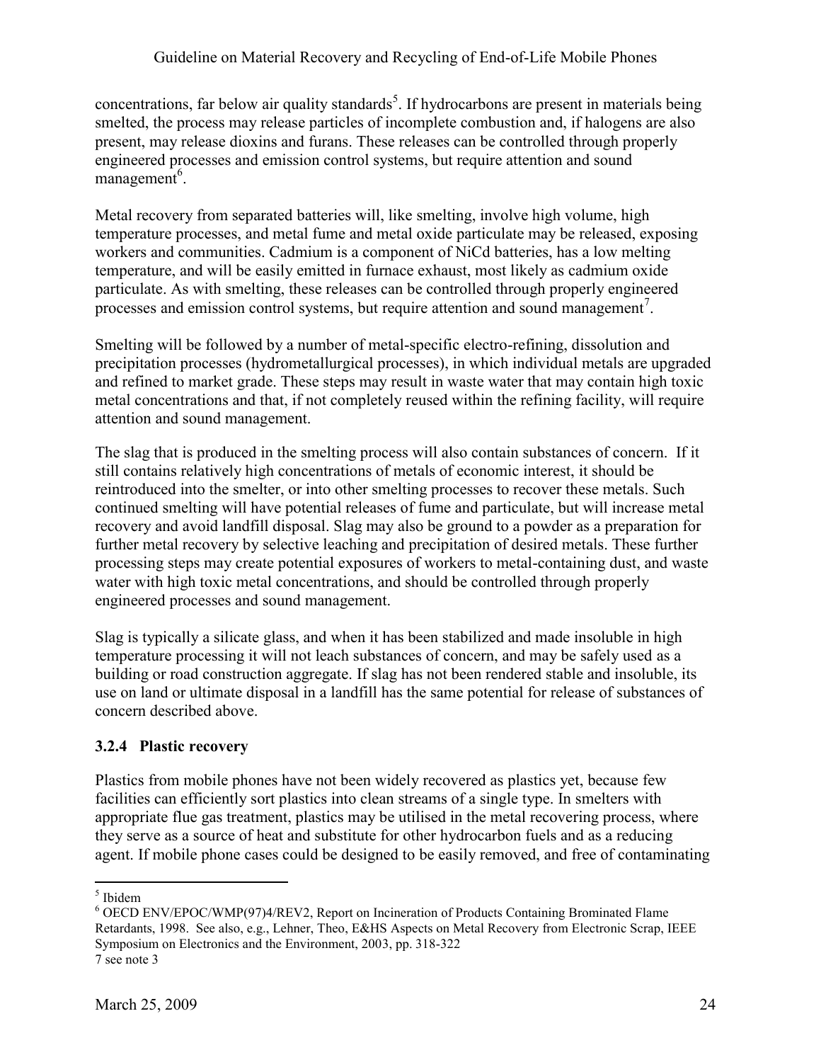concentrations, far below air quality standards[5]. If hydrocarbons are present in materials being smelted, the process may release particles of incomplete combustion and, if halogens are also present, may release dioxins and furans. These releases can be controlled through properly engineered processes and emission control systems, but require attention and sound management[6].

Metal recovery from separated batteries will, like smelting, involve high volume, high temperature processes, and metal fume and metal oxide particulate may be released, exposing workers and communities. Cadmium is a component of NiCd batteries, has a low melting temperature, and will be easily emitted in furnace exhaust, most likely as cadmium oxide particulate. As with smelting, these releases can be controlled through properly engineered processes and emission control systems, but require attention and sound management[7].

Smelting will be followed by a number of metal-specific electro-refining, dissolution and precipitation processes (hydrometallurgical processes), in which individual metals are upgraded and refined to market grade. These steps may result in waste water that may contain high toxic metal concentrations and that, if not completely reused within the refining facility, will require attention and sound management.

The slag that is produced in the smelting process will also contain substances of concern. If it still contains relatively high concentrations of metals of economic interest, it should be reintroduced into the smelter, or into other smelting processes to recover these metals. Such continued smelting will have potential releases of fume and particulate, but will increase metal recovery and avoid landfill disposal. Slag may also be ground to a powder as a preparation for further metal recovery by selective leaching and precipitation of desired metals. These further processing steps may create potential exposures of workers to metal-containing dust, and waste water with high toxic metal concentrations, and should be controlled through properly engineered processes and sound management.

Slag is typically a silicate glass, and when it has been stabilized and made insoluble in high temperature processing it will not leach substances of concern, and may be safely used as a building or road construction aggregate. If slag has not been rendered stable and insoluble, its use on land or ultimate disposal in a landfill has the same potential for release of substances of concern described above.

### 3.2.4 Plastic recovery

Plastics from mobile phones have not been widely recovered as plastics yet, because few facilities can efficiently sort plastics into clean streams of a single type. In smelters with appropriate flue gas treatment, plastics may be utilised in the metal recovering process, where they serve as a source of heat and substitute for other hydrocarbon fuels and as a reducing agent. If mobile phone cases could be designed to be easily removed, and free of contaminating

---

[5] Ibidem

[6] OECD ENV/EPOC/WMP(97)4/REV2, Report on Incineration of Products Containing Brominated Flame Retardants, 1998. See also, e.g., Lehner, Theo, E&HS Aspects on Metal Recovery from Electronic Scrap, IEEE Symposium on Electronics and the Environment, 2003, pp. 318-322

[7] see note 3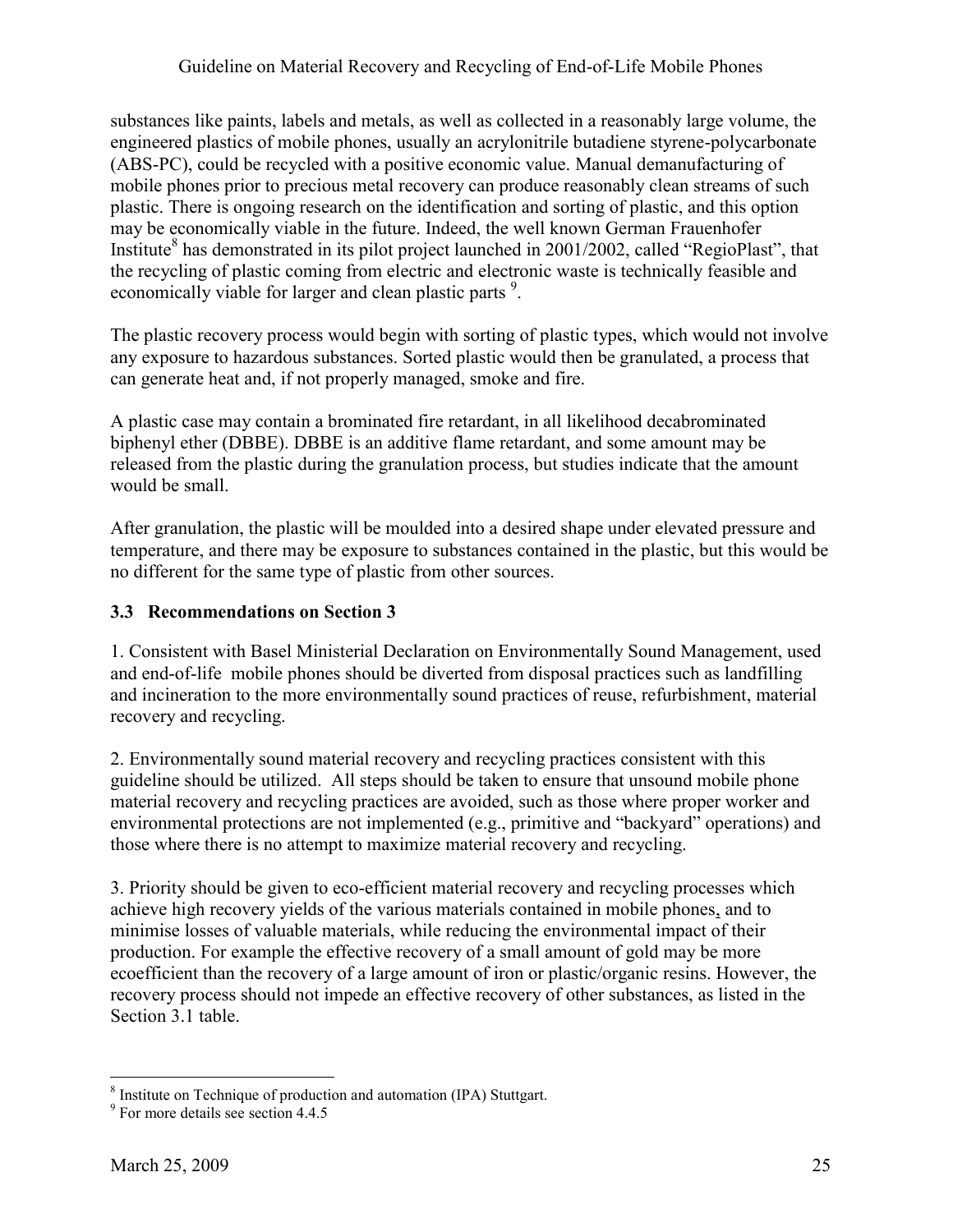substances like paints, labels and metals, as well as collected in a reasonably large volume, the engineered plastics of mobile phones, usually an acrylonitrile butadiene styrene-polycarbonate (ABS-PC), could be recycled with a positive economic value. Manual demanufacturing of mobile phones prior to precious metal recovery can produce reasonably clean streams of such plastic. There is ongoing research on the identification and sorting of plastic, and this option may be economically viable in the future. Indeed, the well known German Frauenhofer Institute[8] has demonstrated in its pilot project launched in 2001/2002, called "RegioPlast", that the recycling of plastic coming from electric and electronic waste is technically feasible and economically viable for larger and clean plastic parts [9].

The plastic recovery process would begin with sorting of plastic types, which would not involve any exposure to hazardous substances. Sorted plastic would then be granulated, a process that can generate heat and, if not properly managed, smoke and fire.

A plastic case may contain a brominated fire retardant, in all likelihood decabrominated biphenyl ether (DBBE). DBBE is an additive flame retardant, and some amount may be released from the plastic during the granulation process, but studies indicate that the amount would be small.

After granulation, the plastic will be moulded into a desired shape under elevated pressure and temperature, and there may be exposure to substances contained in the plastic, but this would be no different for the same type of plastic from other sources.

### 3.3 Recommendations on Section 3

1. Consistent with Basel Ministerial Declaration on Environmentally Sound Management, used and end-of-life mobile phones should be diverted from disposal practices such as landfilling and incineration to the more environmentally sound practices of reuse, refurbishment, material recovery and recycling.

2. Environmentally sound material recovery and recycling practices consistent with this guideline should be utilized. All steps should be taken to ensure that unsound mobile phone material recovery and recycling practices are avoided, such as those where proper worker and environmental protections are not implemented (e.g., primitive and "backyard" operations) and those where there is no attempt to maximize material recovery and recycling.

3. Priority should be given to eco-efficient material recovery and recycling processes which achieve high recovery yields of the various materials contained in mobile phones, and to minimise losses of valuable materials, while reducing the environmental impact of their production. For example the effective recovery of a small amount of gold may be more ecoefficient than the recovery of a large amount of iron or plastic/organic resins. However, the recovery process should not impede an effective recovery of other substances, as listed in the Section 3.1 table.

---

[8] Institute on Technique of production and automation (IPA) Stuttgart.

[9] For more details see section 4.4.5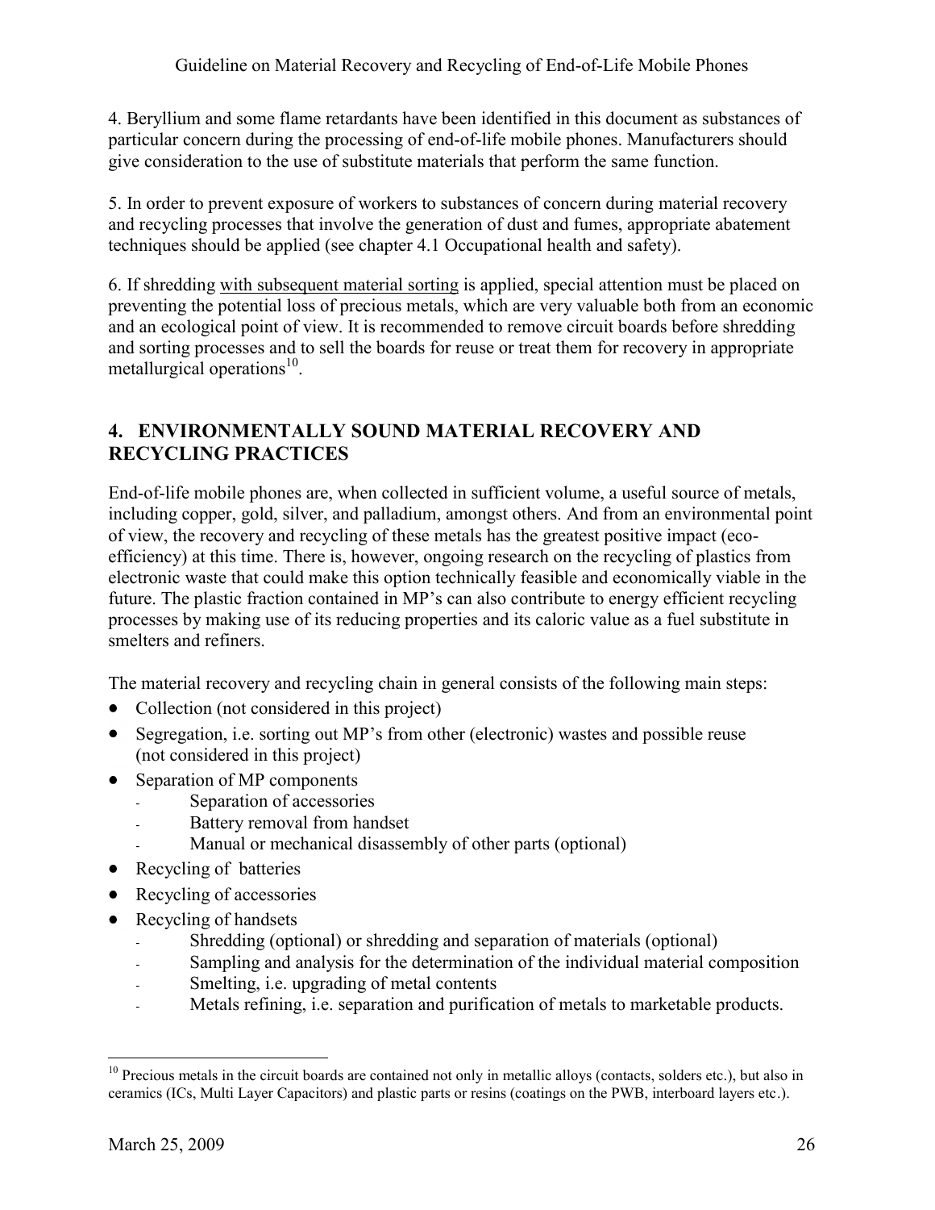4. Beryllium and some flame retardants have been identified in this document as substances of particular concern during the processing of end-of-life mobile phones. Manufacturers should give consideration to the use of substitute materials that perform the same function.

5. In order to prevent exposure of workers to substances of concern during material recovery and recycling processes that involve the generation of dust and fumes, appropriate abatement techniques should be applied (see chapter 4.1 Occupational health and safety).

6. If shredding <u>with subsequent material sorting</u> is applied, special attention must be placed on preventing the potential loss of precious metals, which are very valuable both from an economic and an ecological point of view. It is recommended to remove circuit boards before shredding and sorting processes and to sell the boards for reuse or treat them for recovery in appropriate metallurgical operations[10].

## 4. ENVIRONMENTALLY SOUND MATERIAL RECOVERY AND RECYCLING PRACTICES

End-of-life mobile phones are, when collected in sufficient volume, a useful source of metals, including copper, gold, silver, and palladium, amongst others. And from an environmental point of view, the recovery and recycling of these metals has the greatest positive impact (eco-efficiency) at this time. There is, however, ongoing research on the recycling of plastics from electronic waste that could make this option technically feasible and economically viable in the future. The plastic fraction contained in MP's can also contribute to energy efficient recycling processes by making use of its reducing properties and its caloric value as a fuel substitute in smelters and refiners.

The material recovery and recycling chain in general consists of the following main steps:

- Collection (not considered in this project)
- Segregation, i.e. sorting out MP's from other (electronic) wastes and possible reuse (not considered in this project)
- Separation of MP components
  - Separation of accessories
  - Battery removal from handset
  - Manual or mechanical disassembly of other parts (optional)
- Recycling of batteries
- Recycling of accessories
- Recycling of handsets
  - Shredding (optional) or shredding and separation of materials (optional)
  - Sampling and analysis for the determination of the individual material composition
  - Smelting, i.e. upgrading of metal contents
  - Metals refining, i.e. separation and purification of metals to marketable products.

[10] Precious metals in the circuit boards are contained not only in metallic alloys (contacts, solders etc.), but also in ceramics (ICs, Multi Layer Capacitors) and plastic parts or resins (coatings on the PWB, interboard layers etc.).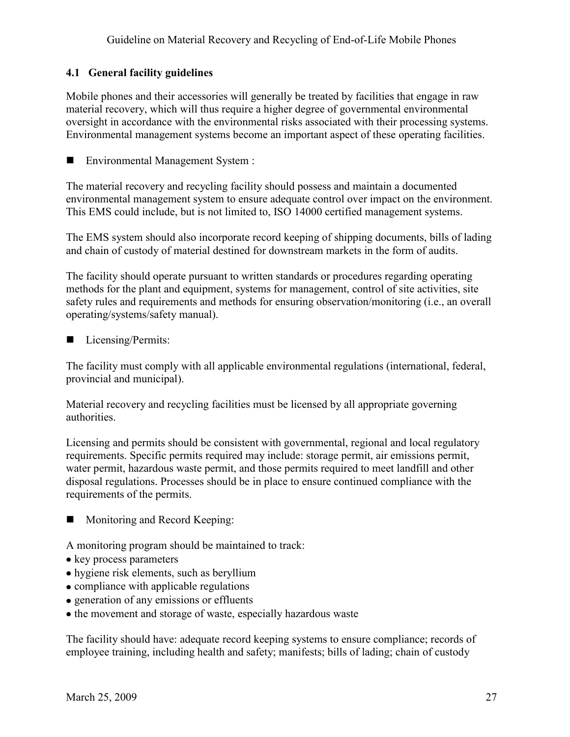## 4.1 General facility guidelines

Mobile phones and their accessories will generally be treated by facilities that engage in raw material recovery, which will thus require a higher degree of governmental environmental oversight in accordance with the environmental risks associated with their processing systems. Environmental management systems become an important aspect of these operating facilities.

- Environmental Management System :

The material recovery and recycling facility should possess and maintain a documented environmental management system to ensure adequate control over impact on the environment. This EMS could include, but is not limited to, ISO 14000 certified management systems.

The EMS system should also incorporate record keeping of shipping documents, bills of lading and chain of custody of material destined for downstream markets in the form of audits.

The facility should operate pursuant to written standards or procedures regarding operating methods for the plant and equipment, systems for management, control of site activities, site safety rules and requirements and methods for ensuring observation/monitoring (i.e., an overall operating/systems/safety manual).

- Licensing/Permits:

The facility must comply with all applicable environmental regulations (international, federal, provincial and municipal).

Material recovery and recycling facilities must be licensed by all appropriate governing authorities.

Licensing and permits should be consistent with governmental, regional and local regulatory requirements. Specific permits required may include: storage permit, air emissions permit, water permit, hazardous waste permit, and those permits required to meet landfill and other disposal regulations. Processes should be in place to ensure continued compliance with the requirements of the permits.

- Monitoring and Record Keeping:

A monitoring program should be maintained to track:

- key process parameters
- hygiene risk elements, such as beryllium
- compliance with applicable regulations
- generation of any emissions or effluents
- the movement and storage of waste, especially hazardous waste

The facility should have: adequate record keeping systems to ensure compliance; records of employee training, including health and safety; manifests; bills of lading; chain of custody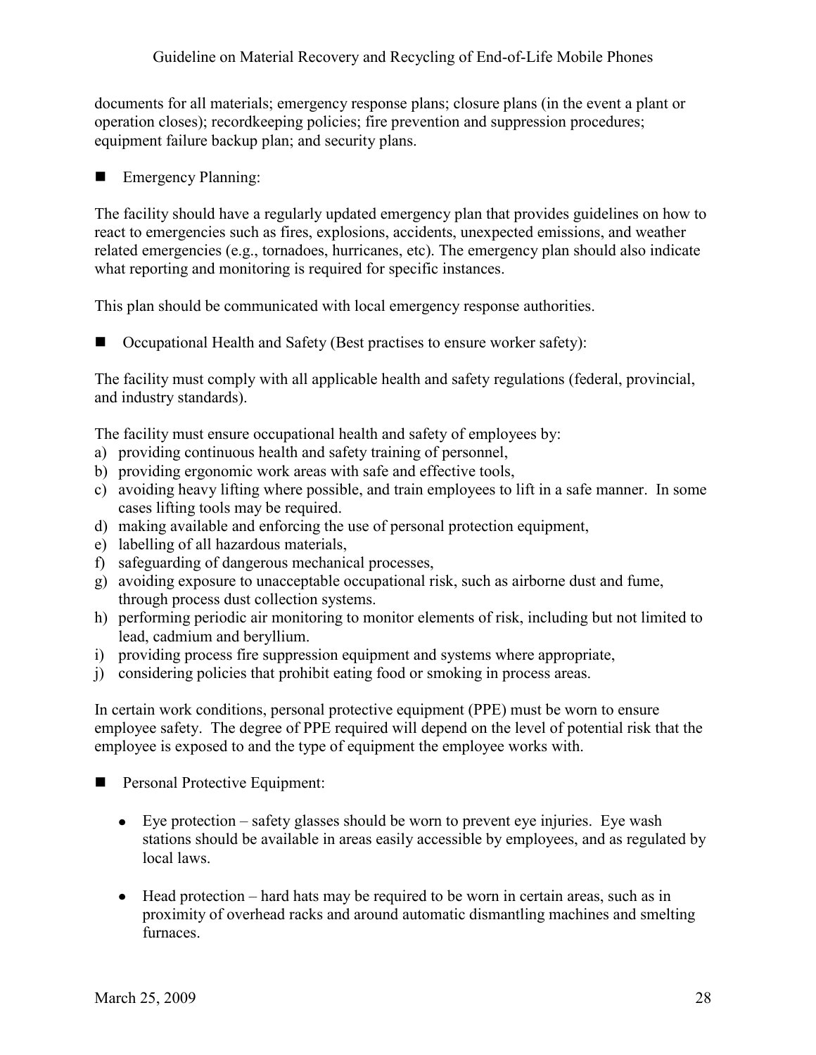documents for all materials; emergency response plans; closure plans (in the event a plant or operation closes); recordkeeping policies; fire prevention and suppression procedures; equipment failure backup plan; and security plans.

- Emergency Planning:

The facility should have a regularly updated emergency plan that provides guidelines on how to react to emergencies such as fires, explosions, accidents, unexpected emissions, and weather related emergencies (e.g., tornadoes, hurricanes, etc). The emergency plan should also indicate what reporting and monitoring is required for specific instances.

This plan should be communicated with local emergency response authorities.

- Occupational Health and Safety (Best practises to ensure worker safety):

The facility must comply with all applicable health and safety regulations (federal, provincial, and industry standards).

The facility must ensure occupational health and safety of employees by:

a) providing continuous health and safety training of personnel,
b) providing ergonomic work areas with safe and effective tools,
c) avoiding heavy lifting where possible, and train employees to lift in a safe manner. In some cases lifting tools may be required.
d) making available and enforcing the use of personal protection equipment,
e) labelling of all hazardous materials,
f) safeguarding of dangerous mechanical processes,
g) avoiding exposure to unacceptable occupational risk, such as airborne dust and fume, through process dust collection systems.
h) performing periodic air monitoring to monitor elements of risk, including but not limited to lead, cadmium and beryllium.
i) providing process fire suppression equipment and systems where appropriate,
j) considering policies that prohibit eating food or smoking in process areas.

In certain work conditions, personal protective equipment (PPE) must be worn to ensure employee safety. The degree of PPE required will depend on the level of potential risk that the employee is exposed to and the type of equipment the employee works with.

- Personal Protective Equipment:

  - Eye protection – safety glasses should be worn to prevent eye injuries. Eye wash stations should be available in areas easily accessible by employees, and as regulated by local laws.

  - Head protection – hard hats may be required to be worn in certain areas, such as in proximity of overhead racks and around automatic dismantling machines and smelting furnaces.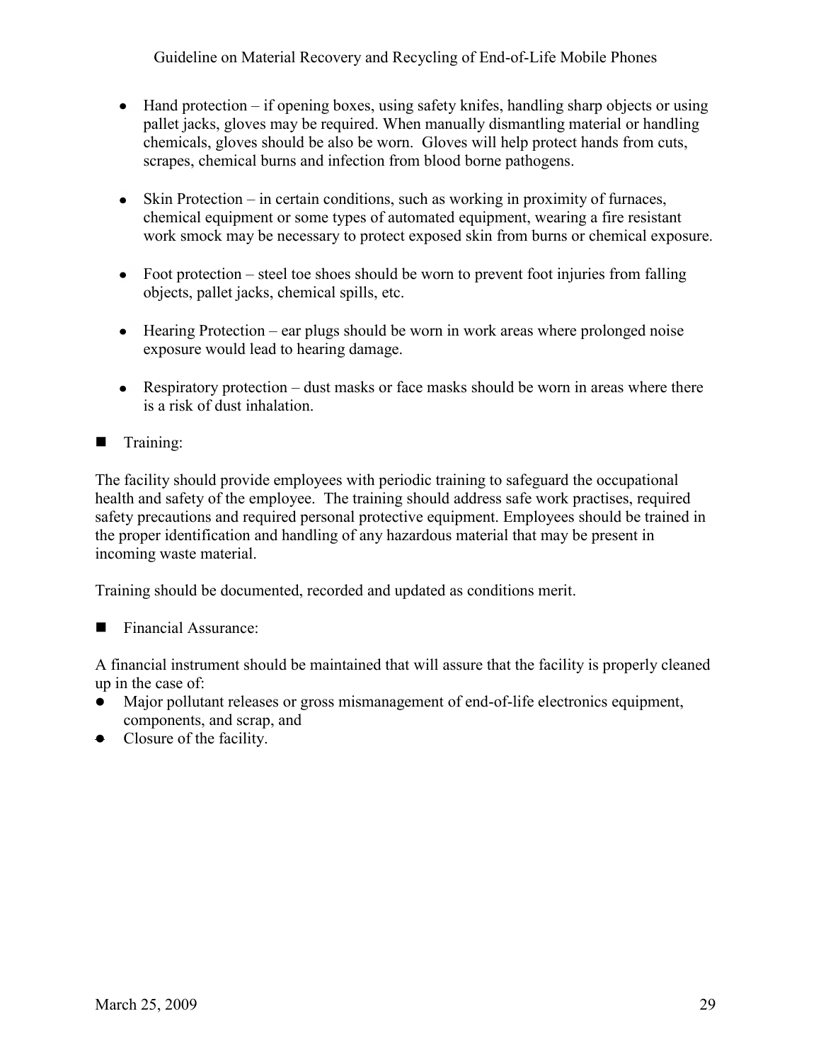- Hand protection – if opening boxes, using safety knifes, handling sharp objects or using pallet jacks, gloves may be required. When manually dismantling material or handling chemicals, gloves should be also be worn. Gloves will help protect hands from cuts, scrapes, chemical burns and infection from blood borne pathogens.

- Skin Protection – in certain conditions, such as working in proximity of furnaces, chemical equipment or some types of automated equipment, wearing a fire resistant work smock may be necessary to protect exposed skin from burns or chemical exposure.

- Foot protection – steel toe shoes should be worn to prevent foot injuries from falling objects, pallet jacks, chemical spills, etc.

- Hearing Protection – ear plugs should be worn in work areas where prolonged noise exposure would lead to hearing damage.

- Respiratory protection – dust masks or face masks should be worn in areas where there is a risk of dust inhalation.

■ Training:

The facility should provide employees with periodic training to safeguard the occupational health and safety of the employee. The training should address safe work practises, required safety precautions and required personal protective equipment. Employees should be trained in the proper identification and handling of any hazardous material that may be present in incoming waste material.

Training should be documented, recorded and updated as conditions merit.

■ Financial Assurance:

A financial instrument should be maintained that will assure that the facility is properly cleaned up in the case of:

- Major pollutant releases or gross mismanagement of end-of-life electronics equipment, components, and scrap, and
- Closure of the facility.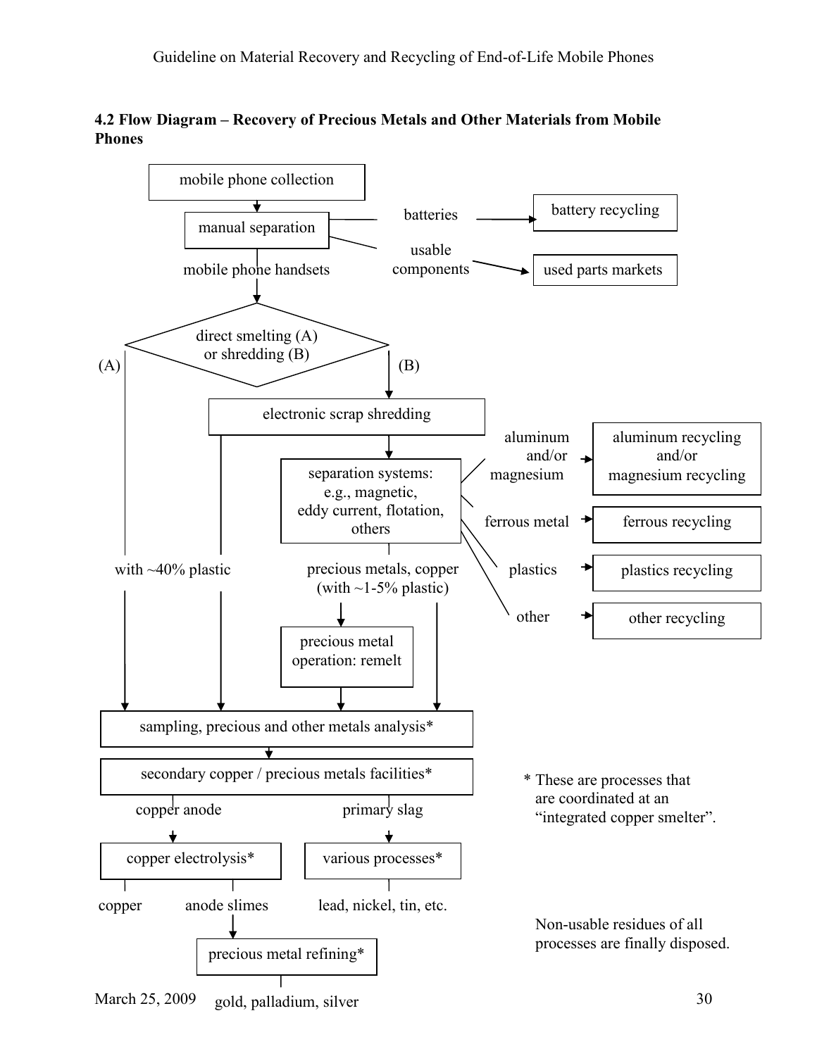**4.2 Flow Diagram – Recovery of Precious Metals and Other Materials from Mobile Phones**

mobile phone collection

manual separation

batteries

battery recycling

usable components

used parts markets

mobile phone handsets

direct smelting (A) or shredding (B)

(A)

(B)

electronic scrap shredding

separation systems: e.g., magnetic, eddy current, flotation, others

aluminum and/or magnesium

aluminum recycling and/or magnesium recycling

ferrous metal

ferrous recycling

plastics

plastics recycling

other

other recycling

with ~40% plastic

precious metals, copper (with ~1-5% plastic)

precious metal operation: remelt

sampling, precious and other metals analysis*

secondary copper / precious metals facilities*

copper anode

primary slag

copper electrolysis*

various processes*

copper

anode slimes

lead, nickel, tin, etc.

precious metal refining*

gold, palladium, silver

\* These are processes that are coordinated at an "integrated copper smelter".

Non-usable residues of all processes are finally disposed.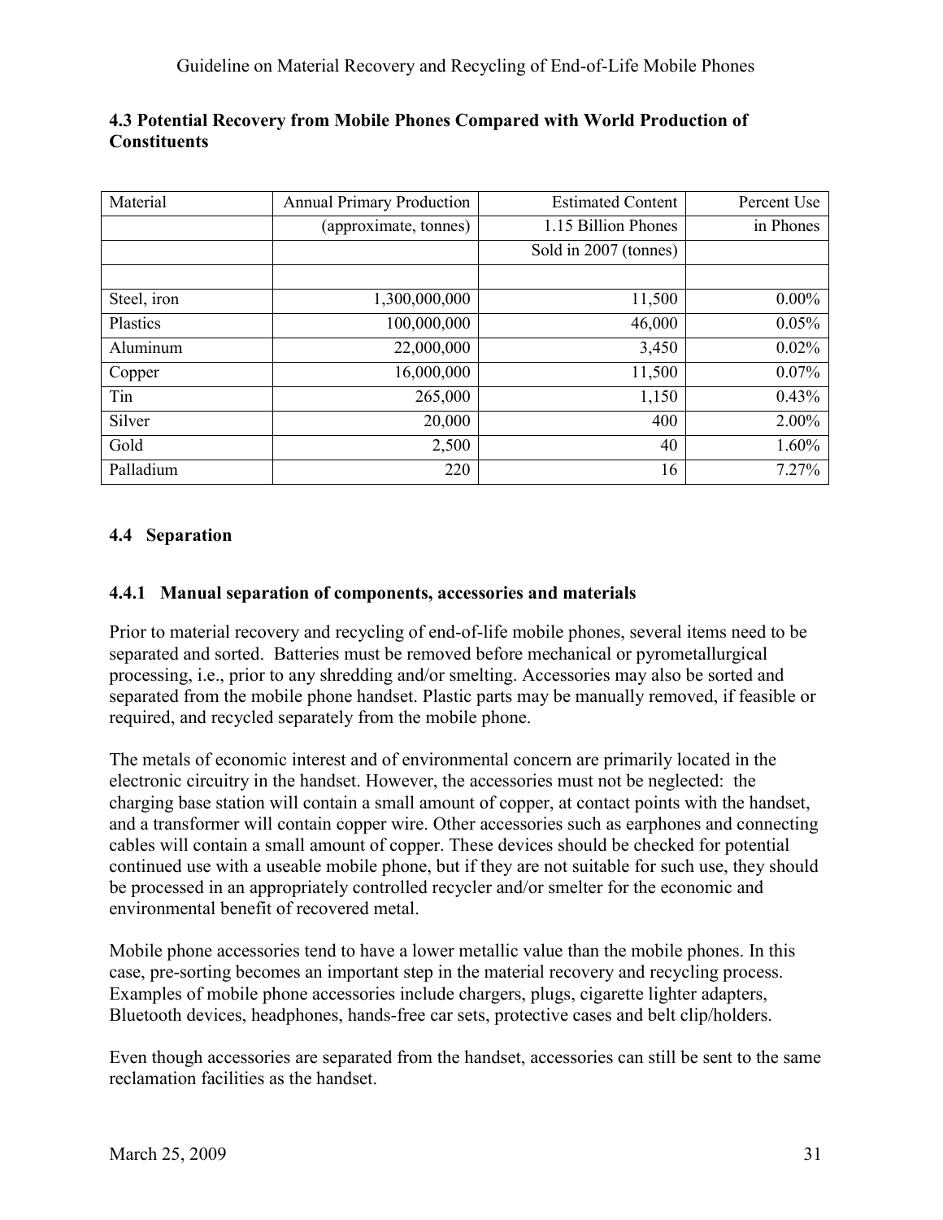### 4.3 Potential Recovery from Mobile Phones Compared with World Production of Constituents

| Material | Annual Primary Production (approximate, tonnes) | Estimated Content 1.15 Billion Phones Sold in 2007 (tonnes) | Percent Use in Phones |
|---|---|---|---|
| | | | |
| Steel, iron | 1,300,000,000 | 11,500 | 0.00% |
| Plastics | 100,000,000 | 46,000 | 0.05% |
| Aluminum | 22,000,000 | 3,450 | 0.02% |
| Copper | 16,000,000 | 11,500 | 0.07% |
| Tin | 265,000 | 1,150 | 0.43% |
| Silver | 20,000 | 400 | 2.00% |
| Gold | 2,500 | 40 | 1.60% |
| Palladium | 220 | 16 | 7.27% |

### 4.4 Separation

#### 4.4.1 Manual separation of components, accessories and materials

Prior to material recovery and recycling of end-of-life mobile phones, several items need to be separated and sorted. Batteries must be removed before mechanical or pyrometallurgical processing, i.e., prior to any shredding and/or smelting. Accessories may also be sorted and separated from the mobile phone handset. Plastic parts may be manually removed, if feasible or required, and recycled separately from the mobile phone.

The metals of economic interest and of environmental concern are primarily located in the electronic circuitry in the handset. However, the accessories must not be neglected: the charging base station will contain a small amount of copper, at contact points with the handset, and a transformer will contain copper wire. Other accessories such as earphones and connecting cables will contain a small amount of copper. These devices should be checked for potential continued use with a useable mobile phone, but if they are not suitable for such use, they should be processed in an appropriately controlled recycler and/or smelter for the economic and environmental benefit of recovered metal.

Mobile phone accessories tend to have a lower metallic value than the mobile phones. In this case, pre-sorting becomes an important step in the material recovery and recycling process. Examples of mobile phone accessories include chargers, plugs, cigarette lighter adapters, Bluetooth devices, headphones, hands-free car sets, protective cases and belt clip/holders.

Even though accessories are separated from the handset, accessories can still be sent to the same reclamation facilities as the handset.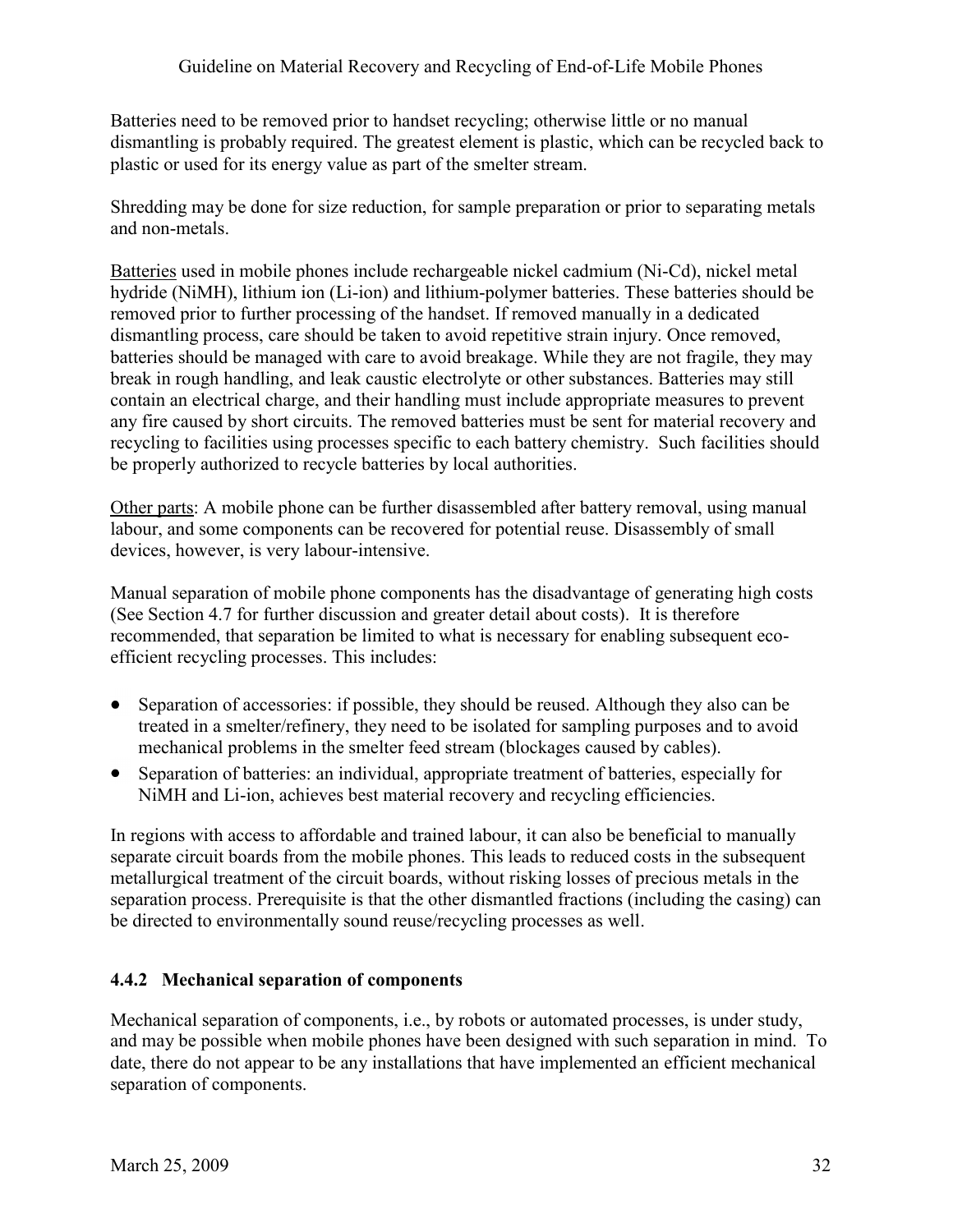Batteries need to be removed prior to handset recycling; otherwise little or no manual dismantling is probably required. The greatest element is plastic, which can be recycled back to plastic or used for its energy value as part of the smelter stream.

Shredding may be done for size reduction, for sample preparation or prior to separating metals and non-metals.

<u>Batteries</u> used in mobile phones include rechargeable nickel cadmium (Ni-Cd), nickel metal hydride (NiMH), lithium ion (Li-ion) and lithium-polymer batteries. These batteries should be removed prior to further processing of the handset. If removed manually in a dedicated dismantling process, care should be taken to avoid repetitive strain injury. Once removed, batteries should be managed with care to avoid breakage. While they are not fragile, they may break in rough handling, and leak caustic electrolyte or other substances. Batteries may still contain an electrical charge, and their handling must include appropriate measures to prevent any fire caused by short circuits. The removed batteries must be sent for material recovery and recycling to facilities using processes specific to each battery chemistry. Such facilities should be properly authorized to recycle batteries by local authorities.

<u>Other parts</u>: A mobile phone can be further disassembled after battery removal, using manual labour, and some components can be recovered for potential reuse. Disassembly of small devices, however, is very labour-intensive.

Manual separation of mobile phone components has the disadvantage of generating high costs (See Section 4.7 for further discussion and greater detail about costs). It is therefore recommended, that separation be limited to what is necessary for enabling subsequent eco-efficient recycling processes. This includes:

- Separation of accessories: if possible, they should be reused. Although they also can be treated in a smelter/refinery, they need to be isolated for sampling purposes and to avoid mechanical problems in the smelter feed stream (blockages caused by cables).
- Separation of batteries: an individual, appropriate treatment of batteries, especially for NiMH and Li-ion, achieves best material recovery and recycling efficiencies.

In regions with access to affordable and trained labour, it can also be beneficial to manually separate circuit boards from the mobile phones. This leads to reduced costs in the subsequent metallurgical treatment of the circuit boards, without risking losses of precious metals in the separation process. Prerequisite is that the other dismantled fractions (including the casing) can be directed to environmentally sound reuse/recycling processes as well.

### 4.4.2 Mechanical separation of components

Mechanical separation of components, i.e., by robots or automated processes, is under study, and may be possible when mobile phones have been designed with such separation in mind. To date, there do not appear to be any installations that have implemented an efficient mechanical separation of components.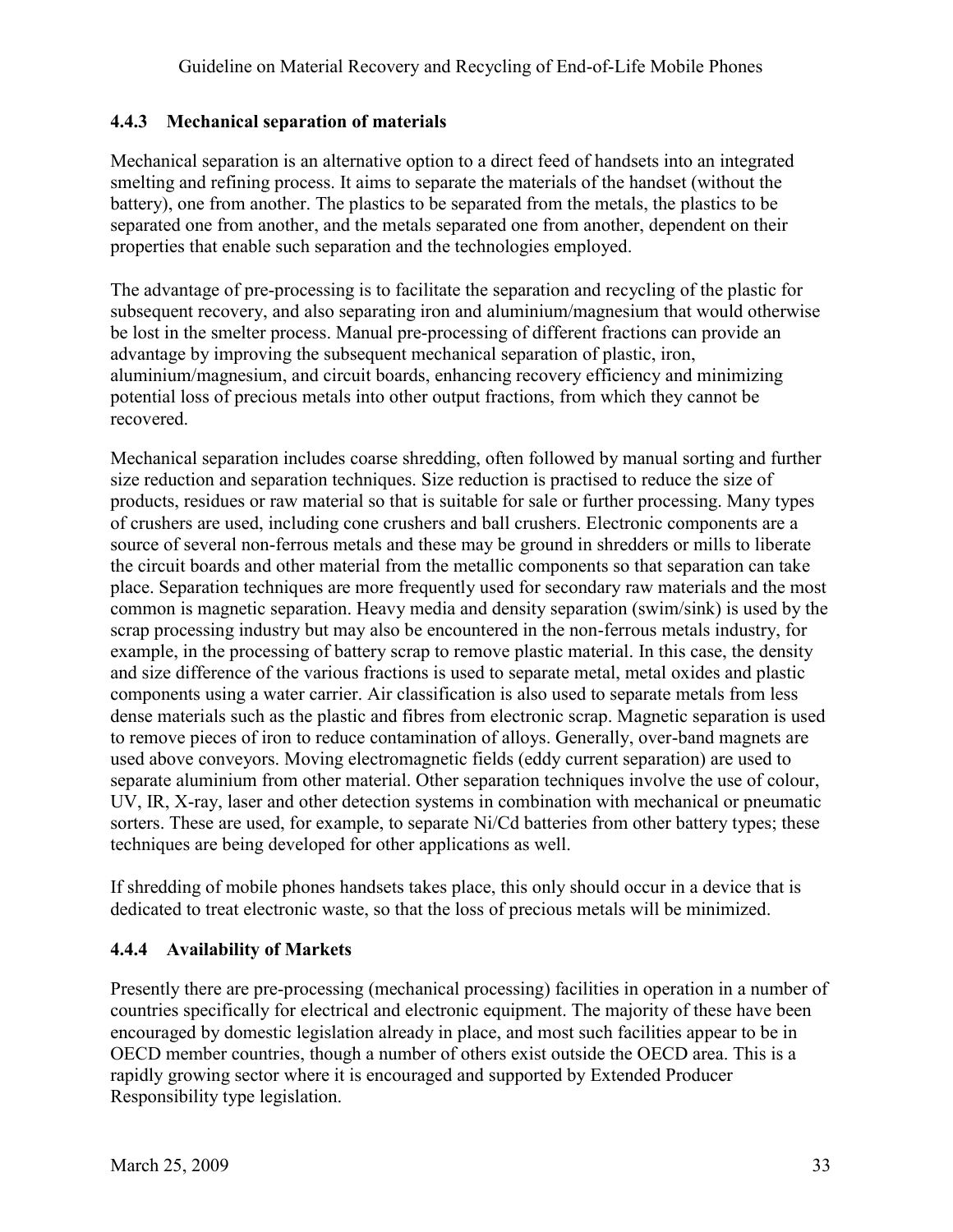### 4.4.3 Mechanical separation of materials

Mechanical separation is an alternative option to a direct feed of handsets into an integrated smelting and refining process. It aims to separate the materials of the handset (without the battery), one from another. The plastics to be separated from the metals, the plastics to be separated one from another, and the metals separated one from another, dependent on their properties that enable such separation and the technologies employed.

The advantage of pre-processing is to facilitate the separation and recycling of the plastic for subsequent recovery, and also separating iron and aluminium/magnesium that would otherwise be lost in the smelter process. Manual pre-processing of different fractions can provide an advantage by improving the subsequent mechanical separation of plastic, iron, aluminium/magnesium, and circuit boards, enhancing recovery efficiency and minimizing potential loss of precious metals into other output fractions, from which they cannot be recovered.

Mechanical separation includes coarse shredding, often followed by manual sorting and further size reduction and separation techniques. Size reduction is practised to reduce the size of products, residues or raw material so that is suitable for sale or further processing. Many types of crushers are used, including cone crushers and ball crushers. Electronic components are a source of several non-ferrous metals and these may be ground in shredders or mills to liberate the circuit boards and other material from the metallic components so that separation can take place. Separation techniques are more frequently used for secondary raw materials and the most common is magnetic separation. Heavy media and density separation (swim/sink) is used by the scrap processing industry but may also be encountered in the non-ferrous metals industry, for example, in the processing of battery scrap to remove plastic material. In this case, the density and size difference of the various fractions is used to separate metal, metal oxides and plastic components using a water carrier. Air classification is also used to separate metals from less dense materials such as the plastic and fibres from electronic scrap. Magnetic separation is used to remove pieces of iron to reduce contamination of alloys. Generally, over-band magnets are used above conveyors. Moving electromagnetic fields (eddy current separation) are used to separate aluminium from other material. Other separation techniques involve the use of colour, UV, IR, X-ray, laser and other detection systems in combination with mechanical or pneumatic sorters. These are used, for example, to separate Ni/Cd batteries from other battery types; these techniques are being developed for other applications as well.

If shredding of mobile phones handsets takes place, this only should occur in a device that is dedicated to treat electronic waste, so that the loss of precious metals will be minimized.

### 4.4.4 Availability of Markets

Presently there are pre-processing (mechanical processing) facilities in operation in a number of countries specifically for electrical and electronic equipment. The majority of these have been encouraged by domestic legislation already in place, and most such facilities appear to be in OECD member countries, though a number of others exist outside the OECD area. This is a rapidly growing sector where it is encouraged and supported by Extended Producer Responsibility type legislation.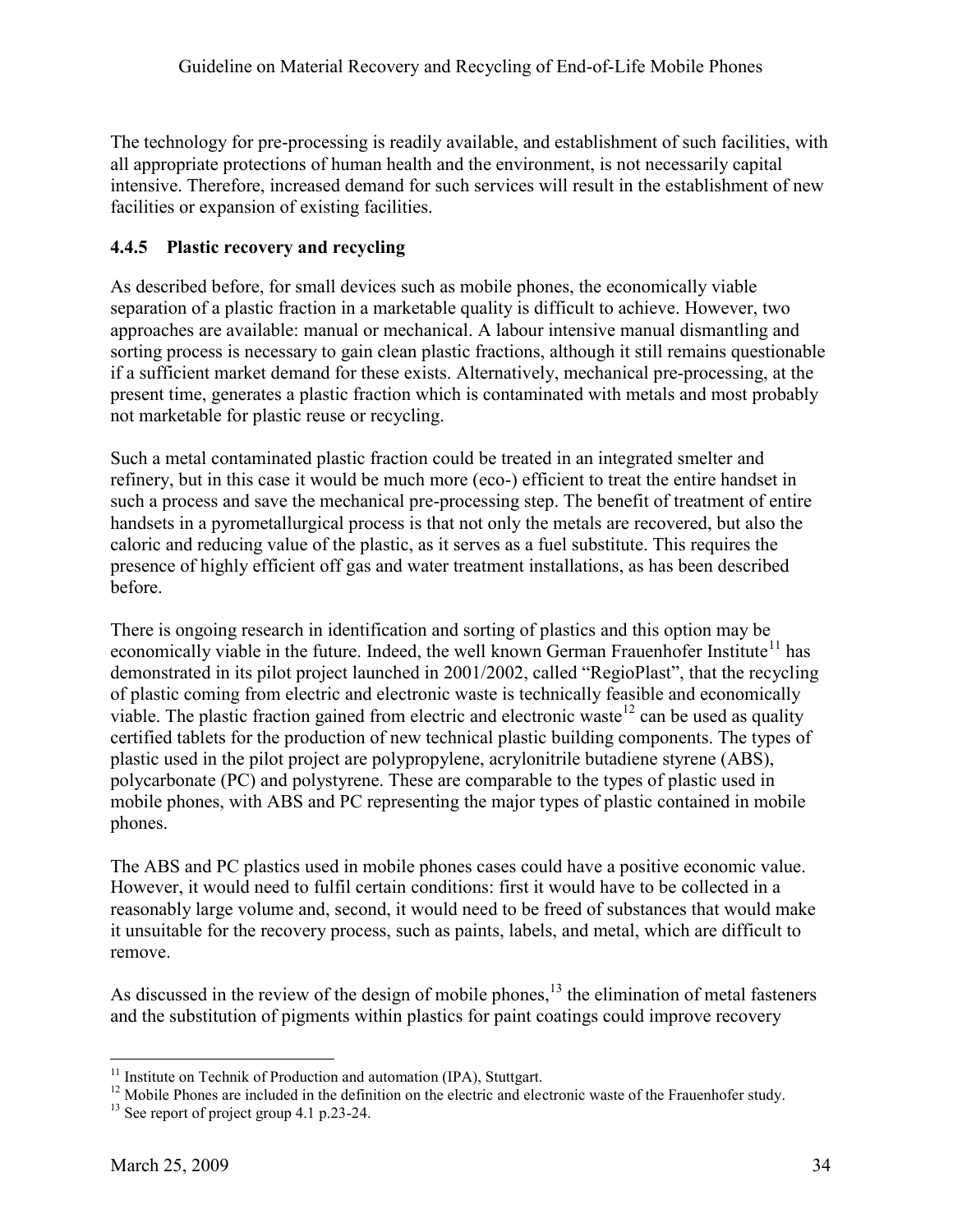The technology for pre-processing is readily available, and establishment of such facilities, with all appropriate protections of human health and the environment, is not necessarily capital intensive. Therefore, increased demand for such services will result in the establishment of new facilities or expansion of existing facilities.

### 4.4.5 Plastic recovery and recycling

As described before, for small devices such as mobile phones, the economically viable separation of a plastic fraction in a marketable quality is difficult to achieve. However, two approaches are available: manual or mechanical. A labour intensive manual dismantling and sorting process is necessary to gain clean plastic fractions, although it still remains questionable if a sufficient market demand for these exists. Alternatively, mechanical pre-processing, at the present time, generates a plastic fraction which is contaminated with metals and most probably not marketable for plastic reuse or recycling.

Such a metal contaminated plastic fraction could be treated in an integrated smelter and refinery, but in this case it would be much more (eco-) efficient to treat the entire handset in such a process and save the mechanical pre-processing step. The benefit of treatment of entire handsets in a pyrometallurgical process is that not only the metals are recovered, but also the caloric and reducing value of the plastic, as it serves as a fuel substitute. This requires the presence of highly efficient off gas and water treatment installations, as has been described before.

There is ongoing research in identification and sorting of plastics and this option may be economically viable in the future. Indeed, the well known German Frauenhofer Institute[11] has demonstrated in its pilot project launched in 2001/2002, called "RegioPlast", that the recycling of plastic coming from electric and electronic waste is technically feasible and economically viable. The plastic fraction gained from electric and electronic waste[12] can be used as quality certified tablets for the production of new technical plastic building components. The types of plastic used in the pilot project are polypropylene, acrylonitrile butadiene styrene (ABS), polycarbonate (PC) and polystyrene. These are comparable to the types of plastic used in mobile phones, with ABS and PC representing the major types of plastic contained in mobile phones.

The ABS and PC plastics used in mobile phones cases could have a positive economic value. However, it would need to fulfil certain conditions: first it would have to be collected in a reasonably large volume and, second, it would need to be freed of substances that would make it unsuitable for the recovery process, such as paints, labels, and metal, which are difficult to remove.

As discussed in the review of the design of mobile phones,[13] the elimination of metal fasteners and the substitution of pigments within plastics for paint coatings could improve recovery

---

[11] Institute on Technik of Production and automation (IPA), Stuttgart.

[12] Mobile Phones are included in the definition on the electric and electronic waste of the Frauenhofer study.

[13] See report of project group 4.1 p.23-24.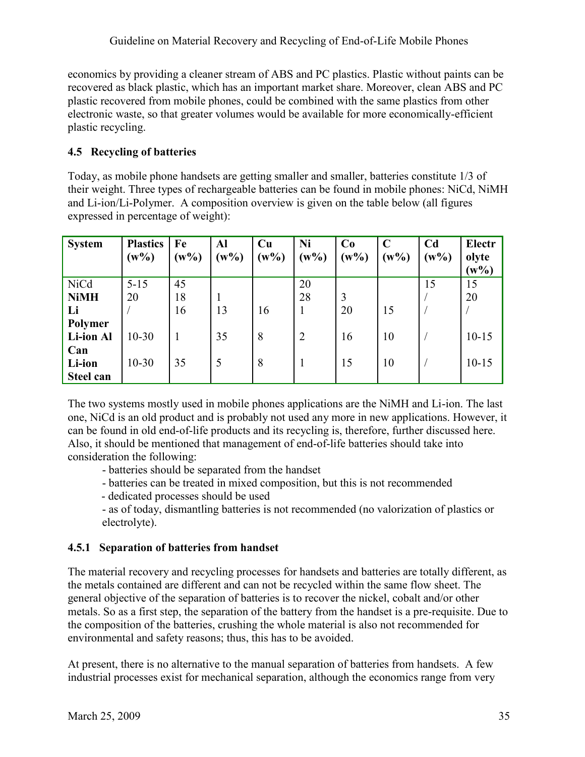economics by providing a cleaner stream of ABS and PC plastics. Plastic without paints can be recovered as black plastic, which has an important market share. Moreover, clean ABS and PC plastic recovered from mobile phones, could be combined with the same plastics from other electronic waste, so that greater volumes would be available for more economically-efficient plastic recycling.

### 4.5 Recycling of batteries

Today, as mobile phone handsets are getting smaller and smaller, batteries constitute 1/3 of their weight. Three types of rechargeable batteries can be found in mobile phones: NiCd, NiMH and Li-ion/Li-Polymer. A composition overview is given on the table below (all figures expressed in percentage of weight):

| System | Plastics (w%) | Fe (w%) | Al (w%) | Cu (w%) | Ni (w%) | Co (w%) | C (w%) | Cd (w%) | Electrolyte (w%) |
|---|---|---|---|---|---|---|---|---|---|
| NiCd | 5-15 | 45 | | | 20 | | | 15 | 15 |
| **NiMH** | 20 | 18 | 1 | | 28 | 3 | | / | 20 |
| **Li Polymer** | / | 16 | 13 | 16 | 1 | 20 | 15 | / | / |
| **Li-ion Al Can** | 10-30 | 1 | 35 | 8 | 2 | 16 | 10 | / | 10-15 |
| **Li-ion Steel can** | 10-30 | 35 | 5 | 8 | 1 | 15 | 10 | / | 10-15 |

The two systems mostly used in mobile phones applications are the NiMH and Li-ion. The last one, NiCd is an old product and is probably not used any more in new applications. However, it can be found in old end-of-life products and its recycling is, therefore, further discussed here. Also, it should be mentioned that management of end-of-life batteries should take into consideration the following:

- batteries should be separated from the handset
- batteries can be treated in mixed composition, but this is not recommended
- dedicated processes should be used
- as of today, dismantling batteries is not recommended (no valorization of plastics or electrolyte).

#### 4.5.1 Separation of batteries from handset

The material recovery and recycling processes for handsets and batteries are totally different, as the metals contained are different and can not be recycled within the same flow sheet. The general objective of the separation of batteries is to recover the nickel, cobalt and/or other metals. So as a first step, the separation of the battery from the handset is a pre-requisite. Due to the composition of the batteries, crushing the whole material is also not recommended for environmental and safety reasons; thus, this has to be avoided.

At present, there is no alternative to the manual separation of batteries from handsets. A few industrial processes exist for mechanical separation, although the economics range from very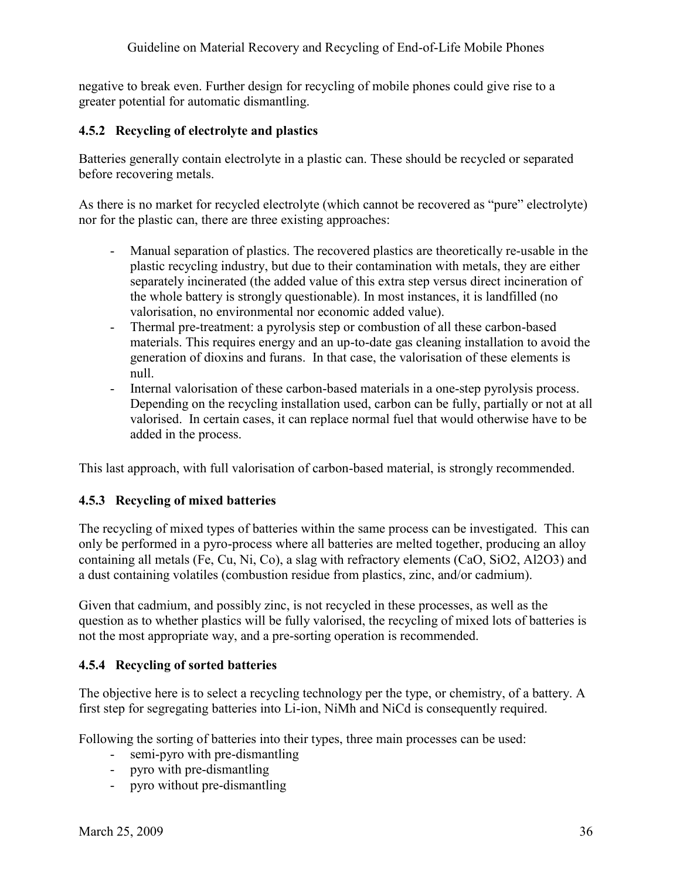negative to break even. Further design for recycling of mobile phones could give rise to a greater potential for automatic dismantling.

### 4.5.2 Recycling of electrolyte and plastics

Batteries generally contain electrolyte in a plastic can. These should be recycled or separated before recovering metals.

As there is no market for recycled electrolyte (which cannot be recovered as "pure" electrolyte) nor for the plastic can, there are three existing approaches:

- Manual separation of plastics. The recovered plastics are theoretically re-usable in the plastic recycling industry, but due to their contamination with metals, they are either separately incinerated (the added value of this extra step versus direct incineration of the whole battery is strongly questionable). In most instances, it is landfilled (no valorisation, no environmental nor economic added value).
- Thermal pre-treatment: a pyrolysis step or combustion of all these carbon-based materials. This requires energy and an up-to-date gas cleaning installation to avoid the generation of dioxins and furans. In that case, the valorisation of these elements is null.
- Internal valorisation of these carbon-based materials in a one-step pyrolysis process. Depending on the recycling installation used, carbon can be fully, partially or not at all valorised. In certain cases, it can replace normal fuel that would otherwise have to be added in the process.

This last approach, with full valorisation of carbon-based material, is strongly recommended.

### 4.5.3 Recycling of mixed batteries

The recycling of mixed types of batteries within the same process can be investigated. This can only be performed in a pyro-process where all batteries are melted together, producing an alloy containing all metals (Fe, Cu, Ni, Co), a slag with refractory elements (CaO, $SiO_2$, $Al_2O_3$) and a dust containing volatiles (combustion residue from plastics, zinc, and/or cadmium).

Given that cadmium, and possibly zinc, is not recycled in these processes, as well as the question as to whether plastics will be fully valorised, the recycling of mixed lots of batteries is not the most appropriate way, and a pre-sorting operation is recommended.

### 4.5.4 Recycling of sorted batteries

The objective here is to select a recycling technology per the type, or chemistry, of a battery. A first step for segregating batteries into Li-ion, NiMh and NiCd is consequently required.

Following the sorting of batteries into their types, three main processes can be used:

- semi-pyro with pre-dismantling
- pyro with pre-dismantling
- pyro without pre-dismantling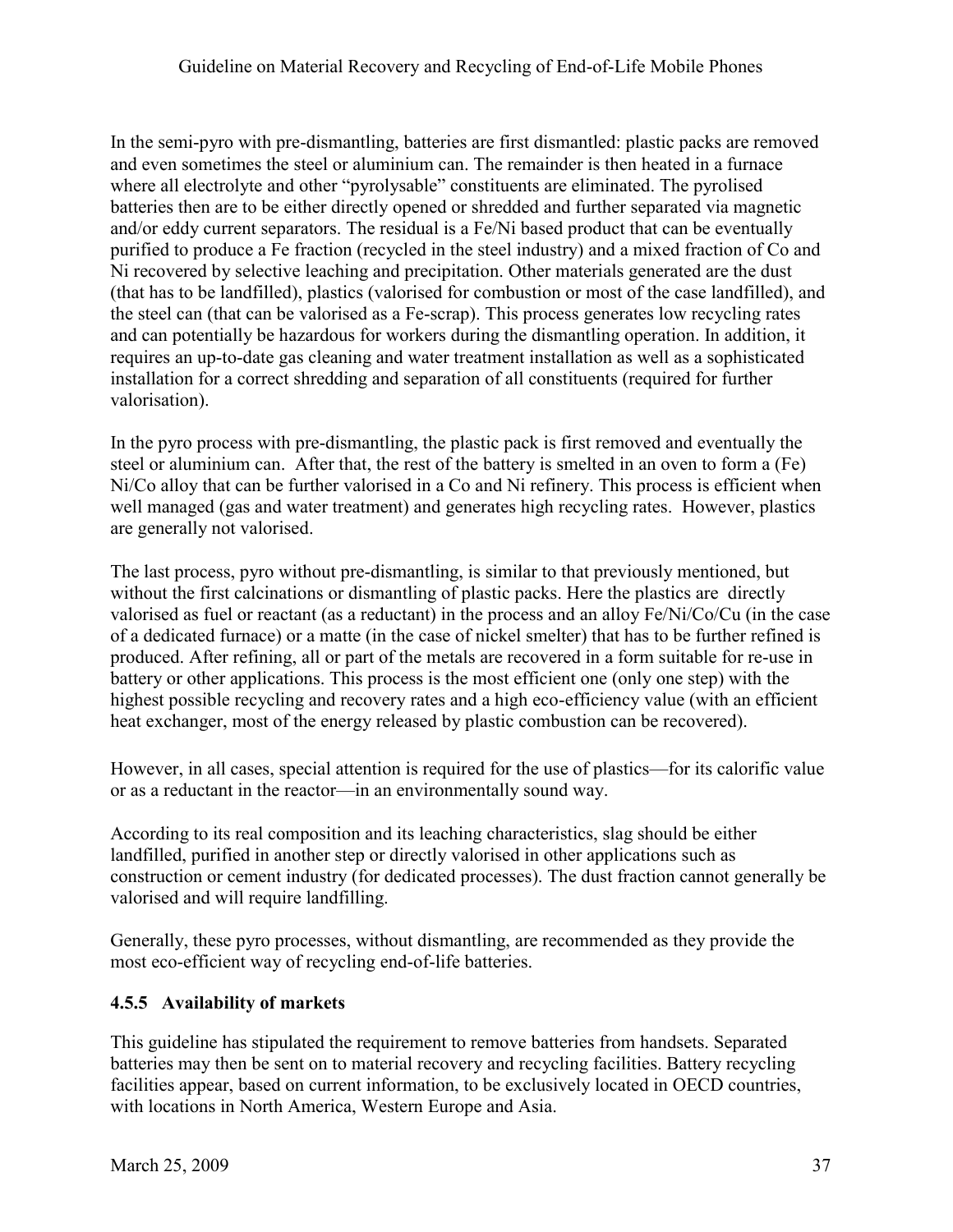In the semi-pyro with pre-dismantling, batteries are first dismantled: plastic packs are removed and even sometimes the steel or aluminium can. The remainder is then heated in a furnace where all electrolyte and other "pyrolysable" constituents are eliminated. The pyrolised batteries then are to be either directly opened or shredded and further separated via magnetic and/or eddy current separators. The residual is a Fe/Ni based product that can be eventually purified to produce a Fe fraction (recycled in the steel industry) and a mixed fraction of Co and Ni recovered by selective leaching and precipitation. Other materials generated are the dust (that has to be landfilled), plastics (valorised for combustion or most of the case landfilled), and the steel can (that can be valorised as a Fe-scrap). This process generates low recycling rates and can potentially be hazardous for workers during the dismantling operation. In addition, it requires an up-to-date gas cleaning and water treatment installation as well as a sophisticated installation for a correct shredding and separation of all constituents (required for further valorisation).

In the pyro process with pre-dismantling, the plastic pack is first removed and eventually the steel or aluminium can. After that, the rest of the battery is smelted in an oven to form a (Fe) Ni/Co alloy that can be further valorised in a Co and Ni refinery. This process is efficient when well managed (gas and water treatment) and generates high recycling rates. However, plastics are generally not valorised.

The last process, pyro without pre-dismantling, is similar to that previously mentioned, but without the first calcinations or dismantling of plastic packs. Here the plastics are directly valorised as fuel or reactant (as a reductant) in the process and an alloy Fe/Ni/Co/Cu (in the case of a dedicated furnace) or a matte (in the case of nickel smelter) that has to be further refined is produced. After refining, all or part of the metals are recovered in a form suitable for re-use in battery or other applications. This process is the most efficient one (only one step) with the highest possible recycling and recovery rates and a high eco-efficiency value (with an efficient heat exchanger, most of the energy released by plastic combustion can be recovered).

However, in all cases, special attention is required for the use of plastics—for its calorific value or as a reductant in the reactor—in an environmentally sound way.

According to its real composition and its leaching characteristics, slag should be either landfilled, purified in another step or directly valorised in other applications such as construction or cement industry (for dedicated processes). The dust fraction cannot generally be valorised and will require landfilling.

Generally, these pyro processes, without dismantling, are recommended as they provide the most eco-efficient way of recycling end-of-life batteries.

### 4.5.5 Availability of markets

This guideline has stipulated the requirement to remove batteries from handsets. Separated batteries may then be sent on to material recovery and recycling facilities. Battery recycling facilities appear, based on current information, to be exclusively located in OECD countries, with locations in North America, Western Europe and Asia.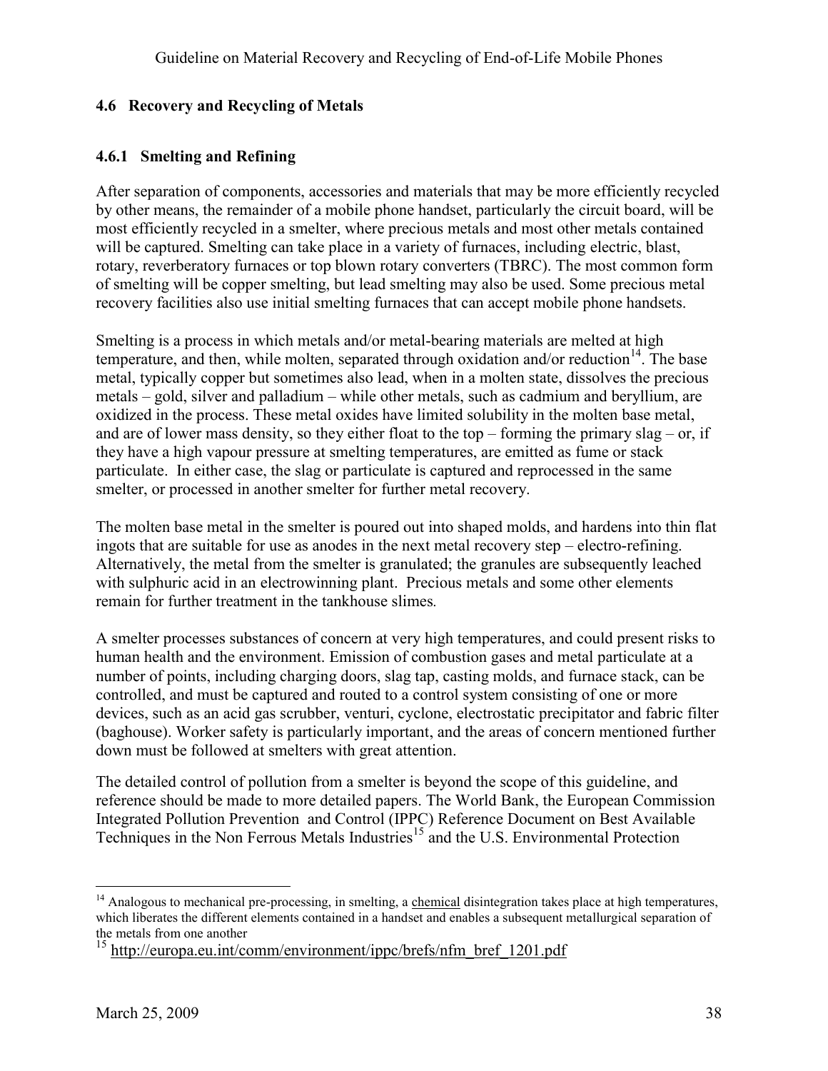## 4.6 Recovery and Recycling of Metals

### 4.6.1 Smelting and Refining

After separation of components, accessories and materials that may be more efficiently recycled by other means, the remainder of a mobile phone handset, particularly the circuit board, will be most efficiently recycled in a smelter, where precious metals and most other metals contained will be captured. Smelting can take place in a variety of furnaces, including electric, blast, rotary, reverberatory furnaces or top blown rotary converters (TBRC). The most common form of smelting will be copper smelting, but lead smelting may also be used. Some precious metal recovery facilities also use initial smelting furnaces that can accept mobile phone handsets.

Smelting is a process in which metals and/or metal-bearing materials are melted at high temperature, and then, while molten, separated through oxidation and/or reduction[14]. The base metal, typically copper but sometimes also lead, when in a molten state, dissolves the precious metals – gold, silver and palladium – while other metals, such as cadmium and beryllium, are oxidized in the process. These metal oxides have limited solubility in the molten base metal, and are of lower mass density, so they either float to the top – forming the primary slag – or, if they have a high vapour pressure at smelting temperatures, are emitted as fume or stack particulate. In either case, the slag or particulate is captured and reprocessed in the same smelter, or processed in another smelter for further metal recovery.

The molten base metal in the smelter is poured out into shaped molds, and hardens into thin flat ingots that are suitable for use as anodes in the next metal recovery step – electro-refining. Alternatively, the metal from the smelter is granulated; the granules are subsequently leached with sulphuric acid in an electrowinning plant. Precious metals and some other elements remain for further treatment in the tankhouse slimes.

A smelter processes substances of concern at very high temperatures, and could present risks to human health and the environment. Emission of combustion gases and metal particulate at a number of points, including charging doors, slag tap, casting molds, and furnace stack, can be controlled, and must be captured and routed to a control system consisting of one or more devices, such as an acid gas scrubber, venturi, cyclone, electrostatic precipitator and fabric filter (baghouse). Worker safety is particularly important, and the areas of concern mentioned further down must be followed at smelters with great attention.

The detailed control of pollution from a smelter is beyond the scope of this guideline, and reference should be made to more detailed papers. The World Bank, the European Commission Integrated Pollution Prevention and Control (IPPC) Reference Document on Best Available Techniques in the Non Ferrous Metals Industries[15] and the U.S. Environmental Protection

---

[14] Analogous to mechanical pre-processing, in smelting, a chemical disintegration takes place at high temperatures, which liberates the different elements contained in a handset and enables a subsequent metallurgical separation of the metals from one another

[15] http://europa.eu.int/comm/environment/ippc/brefs/nfm_bref_1201.pdf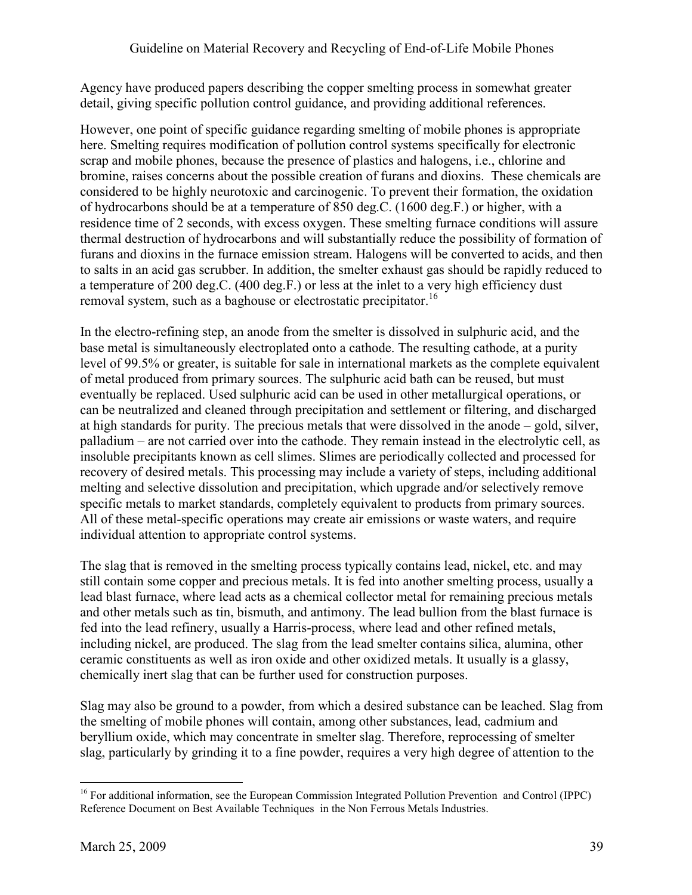Agency have produced papers describing the copper smelting process in somewhat greater detail, giving specific pollution control guidance, and providing additional references.

However, one point of specific guidance regarding smelting of mobile phones is appropriate here. Smelting requires modification of pollution control systems specifically for electronic scrap and mobile phones, because the presence of plastics and halogens, i.e., chlorine and bromine, raises concerns about the possible creation of furans and dioxins. These chemicals are considered to be highly neurotoxic and carcinogenic. To prevent their formation, the oxidation of hydrocarbons should be at a temperature of 850 deg.C. (1600 deg.F.) or higher, with a residence time of 2 seconds, with excess oxygen. These smelting furnace conditions will assure thermal destruction of hydrocarbons and will substantially reduce the possibility of formation of furans and dioxins in the furnace emission stream. Halogens will be converted to acids, and then to salts in an acid gas scrubber. In addition, the smelter exhaust gas should be rapidly reduced to a temperature of 200 deg.C. (400 deg.F.) or less at the inlet to a very high efficiency dust removal system, such as a baghouse or electrostatic precipitator.[16]

In the electro-refining step, an anode from the smelter is dissolved in sulphuric acid, and the base metal is simultaneously electroplated onto a cathode. The resulting cathode, at a purity level of 99.5% or greater, is suitable for sale in international markets as the complete equivalent of metal produced from primary sources. The sulphuric acid bath can be reused, but must eventually be replaced. Used sulphuric acid can be used in other metallurgical operations, or can be neutralized and cleaned through precipitation and settlement or filtering, and discharged at high standards for purity. The precious metals that were dissolved in the anode – gold, silver, palladium – are not carried over into the cathode. They remain instead in the electrolytic cell, as insoluble precipitants known as cell slimes. Slimes are periodically collected and processed for recovery of desired metals. This processing may include a variety of steps, including additional melting and selective dissolution and precipitation, which upgrade and/or selectively remove specific metals to market standards, completely equivalent to products from primary sources. All of these metal-specific operations may create air emissions or waste waters, and require individual attention to appropriate control systems.

The slag that is removed in the smelting process typically contains lead, nickel, etc. and may still contain some copper and precious metals. It is fed into another smelting process, usually a lead blast furnace, where lead acts as a chemical collector metal for remaining precious metals and other metals such as tin, bismuth, and antimony. The lead bullion from the blast furnace is fed into the lead refinery, usually a Harris-process, where lead and other refined metals, including nickel, are produced. The slag from the lead smelter contains silica, alumina, other ceramic constituents as well as iron oxide and other oxidized metals. It usually is a glassy, chemically inert slag that can be further used for construction purposes.

Slag may also be ground to a powder, from which a desired substance can be leached. Slag from the smelting of mobile phones will contain, among other substances, lead, cadmium and beryllium oxide, which may concentrate in smelter slag. Therefore, reprocessing of smelter slag, particularly by grinding it to a fine powder, requires a very high degree of attention to the

[16] For additional information, see the European Commission Integrated Pollution Prevention and Control (IPPC) Reference Document on Best Available Techniques in the Non Ferrous Metals Industries.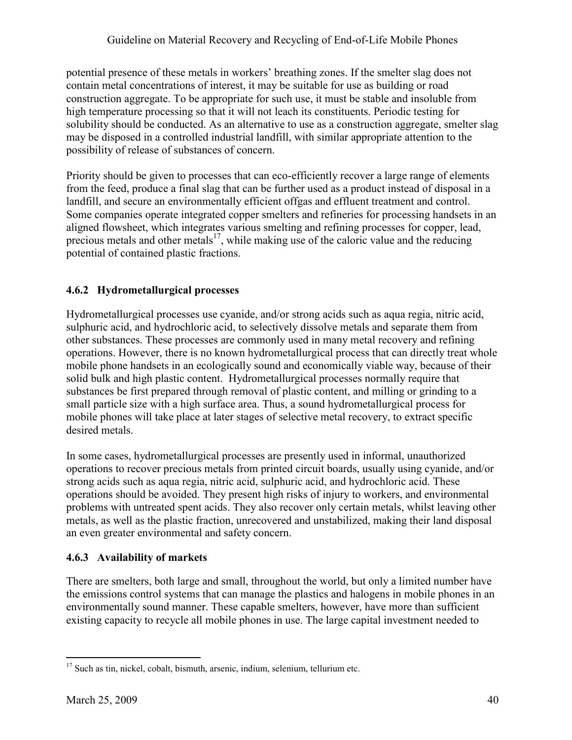potential presence of these metals in workers' breathing zones. If the smelter slag does not contain metal concentrations of interest, it may be suitable for use as building or road construction aggregate. To be appropriate for such use, it must be stable and insoluble from high temperature processing so that it will not leach its constituents. Periodic testing for solubility should be conducted. As an alternative to use as a construction aggregate, smelter slag may be disposed in a controlled industrial landfill, with similar appropriate attention to the possibility of release of substances of concern.

Priority should be given to processes that can eco-efficiently recover a large range of elements from the feed, produce a final slag that can be further used as a product instead of disposal in a landfill, and secure an environmentally efficient offgas and effluent treatment and control. Some companies operate integrated copper smelters and refineries for processing handsets in an aligned flowsheet, which integrates various smelting and refining processes for copper, lead, precious metals and other metals[17], while making use of the caloric value and the reducing potential of contained plastic fractions.

### 4.6.2 Hydrometallurgical processes

Hydrometallurgical processes use cyanide, and/or strong acids such as aqua regia, nitric acid, sulphuric acid, and hydrochloric acid, to selectively dissolve metals and separate them from other substances. These processes are commonly used in many metal recovery and refining operations. However, there is no known hydrometallurgical process that can directly treat whole mobile phone handsets in an ecologically sound and economically viable way, because of their solid bulk and high plastic content. Hydrometallurgical processes normally require that substances be first prepared through removal of plastic content, and milling or grinding to a small particle size with a high surface area. Thus, a sound hydrometallurgical process for mobile phones will take place at later stages of selective metal recovery, to extract specific desired metals.

In some cases, hydrometallurgical processes are presently used in informal, unauthorized operations to recover precious metals from printed circuit boards, usually using cyanide, and/or strong acids such as aqua regia, nitric acid, sulphuric acid, and hydrochloric acid. These operations should be avoided. They present high risks of injury to workers, and environmental problems with untreated spent acids. They also recover only certain metals, whilst leaving other metals, as well as the plastic fraction, unrecovered and unstabilized, making their land disposal an even greater environmental and safety concern.

### 4.6.3 Availability of markets

There are smelters, both large and small, throughout the world, but only a limited number have the emissions control systems that can manage the plastics and halogens in mobile phones in an environmentally sound manner. These capable smelters, however, have more than sufficient existing capacity to recycle all mobile phones in use. The large capital investment needed to

[17] Such as tin, nickel, cobalt, bismuth, arsenic, indium, selenium, tellurium etc.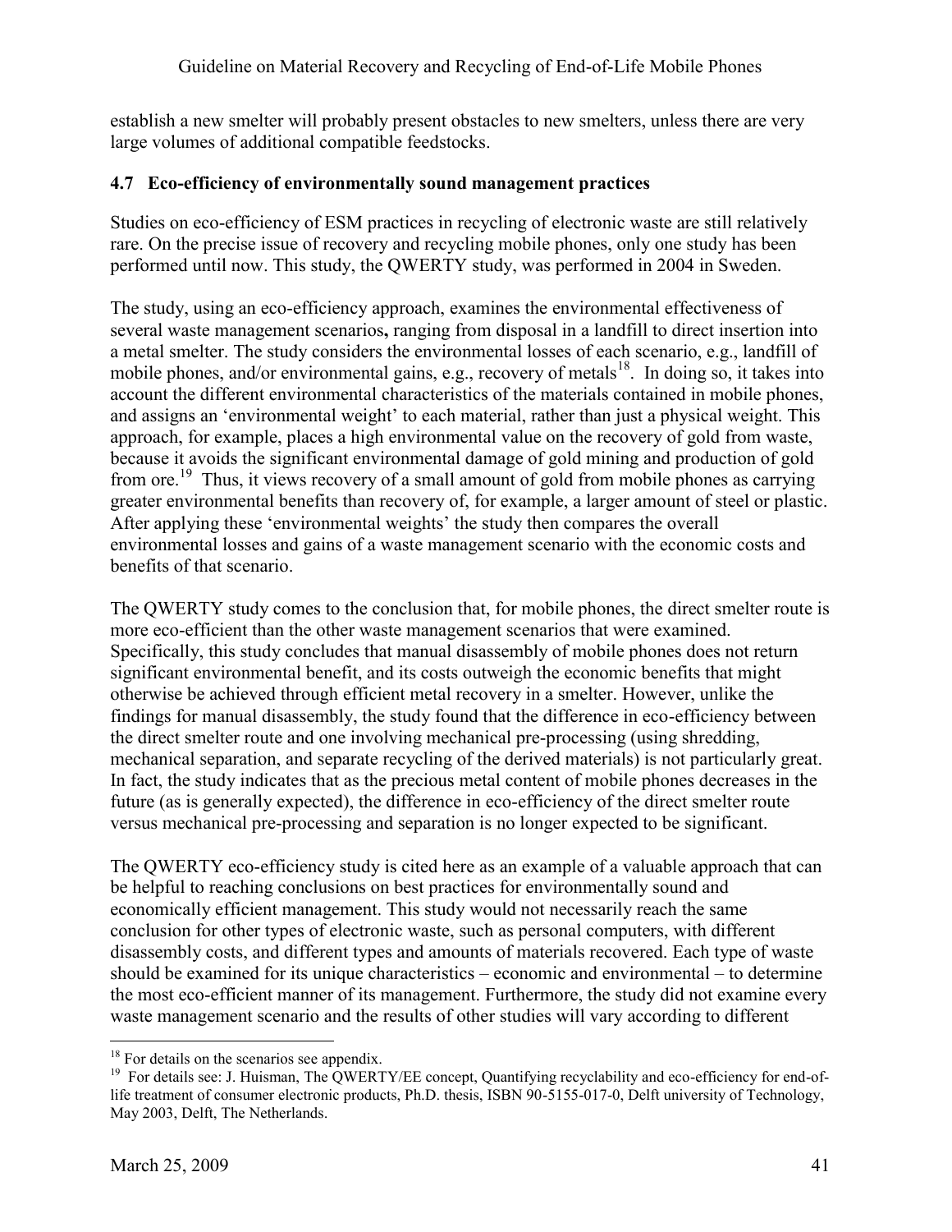establish a new smelter will probably present obstacles to new smelters, unless there are very large volumes of additional compatible feedstocks.

### 4.7 Eco-efficiency of environmentally sound management practices

Studies on eco-efficiency of ESM practices in recycling of electronic waste are still relatively rare. On the precise issue of recovery and recycling mobile phones, only one study has been performed until now. This study, the QWERTY study, was performed in 2004 in Sweden.

The study, using an eco-efficiency approach, examines the environmental effectiveness of several waste management scenarios**,** ranging from disposal in a landfill to direct insertion into a metal smelter. The study considers the environmental losses of each scenario, e.g., landfill of mobile phones, and/or environmental gains, e.g., recovery of metals[18]. In doing so, it takes into account the different environmental characteristics of the materials contained in mobile phones, and assigns an 'environmental weight' to each material, rather than just a physical weight. This approach, for example, places a high environmental value on the recovery of gold from waste, because it avoids the significant environmental damage of gold mining and production of gold from ore.[19] Thus, it views recovery of a small amount of gold from mobile phones as carrying greater environmental benefits than recovery of, for example, a larger amount of steel or plastic. After applying these 'environmental weights' the study then compares the overall environmental losses and gains of a waste management scenario with the economic costs and benefits of that scenario.

The QWERTY study comes to the conclusion that, for mobile phones, the direct smelter route is more eco-efficient than the other waste management scenarios that were examined. Specifically, this study concludes that manual disassembly of mobile phones does not return significant environmental benefit, and its costs outweigh the economic benefits that might otherwise be achieved through efficient metal recovery in a smelter. However, unlike the findings for manual disassembly, the study found that the difference in eco-efficiency between the direct smelter route and one involving mechanical pre-processing (using shredding, mechanical separation, and separate recycling of the derived materials) is not particularly great. In fact, the study indicates that as the precious metal content of mobile phones decreases in the future (as is generally expected), the difference in eco-efficiency of the direct smelter route versus mechanical pre-processing and separation is no longer expected to be significant.

The QWERTY eco-efficiency study is cited here as an example of a valuable approach that can be helpful to reaching conclusions on best practices for environmentally sound and economically efficient management. This study would not necessarily reach the same conclusion for other types of electronic waste, such as personal computers, with different disassembly costs, and different types and amounts of materials recovered. Each type of waste should be examined for its unique characteristics – economic and environmental – to determine the most eco-efficient manner of its management. Furthermore, the study did not examine every waste management scenario and the results of other studies will vary according to different

[18] For details on the scenarios see appendix.

[19] For details see: J. Huisman, The QWERTY/EE concept, Quantifying recyclability and eco-efficiency for end-of-life treatment of consumer electronic products, Ph.D. thesis, ISBN 90-5155-017-0, Delft university of Technology, May 2003, Delft, The Netherlands.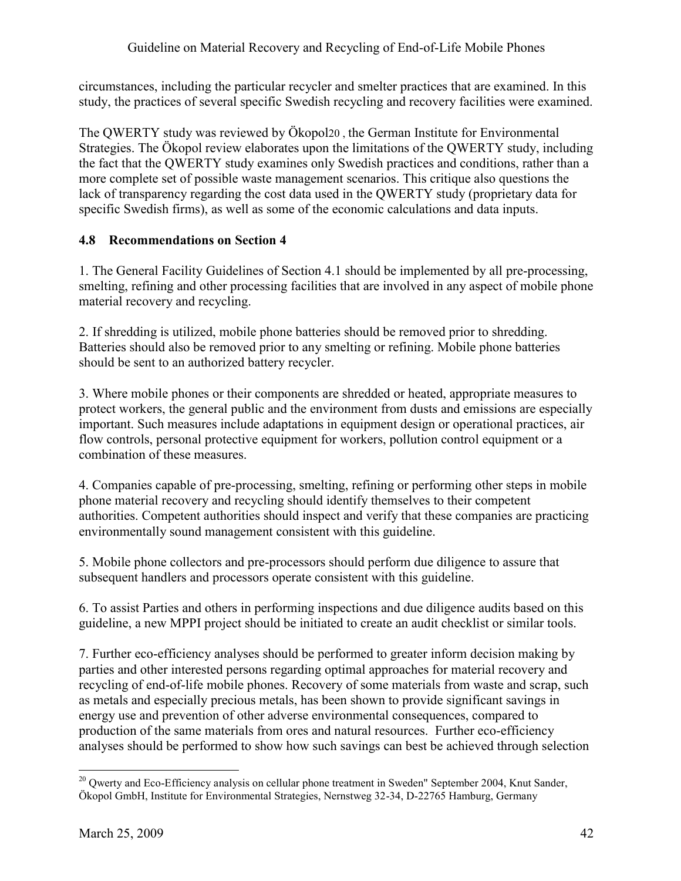circumstances, including the particular recycler and smelter practices that are examined. In this study, the practices of several specific Swedish recycling and recovery facilities were examined.

The QWERTY study was reviewed by Ökopol[20], the German Institute for Environmental Strategies. The Ökopol review elaborates upon the limitations of the QWERTY study, including the fact that the QWERTY study examines only Swedish practices and conditions, rather than a more complete set of possible waste management scenarios. This critique also questions the lack of transparency regarding the cost data used in the QWERTY study (proprietary data for specific Swedish firms), as well as some of the economic calculations and data inputs.

### 4.8 Recommendations on Section 4

1. The General Facility Guidelines of Section 4.1 should be implemented by all pre-processing, smelting, refining and other processing facilities that are involved in any aspect of mobile phone material recovery and recycling.

2. If shredding is utilized, mobile phone batteries should be removed prior to shredding. Batteries should also be removed prior to any smelting or refining. Mobile phone batteries should be sent to an authorized battery recycler.

3. Where mobile phones or their components are shredded or heated, appropriate measures to protect workers, the general public and the environment from dusts and emissions are especially important. Such measures include adaptations in equipment design or operational practices, air flow controls, personal protective equipment for workers, pollution control equipment or a combination of these measures.

4. Companies capable of pre-processing, smelting, refining or performing other steps in mobile phone material recovery and recycling should identify themselves to their competent authorities. Competent authorities should inspect and verify that these companies are practicing environmentally sound management consistent with this guideline.

5. Mobile phone collectors and pre-processors should perform due diligence to assure that subsequent handlers and processors operate consistent with this guideline.

6. To assist Parties and others in performing inspections and due diligence audits based on this guideline, a new MPPI project should be initiated to create an audit checklist or similar tools.

7. Further eco-efficiency analyses should be performed to greater inform decision making by parties and other interested persons regarding optimal approaches for material recovery and recycling of end-of-life mobile phones. Recovery of some materials from waste and scrap, such as metals and especially precious metals, has been shown to provide significant savings in energy use and prevention of other adverse environmental consequences, compared to production of the same materials from ores and natural resources. Further eco-efficiency analyses should be performed to show how such savings can best be achieved through selection

---

[20] Qwerty and Eco-Efficiency analysis on cellular phone treatment in Sweden" September 2004, Knut Sander, Ökopol GmbH, Institute for Environmental Strategies, Nernstweg 32-34, D-22765 Hamburg, Germany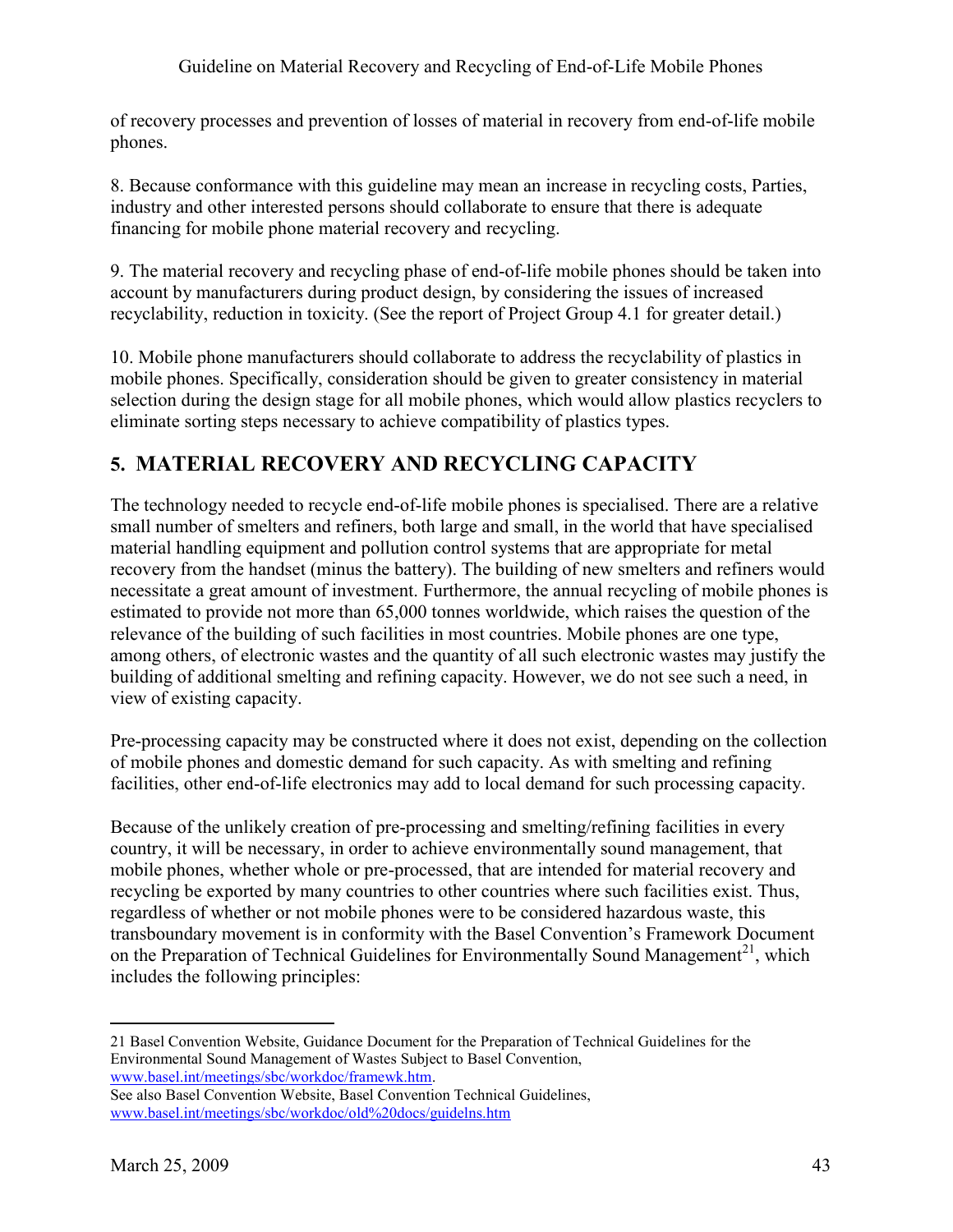of recovery processes and prevention of losses of material in recovery from end-of-life mobile phones.

8. Because conformance with this guideline may mean an increase in recycling costs, Parties, industry and other interested persons should collaborate to ensure that there is adequate financing for mobile phone material recovery and recycling.

9. The material recovery and recycling phase of end-of-life mobile phones should be taken into account by manufacturers during product design, by considering the issues of increased recyclability, reduction in toxicity. (See the report of Project Group 4.1 for greater detail.)

10. Mobile phone manufacturers should collaborate to address the recyclability of plastics in mobile phones. Specifically, consideration should be given to greater consistency in material selection during the design stage for all mobile phones, which would allow plastics recyclers to eliminate sorting steps necessary to achieve compatibility of plastics types.

## 5. MATERIAL RECOVERY AND RECYCLING CAPACITY

The technology needed to recycle end-of-life mobile phones is specialised. There are a relative small number of smelters and refiners, both large and small, in the world that have specialised material handling equipment and pollution control systems that are appropriate for metal recovery from the handset (minus the battery). The building of new smelters and refiners would necessitate a great amount of investment. Furthermore, the annual recycling of mobile phones is estimated to provide not more than 65,000 tonnes worldwide, which raises the question of the relevance of the building of such facilities in most countries. Mobile phones are one type, among others, of electronic wastes and the quantity of all such electronic wastes may justify the building of additional smelting and refining capacity. However, we do not see such a need, in view of existing capacity.

Pre-processing capacity may be constructed where it does not exist, depending on the collection of mobile phones and domestic demand for such capacity. As with smelting and refining facilities, other end-of-life electronics may add to local demand for such processing capacity.

Because of the unlikely creation of pre-processing and smelting/refining facilities in every country, it will be necessary, in order to achieve environmentally sound management, that mobile phones, whether whole or pre-processed, that are intended for material recovery and recycling be exported by many countries to other countries where such facilities exist. Thus, regardless of whether or not mobile phones were to be considered hazardous waste, this transboundary movement is in conformity with the Basel Convention's Framework Document on the Preparation of Technical Guidelines for Environmentally Sound Management[21], which includes the following principles:

---

21 Basel Convention Website, Guidance Document for the Preparation of Technical Guidelines for the Environmental Sound Management of Wastes Subject to Basel Convention, www.basel.int/meetings/sbc/workdoc/framewk.htm.
See also Basel Convention Website, Basel Convention Technical Guidelines, www.basel.int/meetings/sbc/workdoc/old%20docs/guidelns.htm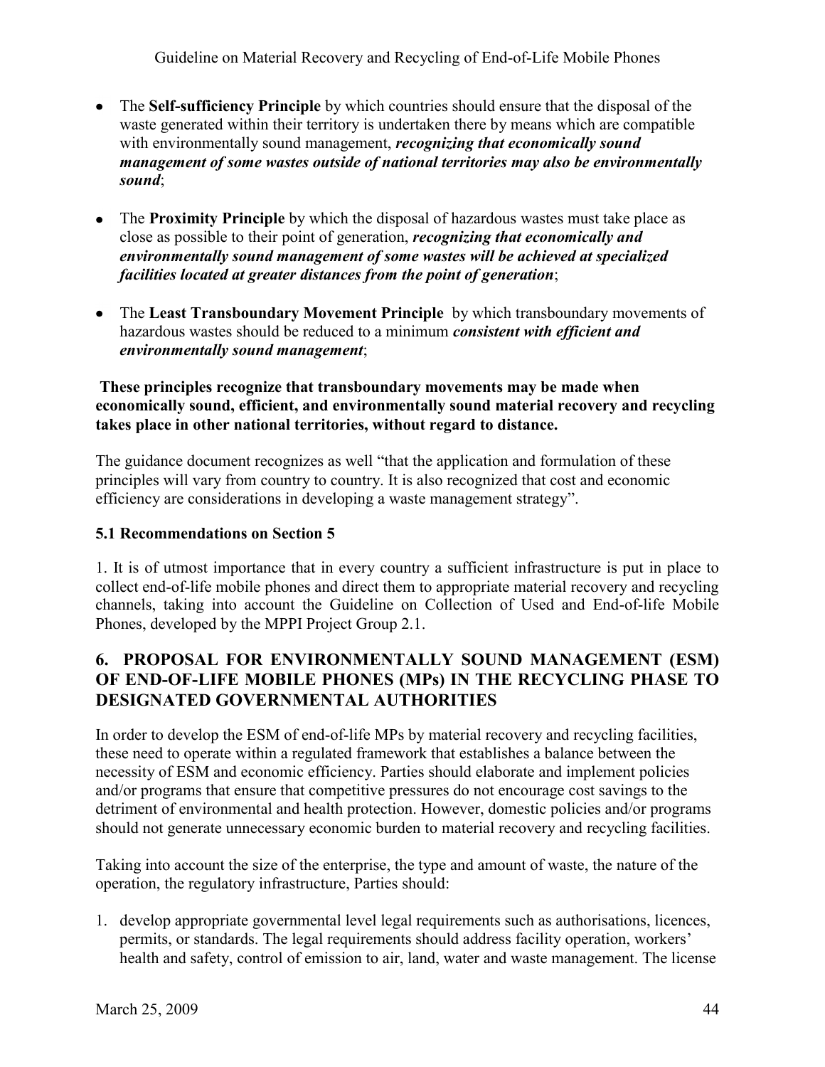- The **Self-sufficiency Principle** by which countries should ensure that the disposal of the waste generated within their territory is undertaken there by means which are compatible with environmentally sound management, ***recognizing that economically sound management of some wastes outside of national territories may also be environmentally sound***;

- The **Proximity Principle** by which the disposal of hazardous wastes must take place as close as possible to their point of generation, ***recognizing that economically and environmentally sound management of some wastes will be achieved at specialized facilities located at greater distances from the point of generation***;

- The **Least Transboundary Movement Principle** by which transboundary movements of hazardous wastes should be reduced to a minimum ***consistent with efficient and environmentally sound management***;

**These principles recognize that transboundary movements may be made when economically sound, efficient, and environmentally sound material recovery and recycling takes place in other national territories, without regard to distance.**

The guidance document recognizes as well "that the application and formulation of these principles will vary from country to country. It is also recognized that cost and economic efficiency are considerations in developing a waste management strategy".

### 5.1 Recommendations on Section 5

1. It is of utmost importance that in every country a sufficient infrastructure is put in place to collect end-of-life mobile phones and direct them to appropriate material recovery and recycling channels, taking into account the Guideline on Collection of Used and End-of-life Mobile Phones, developed by the MPPI Project Group 2.1.

## 6. PROPOSAL FOR ENVIRONMENTALLY SOUND MANAGEMENT (ESM) OF END-OF-LIFE MOBILE PHONES (MPs) IN THE RECYCLING PHASE TO DESIGNATED GOVERNMENTAL AUTHORITIES

In order to develop the ESM of end-of-life MPs by material recovery and recycling facilities, these need to operate within a regulated framework that establishes a balance between the necessity of ESM and economic efficiency. Parties should elaborate and implement policies and/or programs that ensure that competitive pressures do not encourage cost savings to the detriment of environmental and health protection. However, domestic policies and/or programs should not generate unnecessary economic burden to material recovery and recycling facilities.

Taking into account the size of the enterprise, the type and amount of waste, the nature of the operation, the regulatory infrastructure, Parties should:

1. develop appropriate governmental level legal requirements such as authorisations, licences, permits, or standards. The legal requirements should address facility operation, workers' health and safety, control of emission to air, land, water and waste management. The license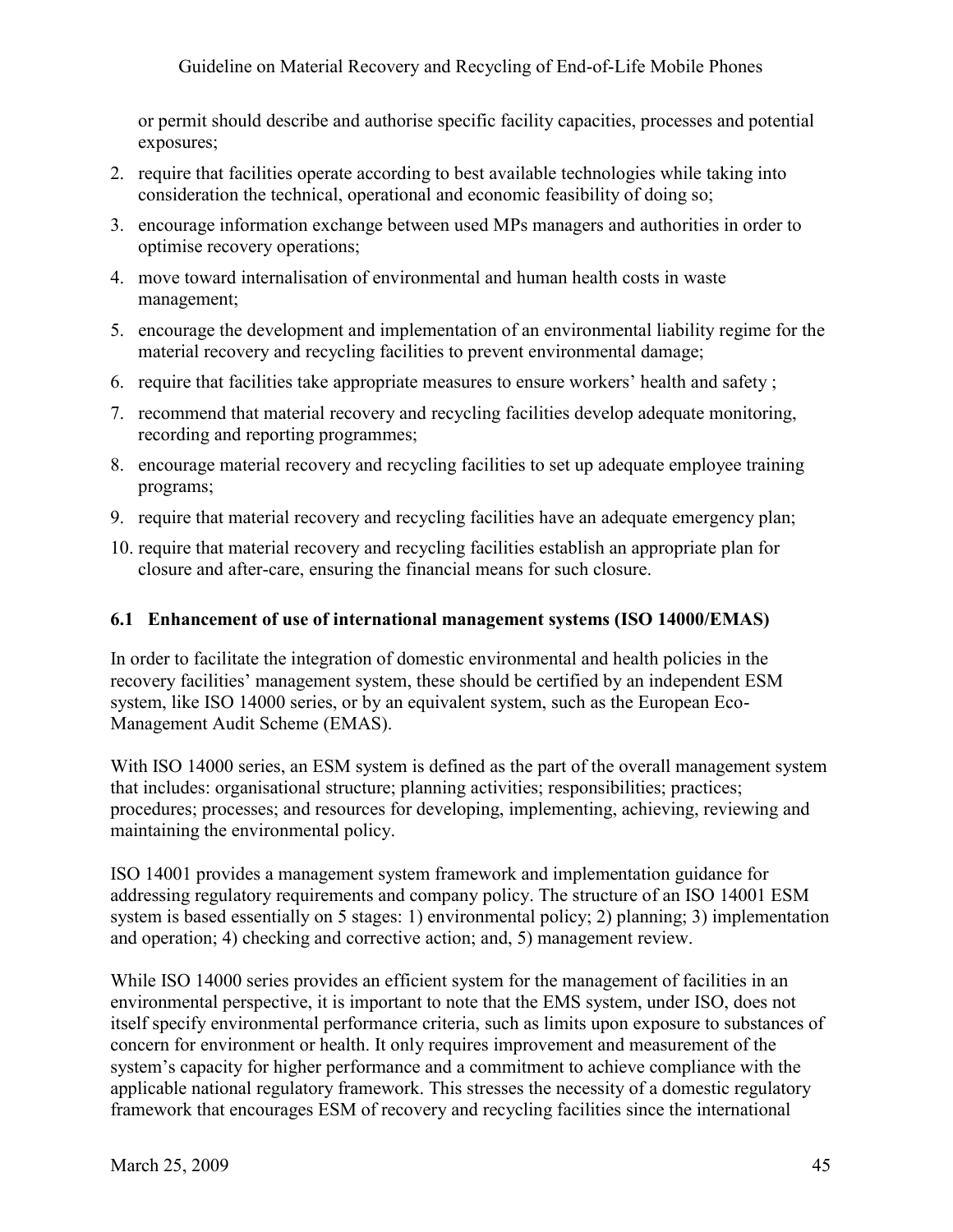or permit should describe and authorise specific facility capacities, processes and potential exposures;

2. require that facilities operate according to best available technologies while taking into consideration the technical, operational and economic feasibility of doing so;
3. encourage information exchange between used MPs managers and authorities in order to optimise recovery operations;
4. move toward internalisation of environmental and human health costs in waste management;
5. encourage the development and implementation of an environmental liability regime for the material recovery and recycling facilities to prevent environmental damage;
6. require that facilities take appropriate measures to ensure workers' health and safety ;
7. recommend that material recovery and recycling facilities develop adequate monitoring, recording and reporting programmes;
8. encourage material recovery and recycling facilities to set up adequate employee training programs;
9. require that material recovery and recycling facilities have an adequate emergency plan;
10. require that material recovery and recycling facilities establish an appropriate plan for closure and after-care, ensuring the financial means for such closure.

## 6.1 Enhancement of use of international management systems (ISO 14000/EMAS)

In order to facilitate the integration of domestic environmental and health policies in the recovery facilities' management system, these should be certified by an independent ESM system, like ISO 14000 series, or by an equivalent system, such as the European Eco-Management Audit Scheme (EMAS).

With ISO 14000 series, an ESM system is defined as the part of the overall management system that includes: organisational structure; planning activities; responsibilities; practices; procedures; processes; and resources for developing, implementing, achieving, reviewing and maintaining the environmental policy.

ISO 14001 provides a management system framework and implementation guidance for addressing regulatory requirements and company policy. The structure of an ISO 14001 ESM system is based essentially on 5 stages: 1) environmental policy; 2) planning; 3) implementation and operation; 4) checking and corrective action; and, 5) management review.

While ISO 14000 series provides an efficient system for the management of facilities in an environmental perspective, it is important to note that the EMS system, under ISO, does not itself specify environmental performance criteria, such as limits upon exposure to substances of concern for environment or health. It only requires improvement and measurement of the system's capacity for higher performance and a commitment to achieve compliance with the applicable national regulatory framework. This stresses the necessity of a domestic regulatory framework that encourages ESM of recovery and recycling facilities since the international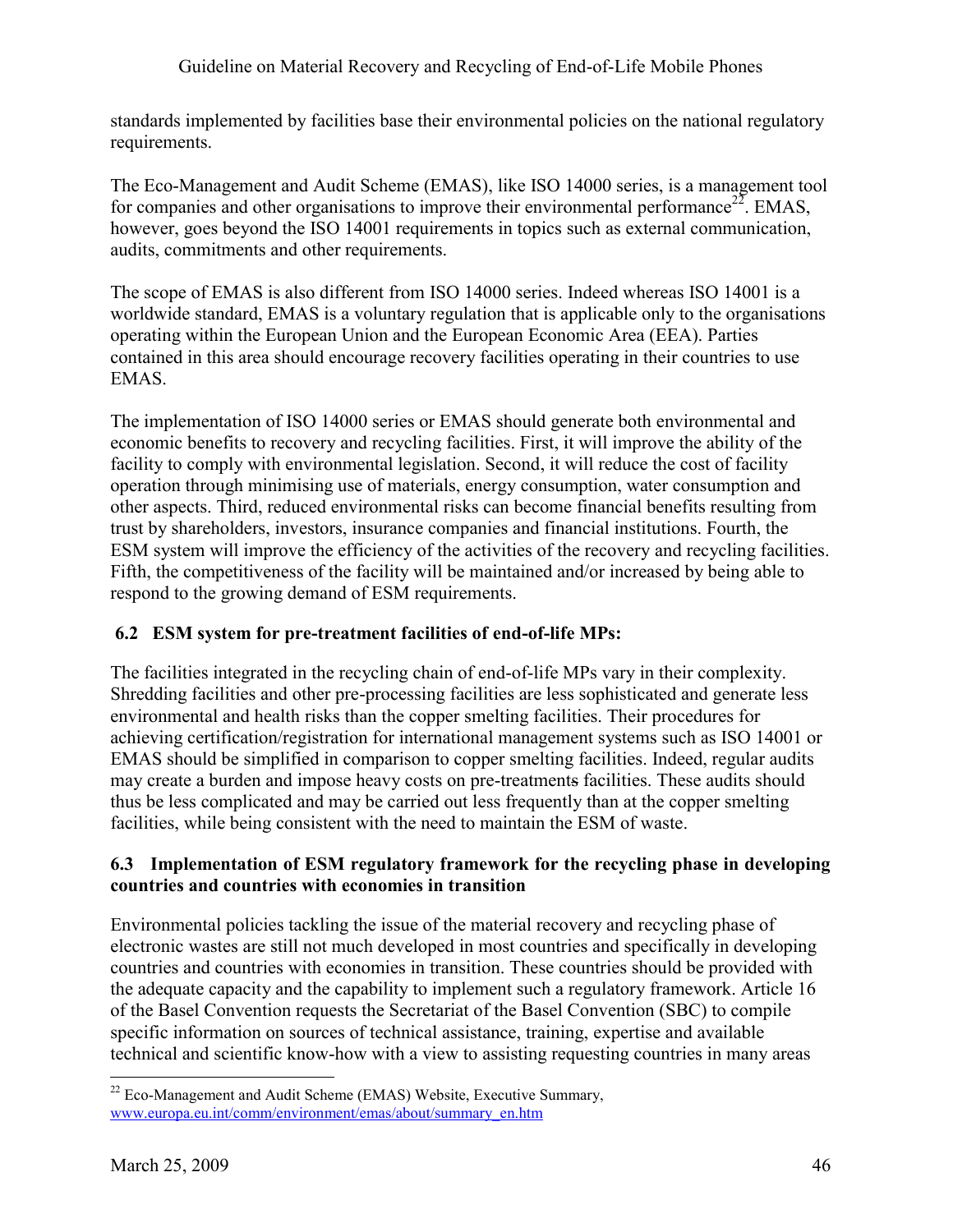standards implemented by facilities base their environmental policies on the national regulatory requirements.

The Eco-Management and Audit Scheme (EMAS), like ISO 14000 series, is a management tool for companies and other organisations to improve their environmental performance[22]. EMAS, however, goes beyond the ISO 14001 requirements in topics such as external communication, audits, commitments and other requirements.

The scope of EMAS is also different from ISO 14000 series. Indeed whereas ISO 14001 is a worldwide standard, EMAS is a voluntary regulation that is applicable only to the organisations operating within the European Union and the European Economic Area (EEA). Parties contained in this area should encourage recovery facilities operating in their countries to use EMAS.

The implementation of ISO 14000 series or EMAS should generate both environmental and economic benefits to recovery and recycling facilities. First, it will improve the ability of the facility to comply with environmental legislation. Second, it will reduce the cost of facility operation through minimising use of materials, energy consumption, water consumption and other aspects. Third, reduced environmental risks can become financial benefits resulting from trust by shareholders, investors, insurance companies and financial institutions. Fourth, the ESM system will improve the efficiency of the activities of the recovery and recycling facilities. Fifth, the competitiveness of the facility will be maintained and/or increased by being able to respond to the growing demand of ESM requirements.

### 6.2 ESM system for pre-treatment facilities of end-of-life MPs:

The facilities integrated in the recycling chain of end-of-life MPs vary in their complexity. Shredding facilities and other pre-processing facilities are less sophisticated and generate less environmental and health risks than the copper smelting facilities. Their procedures for achieving certification/registration for international management systems such as ISO 14001 or EMAS should be simplified in comparison to copper smelting facilities. Indeed, regular audits may create a burden and impose heavy costs on pre-treatments facilities. These audits should thus be less complicated and may be carried out less frequently than at the copper smelting facilities, while being consistent with the need to maintain the ESM of waste.

### 6.3 Implementation of ESM regulatory framework for the recycling phase in developing countries and countries with economies in transition

Environmental policies tackling the issue of the material recovery and recycling phase of electronic wastes are still not much developed in most countries and specifically in developing countries and countries with economies in transition. These countries should be provided with the adequate capacity and the capability to implement such a regulatory framework. Article 16 of the Basel Convention requests the Secretariat of the Basel Convention (SBC) to compile specific information on sources of technical assistance, training, expertise and available technical and scientific know-how with a view to assisting requesting countries in many areas

[22] Eco-Management and Audit Scheme (EMAS) Website, Executive Summary, www.europa.eu.int/comm/environment/emas/about/summary_en.htm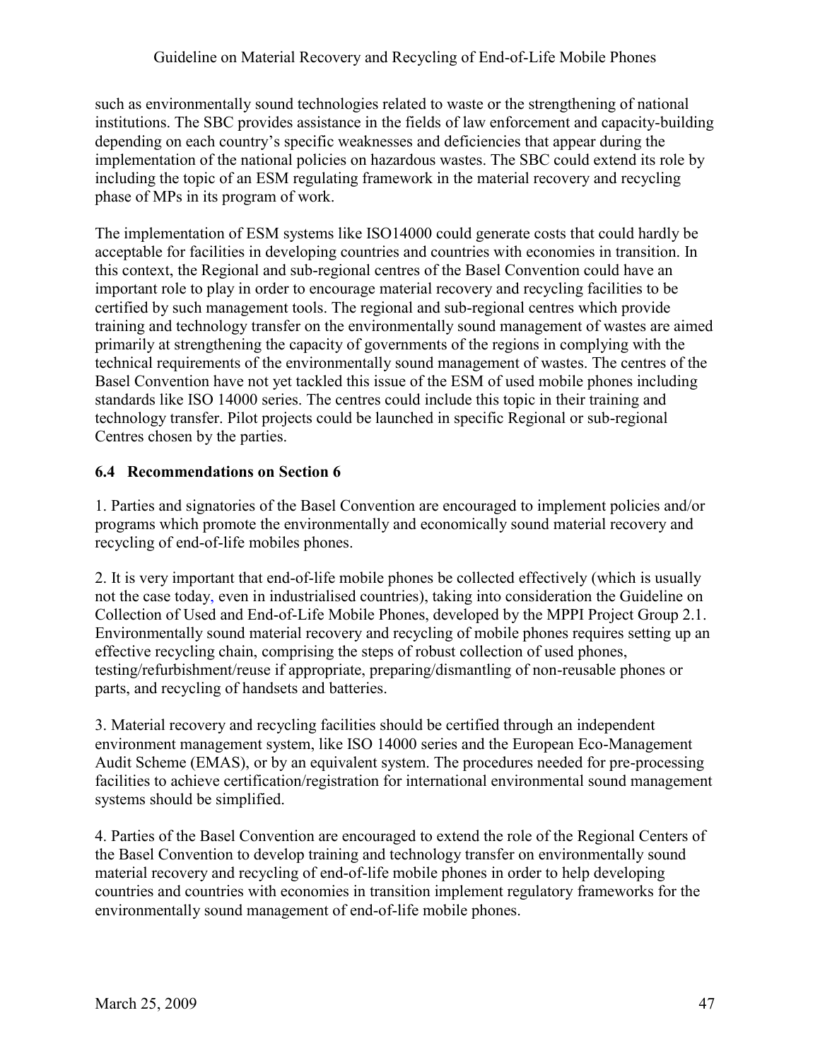such as environmentally sound technologies related to waste or the strengthening of national institutions. The SBC provides assistance in the fields of law enforcement and capacity-building depending on each country's specific weaknesses and deficiencies that appear during the implementation of the national policies on hazardous wastes. The SBC could extend its role by including the topic of an ESM regulating framework in the material recovery and recycling phase of MPs in its program of work.

The implementation of ESM systems like ISO14000 could generate costs that could hardly be acceptable for facilities in developing countries and countries with economies in transition. In this context, the Regional and sub-regional centres of the Basel Convention could have an important role to play in order to encourage material recovery and recycling facilities to be certified by such management tools. The regional and sub-regional centres which provide training and technology transfer on the environmentally sound management of wastes are aimed primarily at strengthening the capacity of governments of the regions in complying with the technical requirements of the environmentally sound management of wastes. The centres of the Basel Convention have not yet tackled this issue of the ESM of used mobile phones including standards like ISO 14000 series. The centres could include this topic in their training and technology transfer. Pilot projects could be launched in specific Regional or sub-regional Centres chosen by the parties.

### 6.4 Recommendations on Section 6

1. Parties and signatories of the Basel Convention are encouraged to implement policies and/or programs which promote the environmentally and economically sound material recovery and recycling of end-of-life mobiles phones.

2. It is very important that end-of-life mobile phones be collected effectively (which is usually not the case today, even in industrialised countries), taking into consideration the Guideline on Collection of Used and End-of-Life Mobile Phones, developed by the MPPI Project Group 2.1. Environmentally sound material recovery and recycling of mobile phones requires setting up an effective recycling chain, comprising the steps of robust collection of used phones, testing/refurbishment/reuse if appropriate, preparing/dismantling of non-reusable phones or parts, and recycling of handsets and batteries.

3. Material recovery and recycling facilities should be certified through an independent environment management system, like ISO 14000 series and the European Eco-Management Audit Scheme (EMAS), or by an equivalent system. The procedures needed for pre-processing facilities to achieve certification/registration for international environmental sound management systems should be simplified.

4. Parties of the Basel Convention are encouraged to extend the role of the Regional Centers of the Basel Convention to develop training and technology transfer on environmentally sound material recovery and recycling of end-of-life mobile phones in order to help developing countries and countries with economies in transition implement regulatory frameworks for the environmentally sound management of end-of-life mobile phones.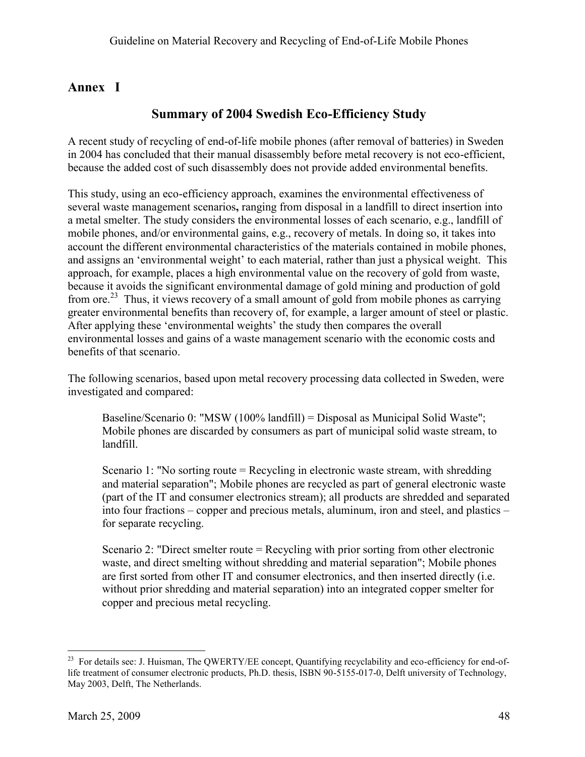## Annex I

### Summary of 2004 Swedish Eco-Efficiency Study

A recent study of recycling of end-of-life mobile phones (after removal of batteries) in Sweden in 2004 has concluded that their manual disassembly before metal recovery is not eco-efficient, because the added cost of such disassembly does not provide added environmental benefits.

This study, using an eco-efficiency approach, examines the environmental effectiveness of several waste management scenarios**,** ranging from disposal in a landfill to direct insertion into a metal smelter. The study considers the environmental losses of each scenario, e.g., landfill of mobile phones, and/or environmental gains, e.g., recovery of metals. In doing so, it takes into account the different environmental characteristics of the materials contained in mobile phones, and assigns an 'environmental weight' to each material, rather than just a physical weight. This approach, for example, places a high environmental value on the recovery of gold from waste, because it avoids the significant environmental damage of gold mining and production of gold from ore.[23] Thus, it views recovery of a small amount of gold from mobile phones as carrying greater environmental benefits than recovery of, for example, a larger amount of steel or plastic. After applying these 'environmental weights' the study then compares the overall environmental losses and gains of a waste management scenario with the economic costs and benefits of that scenario.

The following scenarios, based upon metal recovery processing data collected in Sweden, were investigated and compared:

> Baseline/Scenario 0: "MSW (100% landfill) = Disposal as Municipal Solid Waste"; Mobile phones are discarded by consumers as part of municipal solid waste stream, to landfill.
>
> Scenario 1: "No sorting route = Recycling in electronic waste stream, with shredding and material separation"; Mobile phones are recycled as part of general electronic waste (part of the IT and consumer electronics stream); all products are shredded and separated into four fractions – copper and precious metals, aluminum, iron and steel, and plastics – for separate recycling.
>
> Scenario 2: "Direct smelter route = Recycling with prior sorting from other electronic waste, and direct smelting without shredding and material separation"; Mobile phones are first sorted from other IT and consumer electronics, and then inserted directly (i.e. without prior shredding and material separation) into an integrated copper smelter for copper and precious metal recycling.

---

[23] For details see: J. Huisman, The QWERTY/EE concept, Quantifying recyclability and eco-efficiency for end-of-life treatment of consumer electronic products, Ph.D. thesis, ISBN 90-5155-017-0, Delft university of Technology, May 2003, Delft, The Netherlands.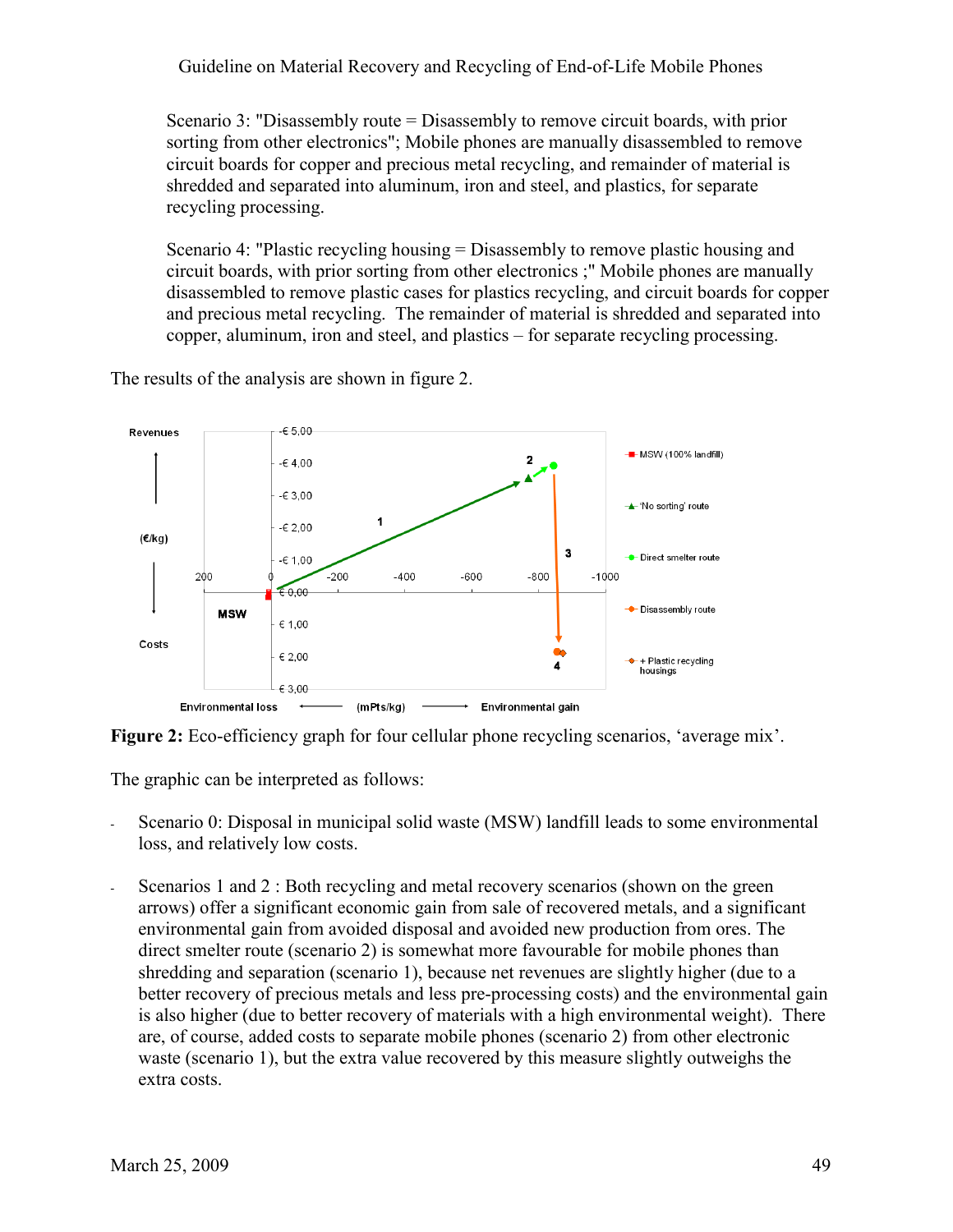Scenario 3: "Disassembly route = Disassembly to remove circuit boards, with prior sorting from other electronics"; Mobile phones are manually disassembled to remove circuit boards for copper and precious metal recycling, and remainder of material is shredded and separated into aluminum, iron and steel, and plastics, for separate recycling processing.

Scenario 4: "Plastic recycling housing = Disassembly to remove plastic housing and circuit boards, with prior sorting from other electronics ;" Mobile phones are manually disassembled to remove plastic cases for plastics recycling, and circuit boards for copper and precious metal recycling. The remainder of material is shredded and separated into copper, aluminum, iron and steel, and plastics – for separate recycling processing.

The results of the analysis are shown in figure 2.

Revenues
(€/kg)
Costs
-€ 5,00
-€ 4,00
-€ 3,00
-€ 2,00
-€ 1,00
€ 0,00
€ 1,00
€ 2,00
€ 3,00
200
0
-200
-400
-600
-800
-1000
MSW
1
2
3
4
Environmental loss (mPts/kg) Environmental gain
MSW (100% landfill)
'No sorting' route
Direct smelter route
Disassembly route
+ Plastic recycling housings

**Figure 2:** Eco-efficiency graph for four cellular phone recycling scenarios, 'average mix'.

The graphic can be interpreted as follows:

- Scenario 0: Disposal in municipal solid waste (MSW) landfill leads to some environmental loss, and relatively low costs.

- Scenarios 1 and 2 : Both recycling and metal recovery scenarios (shown on the green arrows) offer a significant economic gain from sale of recovered metals, and a significant environmental gain from avoided disposal and avoided new production from ores. The direct smelter route (scenario 2) is somewhat more favourable for mobile phones than shredding and separation (scenario 1), because net revenues are slightly higher (due to a better recovery of precious metals and less pre-processing costs) and the environmental gain is also higher (due to better recovery of materials with a high environmental weight). There are, of course, added costs to separate mobile phones (scenario 2) from other electronic waste (scenario 1), but the extra value recovered by this measure slightly outweighs the extra costs.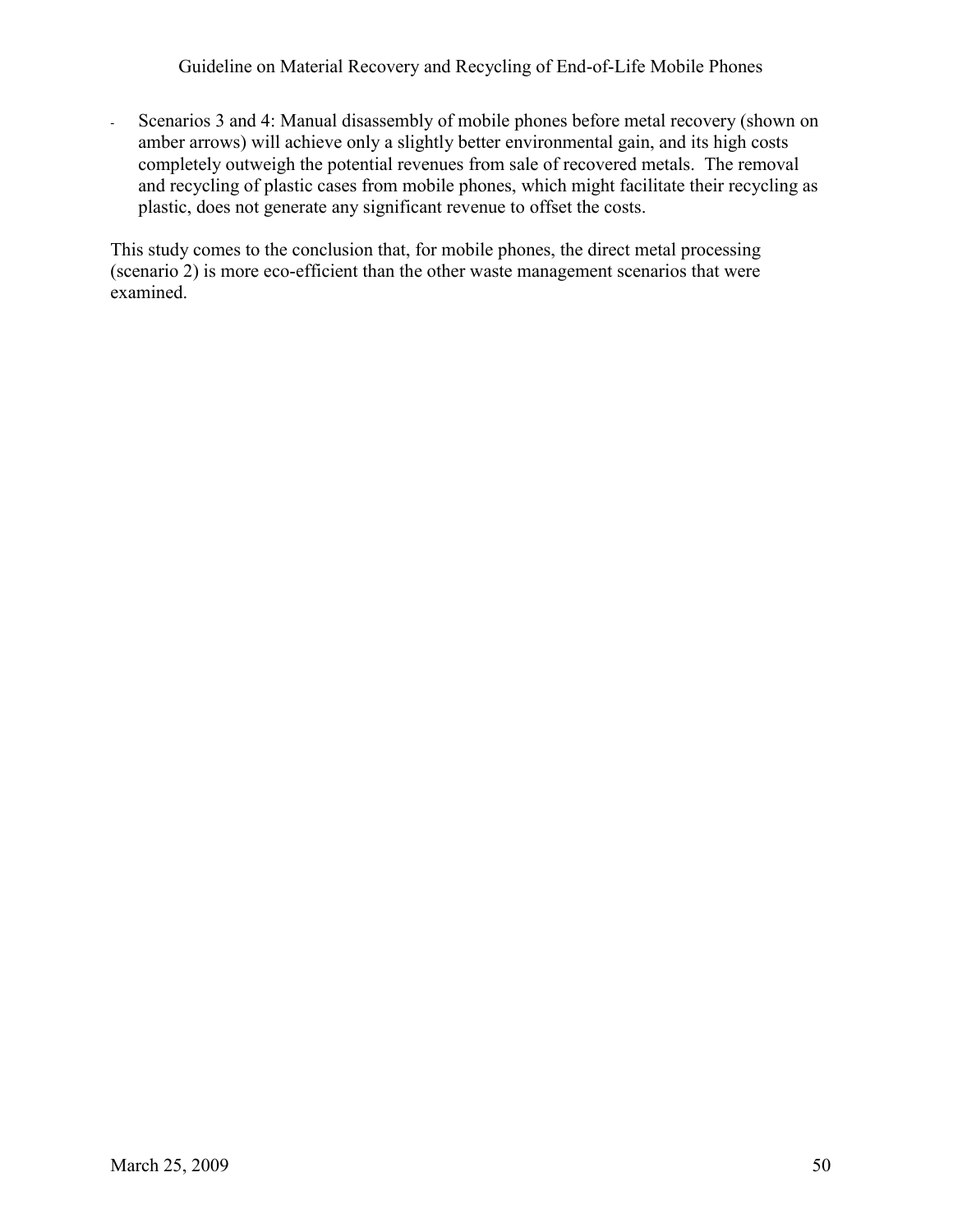- Scenarios 3 and 4: Manual disassembly of mobile phones before metal recovery (shown on amber arrows) will achieve only a slightly better environmental gain, and its high costs completely outweigh the potential revenues from sale of recovered metals. The removal and recycling of plastic cases from mobile phones, which might facilitate their recycling as plastic, does not generate any significant revenue to offset the costs.

This study comes to the conclusion that, for mobile phones, the direct metal processing (scenario 2) is more eco-efficient than the other waste management scenarios that were examined.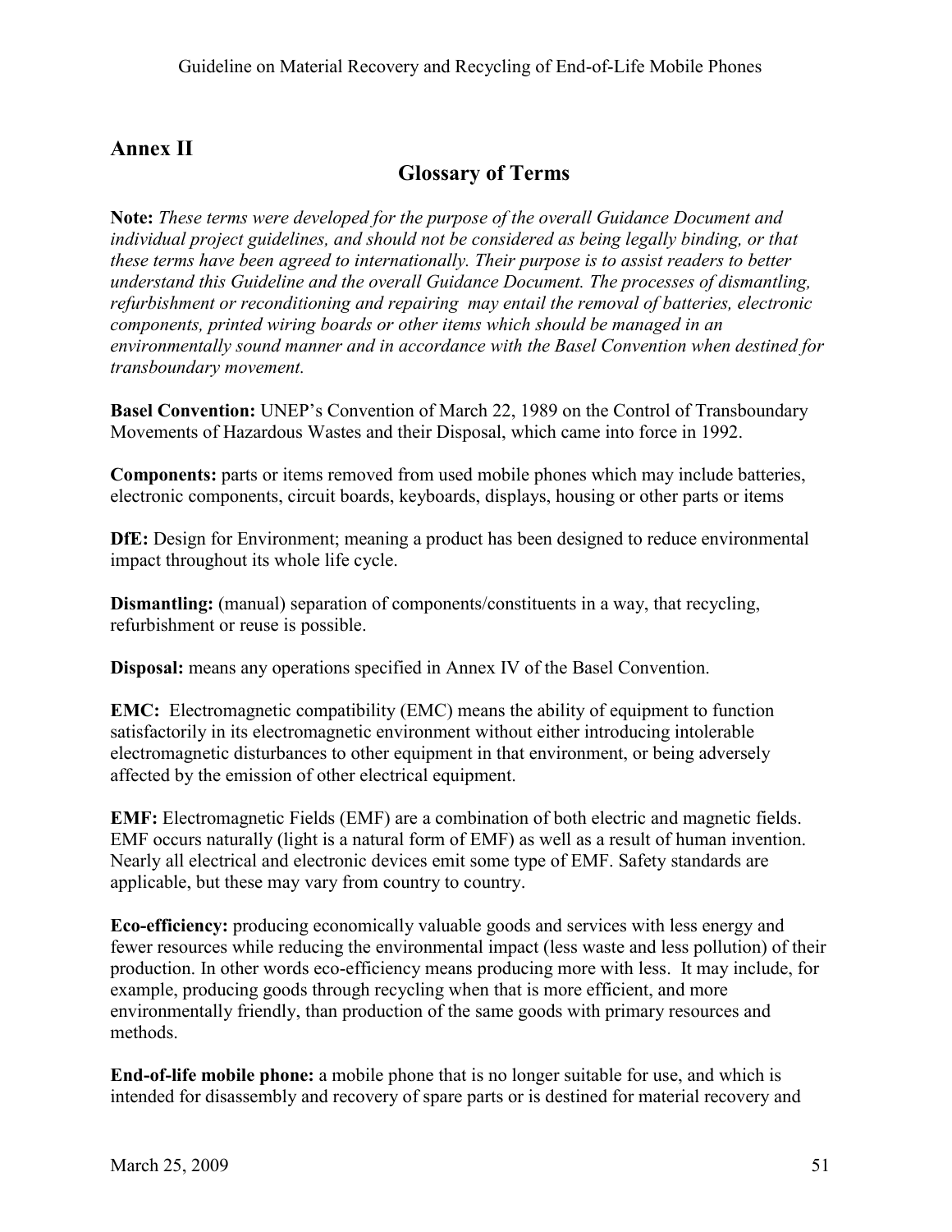## Annex II

### Glossary of Terms

**Note:** *These terms were developed for the purpose of the overall Guidance Document and individual project guidelines, and should not be considered as being legally binding, or that these terms have been agreed to internationally. Their purpose is to assist readers to better understand this Guideline and the overall Guidance Document. The processes of dismantling, refurbishment or reconditioning and repairing may entail the removal of batteries, electronic components, printed wiring boards or other items which should be managed in an environmentally sound manner and in accordance with the Basel Convention when destined for transboundary movement.*

**Basel Convention:** UNEP's Convention of March 22, 1989 on the Control of Transboundary Movements of Hazardous Wastes and their Disposal, which came into force in 1992.

**Components:** parts or items removed from used mobile phones which may include batteries, electronic components, circuit boards, keyboards, displays, housing or other parts or items

**DfE:** Design for Environment; meaning a product has been designed to reduce environmental impact throughout its whole life cycle.

**Dismantling:** (manual) separation of components/constituents in a way, that recycling, refurbishment or reuse is possible.

**Disposal:** means any operations specified in Annex IV of the Basel Convention.

**EMC:** Electromagnetic compatibility (EMC) means the ability of equipment to function satisfactorily in its electromagnetic environment without either introducing intolerable electromagnetic disturbances to other equipment in that environment, or being adversely affected by the emission of other electrical equipment.

**EMF:** Electromagnetic Fields (EMF) are a combination of both electric and magnetic fields. EMF occurs naturally (light is a natural form of EMF) as well as a result of human invention. Nearly all electrical and electronic devices emit some type of EMF. Safety standards are applicable, but these may vary from country to country.

**Eco-efficiency:** producing economically valuable goods and services with less energy and fewer resources while reducing the environmental impact (less waste and less pollution) of their production. In other words eco-efficiency means producing more with less. It may include, for example, producing goods through recycling when that is more efficient, and more environmentally friendly, than production of the same goods with primary resources and methods.

**End-of-life mobile phone:** a mobile phone that is no longer suitable for use, and which is intended for disassembly and recovery of spare parts or is destined for material recovery and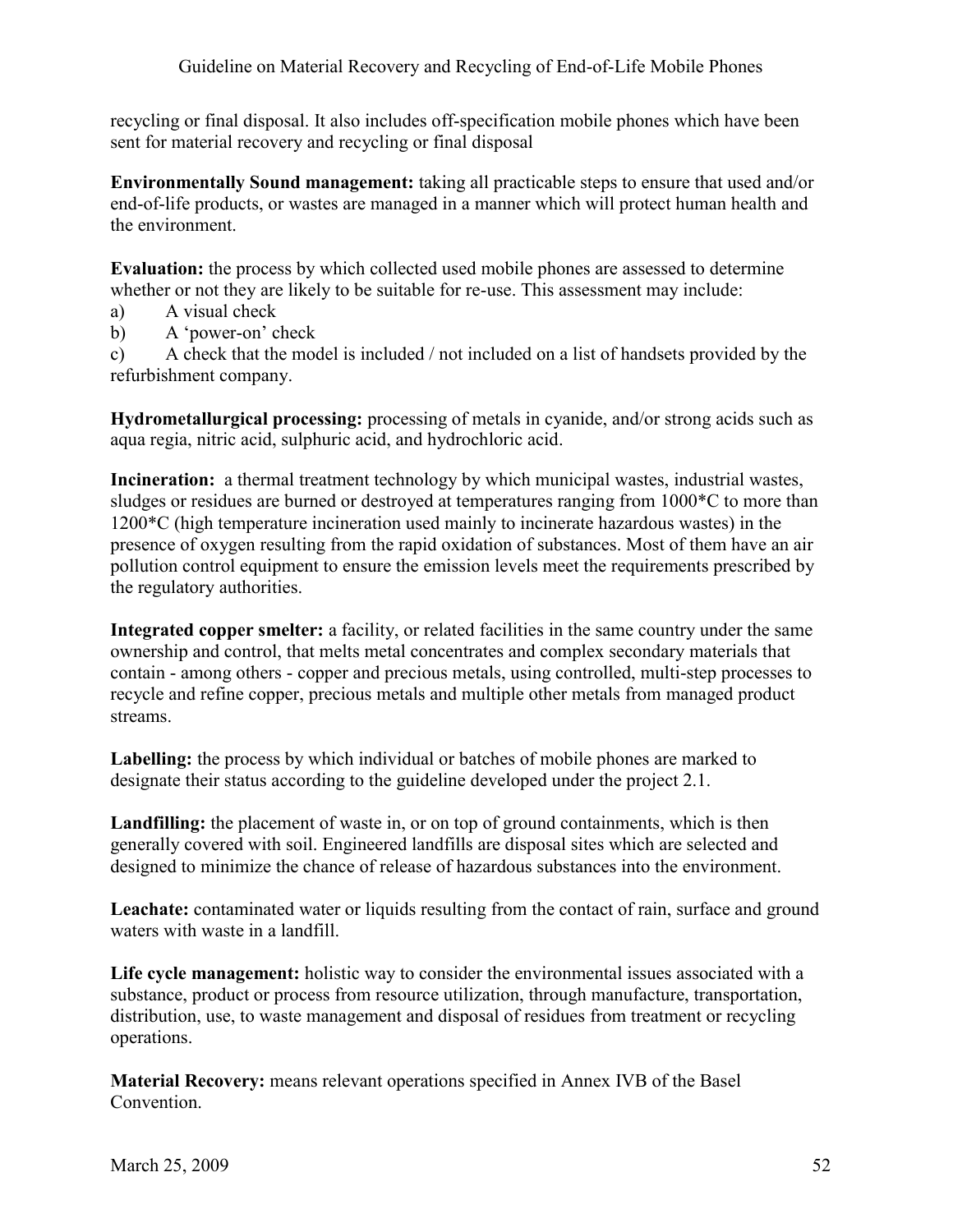recycling or final disposal. It also includes off-specification mobile phones which have been sent for material recovery and recycling or final disposal

**Environmentally Sound management:** taking all practicable steps to ensure that used and/or end-of-life products, or wastes are managed in a manner which will protect human health and the environment.

**Evaluation:** the process by which collected used mobile phones are assessed to determine whether or not they are likely to be suitable for re-use. This assessment may include:

a) A visual check

b) A 'power-on' check

c) A check that the model is included / not included on a list of handsets provided by the refurbishment company.

**Hydrometallurgical processing:** processing of metals in cyanide, and/or strong acids such as aqua regia, nitric acid, sulphuric acid, and hydrochloric acid.

**Incineration:** a thermal treatment technology by which municipal wastes, industrial wastes, sludges or residues are burned or destroyed at temperatures ranging from 1000*C to more than 1200*C (high temperature incineration used mainly to incinerate hazardous wastes) in the presence of oxygen resulting from the rapid oxidation of substances. Most of them have an air pollution control equipment to ensure the emission levels meet the requirements prescribed by the regulatory authorities.

**Integrated copper smelter:** a facility, or related facilities in the same country under the same ownership and control, that melts metal concentrates and complex secondary materials that contain - among others - copper and precious metals, using controlled, multi-step processes to recycle and refine copper, precious metals and multiple other metals from managed product streams.

**Labelling:** the process by which individual or batches of mobile phones are marked to designate their status according to the guideline developed under the project 2.1.

**Landfilling:** the placement of waste in, or on top of ground containments, which is then generally covered with soil. Engineered landfills are disposal sites which are selected and designed to minimize the chance of release of hazardous substances into the environment.

**Leachate:** contaminated water or liquids resulting from the contact of rain, surface and ground waters with waste in a landfill.

**Life cycle management:** holistic way to consider the environmental issues associated with a substance, product or process from resource utilization, through manufacture, transportation, distribution, use, to waste management and disposal of residues from treatment or recycling operations.

**Material Recovery:** means relevant operations specified in Annex IVB of the Basel Convention.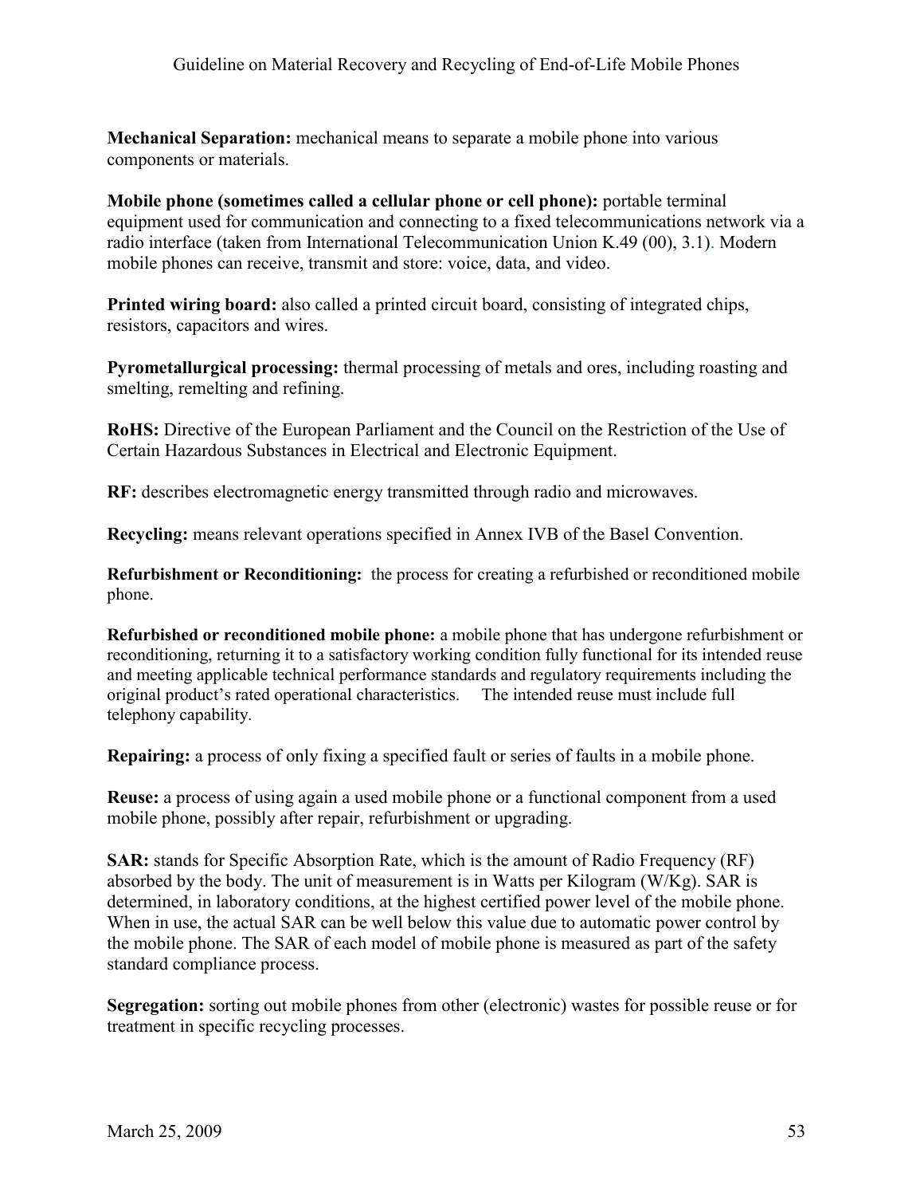**Mechanical Separation:** mechanical means to separate a mobile phone into various components or materials.

**Mobile phone (sometimes called a cellular phone or cell phone):** portable terminal equipment used for communication and connecting to a fixed telecommunications network via a radio interface (taken from International Telecommunication Union K.49 (00), 3.1). Modern mobile phones can receive, transmit and store: voice, data, and video.

**Printed wiring board:** also called a printed circuit board, consisting of integrated chips, resistors, capacitors and wires.

**Pyrometallurgical processing:** thermal processing of metals and ores, including roasting and smelting, remelting and refining.

**RoHS:** Directive of the European Parliament and the Council on the Restriction of the Use of Certain Hazardous Substances in Electrical and Electronic Equipment.

**RF:** describes electromagnetic energy transmitted through radio and microwaves.

**Recycling:** means relevant operations specified in Annex IVB of the Basel Convention.

**Refurbishment or Reconditioning:** the process for creating a refurbished or reconditioned mobile phone.

**Refurbished or reconditioned mobile phone:** a mobile phone that has undergone refurbishment or reconditioning, returning it to a satisfactory working condition fully functional for its intended reuse and meeting applicable technical performance standards and regulatory requirements including the original product's rated operational characteristics. The intended reuse must include full telephony capability.

**Repairing:** a process of only fixing a specified fault or series of faults in a mobile phone.

**Reuse:** a process of using again a used mobile phone or a functional component from a used mobile phone, possibly after repair, refurbishment or upgrading.

**SAR:** stands for Specific Absorption Rate, which is the amount of Radio Frequency (RF) absorbed by the body. The unit of measurement is in Watts per Kilogram (W/Kg). SAR is determined, in laboratory conditions, at the highest certified power level of the mobile phone. When in use, the actual SAR can be well below this value due to automatic power control by the mobile phone. The SAR of each model of mobile phone is measured as part of the safety standard compliance process.

**Segregation:** sorting out mobile phones from other (electronic) wastes for possible reuse or for treatment in specific recycling processes.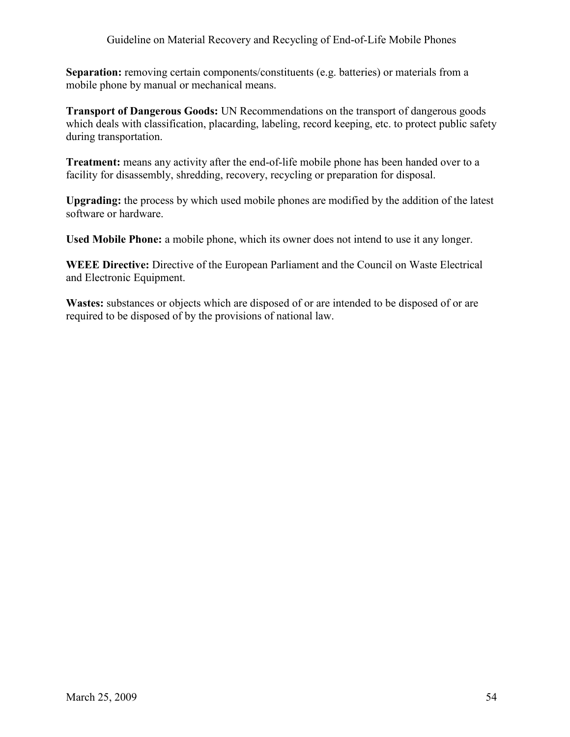**Separation:** removing certain components/constituents (e.g. batteries) or materials from a mobile phone by manual or mechanical means.

**Transport of Dangerous Goods:** UN Recommendations on the transport of dangerous goods which deals with classification, placarding, labeling, record keeping, etc. to protect public safety during transportation.

**Treatment:** means any activity after the end-of-life mobile phone has been handed over to a facility for disassembly, shredding, recovery, recycling or preparation for disposal.

**Upgrading:** the process by which used mobile phones are modified by the addition of the latest software or hardware.

**Used Mobile Phone:** a mobile phone, which its owner does not intend to use it any longer.

**WEEE Directive:** Directive of the European Parliament and the Council on Waste Electrical and Electronic Equipment.

**Wastes:** substances or objects which are disposed of or are intended to be disposed of or are required to be disposed of by the provisions of national law.